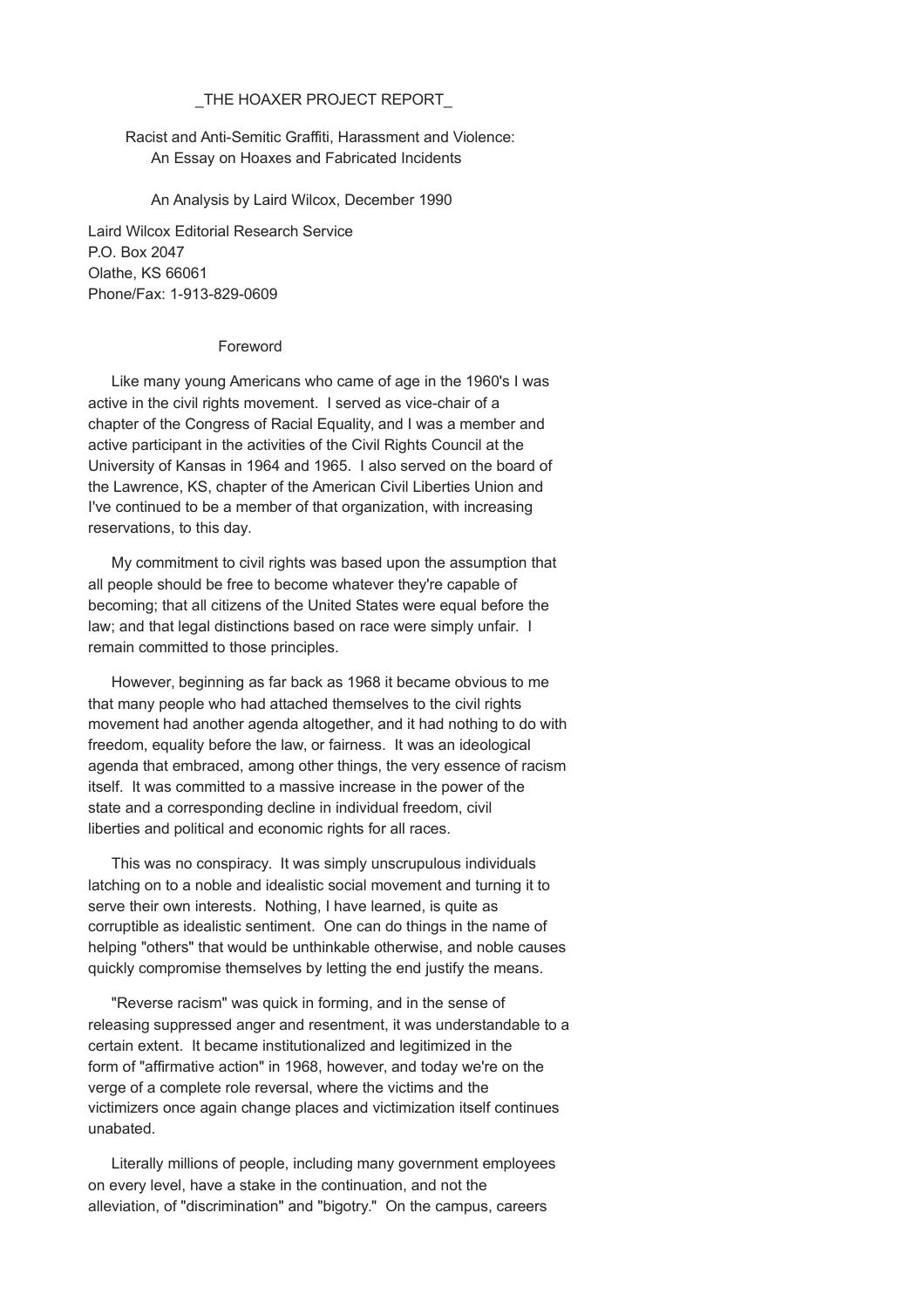# _THE HOAXER PROJECT REPORT_

## Racist and Anti-Semitic Graffiti, Harassment and Violence: An Essay on Hoaxes and Fabricated Incidents

An Analysis by Laird Wilcox, December 1990

Laird Wilcox Editorial Research Service
P.O. Box 2047
Olathe, KS 66061
Phone/Fax: 1-913-829-0609

### Foreword

Like many young Americans who came of age in the 1960's I was active in the civil rights movement. I served as vice-chair of a chapter of the Congress of Racial Equality, and I was a member and active participant in the activities of the Civil Rights Council at the University of Kansas in 1964 and 1965. I also served on the board of the Lawrence, KS, chapter of the American Civil Liberties Union and I've continued to be a member of that organization, with increasing reservations, to this day.

My commitment to civil rights was based upon the assumption that all people should be free to become whatever they're capable of becoming; that all citizens of the United States were equal before the law; and that legal distinctions based on race were simply unfair. I remain committed to those principles.

However, beginning as far back as 1968 it became obvious to me that many people who had attached themselves to the civil rights movement had another agenda altogether, and it had nothing to do with freedom, equality before the law, or fairness. It was an ideological agenda that embraced, among other things, the very essence of racism itself. It was committed to a massive increase in the power of the state and a corresponding decline in individual freedom, civil liberties and political and economic rights for all races.

This was no conspiracy. It was simply unscrupulous individuals latching on to a noble and idealistic social movement and turning it to serve their own interests. Nothing, I have learned, is quite as corruptible as idealistic sentiment. One can do things in the name of helping "others" that would be unthinkable otherwise, and noble causes quickly compromise themselves by letting the end justify the means.

"Reverse racism" was quick in forming, and in the sense of releasing suppressed anger and resentment, it was understandable to a certain extent. It became institutionalized and legitimized in the form of "affirmative action" in 1968, however, and today we're on the verge of a complete role reversal, where the victims and the victimizers once again change places and victimization itself continues unabated.

Literally millions of people, including many government employees on every level, have a stake in the continuation, and not the alleviation, of "discrimination" and "bigotry." On the campus, careers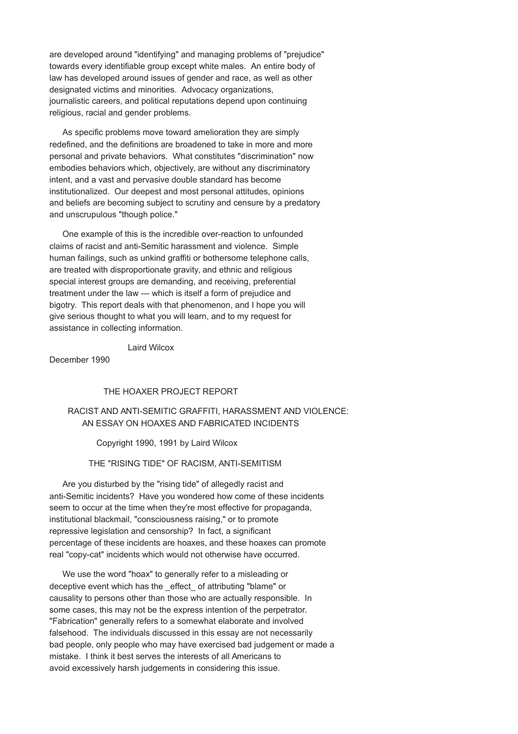are developed around "identifying" and managing problems of "prejudice" towards every identifiable group except white males. An entire body of law has developed around issues of gender and race, as well as other designated victims and minorities. Advocacy organizations, journalistic careers, and political reputations depend upon continuing religious, racial and gender problems.

As specific problems move toward amelioration they are simply redefined, and the definitions are broadened to take in more and more personal and private behaviors. What constitutes "discrimination" now embodies behaviors which, objectively, are without any discriminatory intent, and a vast and pervasive double standard has become institutionalized. Our deepest and most personal attitudes, opinions and beliefs are becoming subject to scrutiny and censure by a predatory and unscrupulous "though police."

One example of this is the incredible over-reaction to unfounded claims of racist and anti-Semitic harassment and violence. Simple human failings, such as unkind graffiti or bothersome telephone calls, are treated with disproportionate gravity, and ethnic and religious special interest groups are demanding, and receiving, preferential treatment under the law --- which is itself a form of prejudice and bigotry. This report deals with that phenomenon, and I hope you will give serious thought to what you will learn, and to my request for assistance in collecting information.

Laird Wilcox

December 1990

# THE HOAXER PROJECT REPORT

## RACIST AND ANTI-SEMITIC GRAFFITI, HARASSMENT AND VIOLENCE: AN ESSAY ON HOAXES AND FABRICATED INCIDENTS

Copyright 1990, 1991 by Laird Wilcox

### THE "RISING TIDE" OF RACISM, ANTI-SEMITISM

Are you disturbed by the "rising tide" of allegedly racist and anti-Semitic incidents? Have you wondered how come of these incidents seem to occur at the time when they're most effective for propaganda, institutional blackmail, "consciousness raising," or to promote repressive legislation and censorship? In fact, a significant percentage of these incidents are hoaxes, and these hoaxes can promote real "copy-cat" incidents which would not otherwise have occurred.

We use the word "hoax" to generally refer to a misleading or deceptive event which has the _effect_ of attributing "blame" or causality to persons other than those who are actually responsible. In some cases, this may not be the express intention of the perpetrator. "Fabrication" generally refers to a somewhat elaborate and involved falsehood. The individuals discussed in this essay are not necessarily bad people, only people who may have exercised bad judgement or made a mistake. I think it best serves the interests of all Americans to avoid excessively harsh judgements in considering this issue.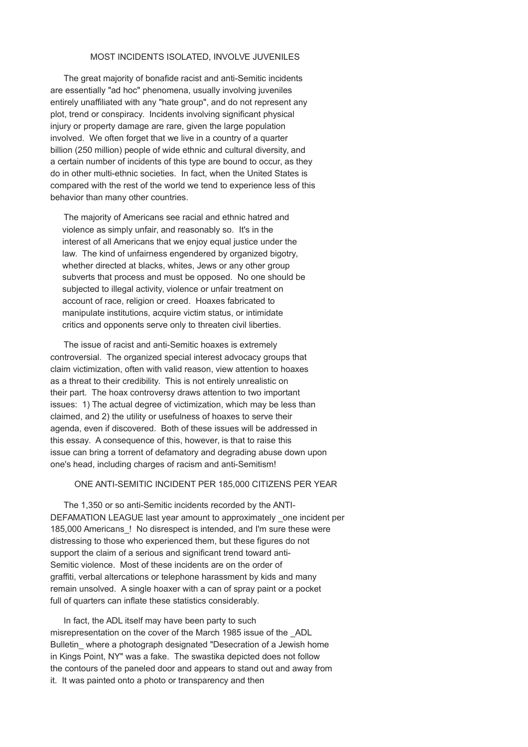## MOST INCIDENTS ISOLATED, INVOLVE JUVENILES

The great majority of bonafide racist and anti-Semitic incidents are essentially "ad hoc" phenomena, usually involving juveniles entirely unaffiliated with any "hate group", and do not represent any plot, trend or conspiracy. Incidents involving significant physical injury or property damage are rare, given the large population involved. We often forget that we live in a country of a quarter billion (250 million) people of wide ethnic and cultural diversity, and a certain number of incidents of this type are bound to occur, as they do in other multi-ethnic societies. In fact, when the United States is compared with the rest of the world we tend to experience less of this behavior than many other countries.

> The majority of Americans see racial and ethnic hatred and violence as simply unfair, and reasonably so. It's in the interest of all Americans that we enjoy equal justice under the law. The kind of unfairness engendered by organized bigotry, whether directed at blacks, whites, Jews or any other group subverts that process and must be opposed. No one should be subjected to illegal activity, violence or unfair treatment on account of race, religion or creed. Hoaxes fabricated to manipulate institutions, acquire victim status, or intimidate critics and opponents serve only to threaten civil liberties.

The issue of racist and anti-Semitic hoaxes is extremely controversial. The organized special interest advocacy groups that claim victimization, often with valid reason, view attention to hoaxes as a threat to their credibility. This is not entirely unrealistic on their part. The hoax controversy draws attention to two important issues: 1) The actual degree of victimization, which may be less than claimed, and 2) the utility or usefulness of hoaxes to serve their agenda, even if discovered. Both of these issues will be addressed in this essay. A consequence of this, however, is that to raise this issue can bring a torrent of defamatory and degrading abuse down upon one's head, including charges of racism and anti-Semitism!

## ONE ANTI-SEMITIC INCIDENT PER 185,000 CITIZENS PER YEAR

The 1,350 or so anti-Semitic incidents recorded by the ANTI-DEFAMATION LEAGUE last year amount to approximately _one incident per 185,000 Americans_! No disrespect is intended, and I'm sure these were distressing to those who experienced them, but these figures do not support the claim of a serious and significant trend toward anti-Semitic violence. Most of these incidents are on the order of graffiti, verbal altercations or telephone harassment by kids and many remain unsolved. A single hoaxer with a can of spray paint or a pocket full of quarters can inflate these statistics considerably.

In fact, the ADL itself may have been party to such misrepresentation on the cover of the March 1985 issue of the _ADL Bulletin_ where a photograph designated "Desecration of a Jewish home in Kings Point, NY" was a fake. The swastika depicted does not follow the contours of the paneled door and appears to stand out and away from it. It was painted onto a photo or transparency and then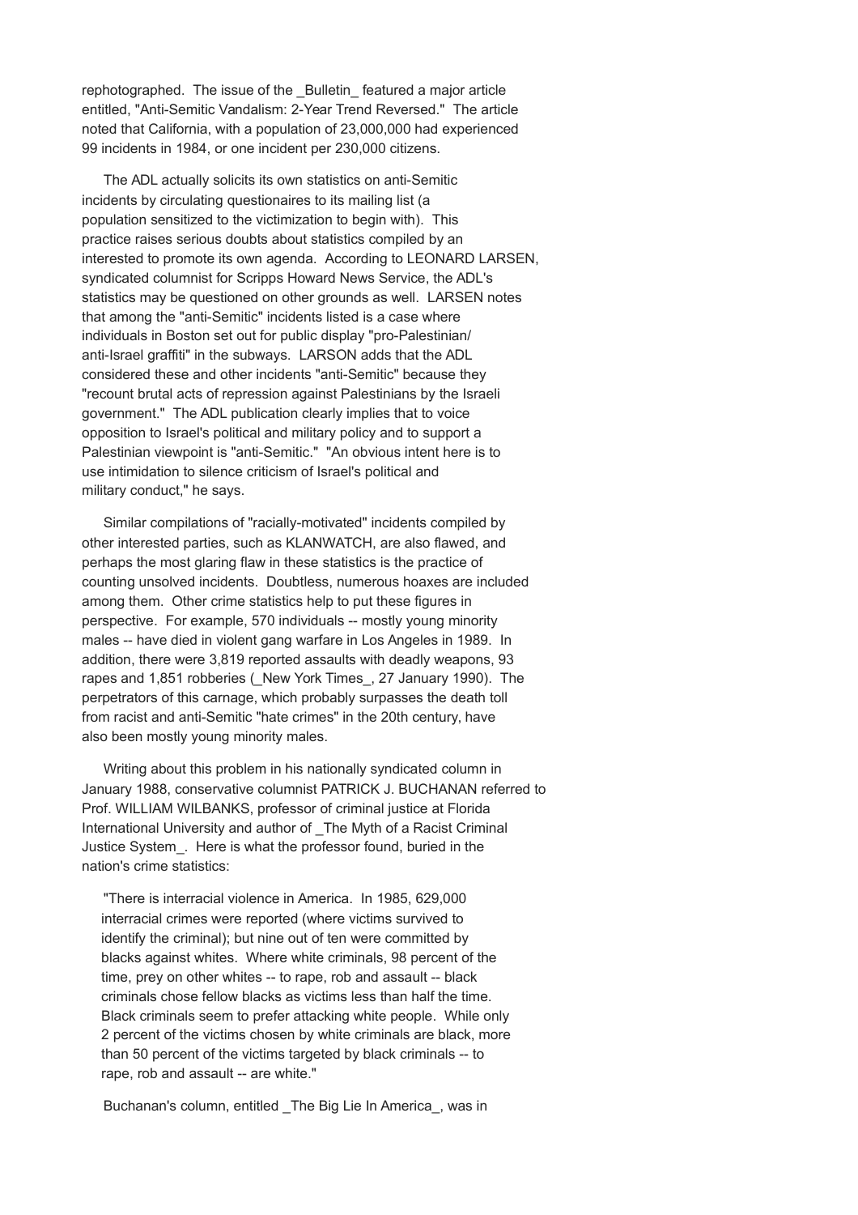rephotographed. The issue of the _Bulletin_ featured a major article entitled, "Anti-Semitic Vandalism: 2-Year Trend Reversed." The article noted that California, with a population of 23,000,000 had experienced 99 incidents in 1984, or one incident per 230,000 citizens.

The ADL actually solicits its own statistics on anti-Semitic incidents by circulating questionaires to its mailing list (a population sensitized to the victimization to begin with). This practice raises serious doubts about statistics compiled by an interested to promote its own agenda. According to LEONARD LARSEN, syndicated columnist for Scripps Howard News Service, the ADL's statistics may be questioned on other grounds as well. LARSEN notes that among the "anti-Semitic" incidents listed is a case where individuals in Boston set out for public display "pro-Palestinian/ anti-Israel graffiti" in the subways. LARSON adds that the ADL considered these and other incidents "anti-Semitic" because they "recount brutal acts of repression against Palestinians by the Israeli government." The ADL publication clearly implies that to voice opposition to Israel's political and military policy and to support a Palestinian viewpoint is "anti-Semitic." "An obvious intent here is to use intimidation to silence criticism of Israel's political and military conduct," he says.

Similar compilations of "racially-motivated" incidents compiled by other interested parties, such as KLANWATCH, are also flawed, and perhaps the most glaring flaw in these statistics is the practice of counting unsolved incidents. Doubtless, numerous hoaxes are included among them. Other crime statistics help to put these figures in perspective. For example, 570 individuals -- mostly young minority males -- have died in violent gang warfare in Los Angeles in 1989. In addition, there were 3,819 reported assaults with deadly weapons, 93 rapes and 1,851 robberies (_New York Times_, 27 January 1990). The perpetrators of this carnage, which probably surpasses the death toll from racist and anti-Semitic "hate crimes" in the 20th century, have also been mostly young minority males.

Writing about this problem in his nationally syndicated column in January 1988, conservative columnist PATRICK J. BUCHANAN referred to Prof. WILLIAM WILBANKS, professor of criminal justice at Florida International University and author of _The Myth of a Racist Criminal Justice System_. Here is what the professor found, buried in the nation's crime statistics:

> "There is interracial violence in America. In 1985, 629,000 interracial crimes were reported (where victims survived to identify the criminal); but nine out of ten were committed by blacks against whites. Where white criminals, 98 percent of the time, prey on other whites -- to rape, rob and assault -- black criminals chose fellow blacks as victims less than half the time. Black criminals seem to prefer attacking white people. While only 2 percent of the victims chosen by white criminals are black, more than 50 percent of the victims targeted by black criminals -- to rape, rob and assault -- are white."

Buchanan's column, entitled _The Big Lie In America_, was in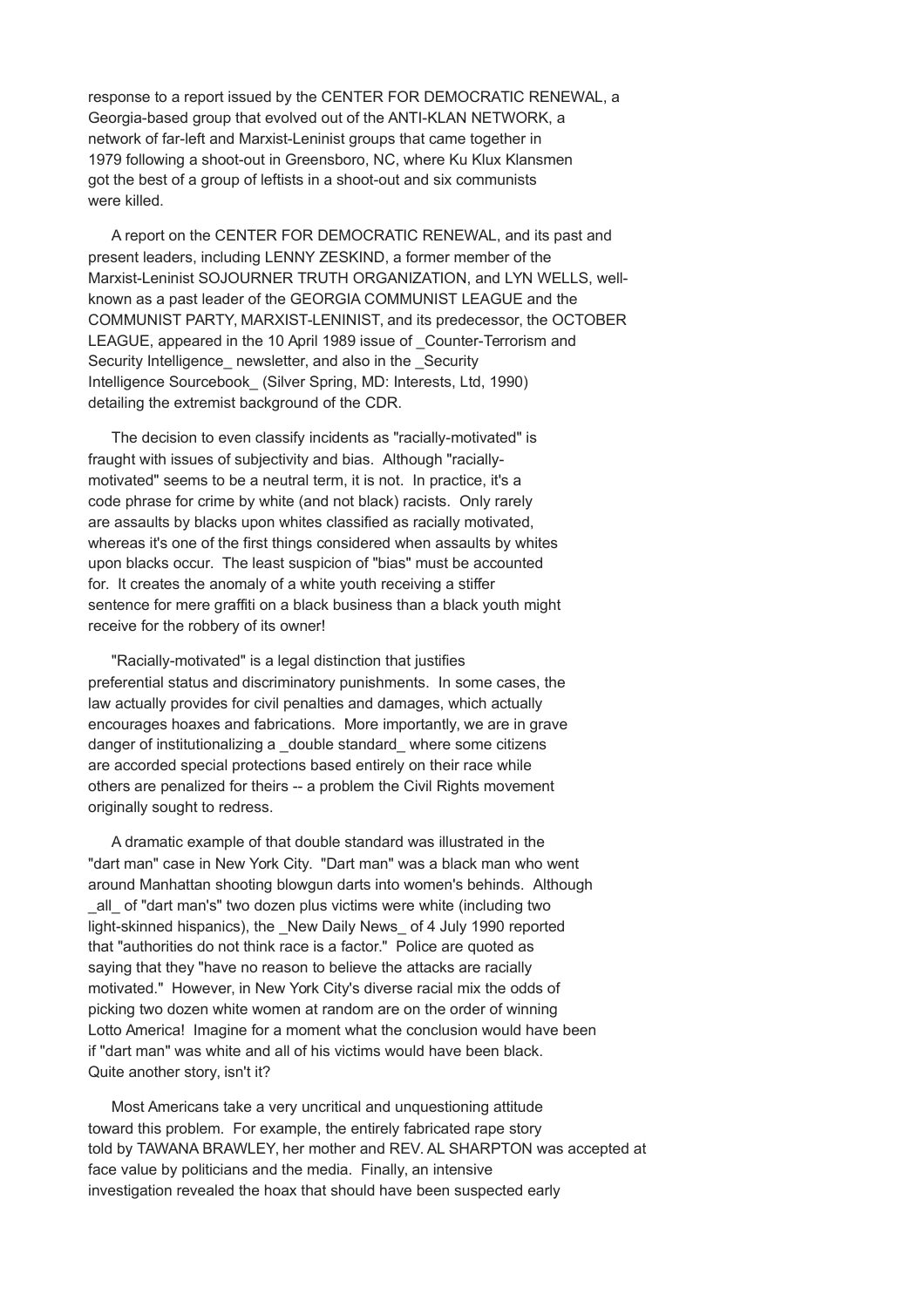response to a report issued by the CENTER FOR DEMOCRATIC RENEWAL, a Georgia-based group that evolved out of the ANTI-KLAN NETWORK, a network of far-left and Marxist-Leninist groups that came together in 1979 following a shoot-out in Greensboro, NC, where Ku Klux Klansmen got the best of a group of leftists in a shoot-out and six communists were killed.

A report on the CENTER FOR DEMOCRATIC RENEWAL, and its past and present leaders, including LENNY ZESKIND, a former member of the Marxist-Leninist SOJOURNER TRUTH ORGANIZATION, and LYN WELLS, well-known as a past leader of the GEORGIA COMMUNIST LEAGUE and the COMMUNIST PARTY, MARXIST-LENINIST, and its predecessor, the OCTOBER LEAGUE, appeared in the 10 April 1989 issue of _Counter-Terrorism and Security Intelligence_ newsletter, and also in the _Security Intelligence Sourcebook_ (Silver Spring, MD: Interests, Ltd, 1990) detailing the extremist background of the CDR.

The decision to even classify incidents as "racially-motivated" is fraught with issues of subjectivity and bias. Although "racially-motivated" seems to be a neutral term, it is not. In practice, it's a code phrase for crime by white (and not black) racists. Only rarely are assaults by blacks upon whites classified as racially motivated, whereas it's one of the first things considered when assaults by whites upon blacks occur. The least suspicion of "bias" must be accounted for. It creates the anomaly of a white youth receiving a stiffer sentence for mere graffiti on a black business than a black youth might receive for the robbery of its owner!

"Racially-motivated" is a legal distinction that justifies preferential status and discriminatory punishments. In some cases, the law actually provides for civil penalties and damages, which actually encourages hoaxes and fabrications. More importantly, we are in grave danger of institutionalizing a _double standard_ where some citizens are accorded special protections based entirely on their race while others are penalized for theirs -- a problem the Civil Rights movement originally sought to redress.

A dramatic example of that double standard was illustrated in the "dart man" case in New York City. "Dart man" was a black man who went around Manhattan shooting blowgun darts into women's behinds. Although _all_ of "dart man's" two dozen plus victims were white (including two light-skinned hispanics), the _New Daily News_ of 4 July 1990 reported that "authorities do not think race is a factor." Police are quoted as saying that they "have no reason to believe the attacks are racially motivated." However, in New York City's diverse racial mix the odds of picking two dozen white women at random are on the order of winning Lotto America! Imagine for a moment what the conclusion would have been if "dart man" was white and all of his victims would have been black. Quite another story, isn't it?

Most Americans take a very uncritical and unquestioning attitude toward this problem. For example, the entirely fabricated rape story told by TAWANA BRAWLEY, her mother and REV. AL SHARPTON was accepted at face value by politicians and the media. Finally, an intensive investigation revealed the hoax that should have been suspected early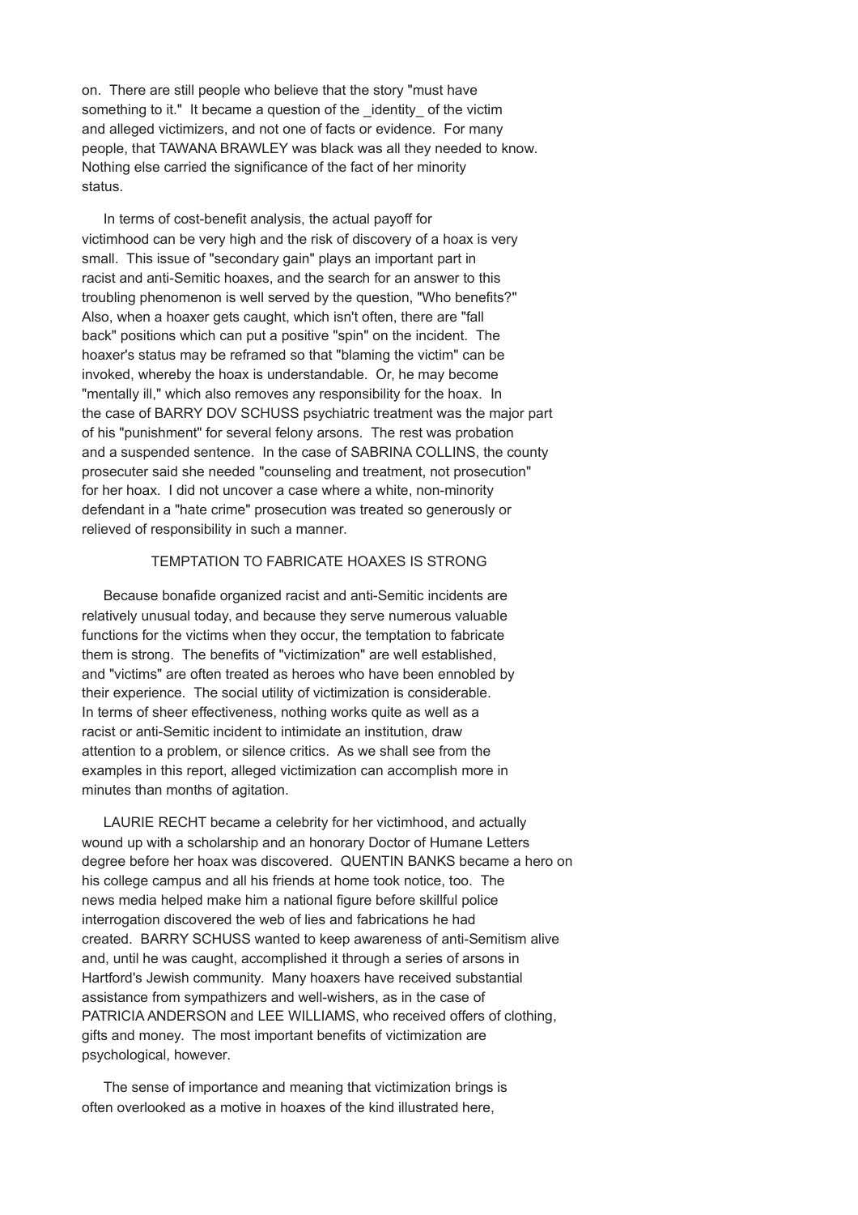on. There are still people who believe that the story "must have something to it." It became a question of the _identity_ of the victim and alleged victimizers, and not one of facts or evidence. For many people, that TAWANA BRAWLEY was black was all they needed to know. Nothing else carried the significance of the fact of her minority status.

In terms of cost-benefit analysis, the actual payoff for victimhood can be very high and the risk of discovery of a hoax is very small. This issue of "secondary gain" plays an important part in racist and anti-Semitic hoaxes, and the search for an answer to this troubling phenomenon is well served by the question, "Who benefits?" Also, when a hoaxer gets caught, which isn't often, there are "fall back" positions which can put a positive "spin" on the incident. The hoaxer's status may be reframed so that "blaming the victim" can be invoked, whereby the hoax is understandable. Or, he may become "mentally ill," which also removes any responsibility for the hoax. In the case of BARRY DOV SCHUSS psychiatric treatment was the major part of his "punishment" for several felony arsons. The rest was probation and a suspended sentence. In the case of SABRINA COLLINS, the county prosecuter said she needed "counseling and treatment, not prosecution" for her hoax. I did not uncover a case where a white, non-minority defendant in a "hate crime" prosecution was treated so generously or relieved of responsibility in such a manner.

## TEMPTATION TO FABRICATE HOAXES IS STRONG

Because bonafide organized racist and anti-Semitic incidents are relatively unusual today, and because they serve numerous valuable functions for the victims when they occur, the temptation to fabricate them is strong. The benefits of "victimization" are well established, and "victims" are often treated as heroes who have been ennobled by their experience. The social utility of victimization is considerable. In terms of sheer effectiveness, nothing works quite as well as a racist or anti-Semitic incident to intimidate an institution, draw attention to a problem, or silence critics. As we shall see from the examples in this report, alleged victimization can accomplish more in minutes than months of agitation.

LAURIE RECHT became a celebrity for her victimhood, and actually wound up with a scholarship and an honorary Doctor of Humane Letters degree before her hoax was discovered. QUENTIN BANKS became a hero on his college campus and all his friends at home took notice, too. The news media helped make him a national figure before skillful police interrogation discovered the web of lies and fabrications he had created. BARRY SCHUSS wanted to keep awareness of anti-Semitism alive and, until he was caught, accomplished it through a series of arsons in Hartford's Jewish community. Many hoaxers have received substantial assistance from sympathizers and well-wishers, as in the case of PATRICIA ANDERSON and LEE WILLIAMS, who received offers of clothing, gifts and money. The most important benefits of victimization are psychological, however.

The sense of importance and meaning that victimization brings is often overlooked as a motive in hoaxes of the kind illustrated here,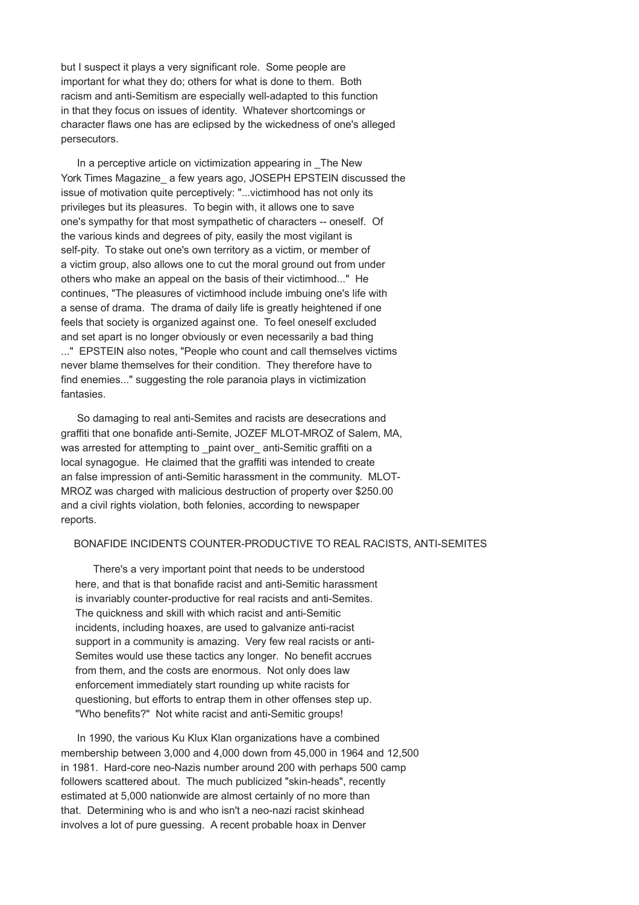but I suspect it plays a very significant role. Some people are important for what they do; others for what is done to them. Both racism and anti-Semitism are especially well-adapted to this function in that they focus on issues of identity. Whatever shortcomings or character flaws one has are eclipsed by the wickedness of one's alleged persecutors.

In a perceptive article on victimization appearing in _The New York Times Magazine_ a few years ago, JOSEPH EPSTEIN discussed the issue of motivation quite perceptively: "...victimhood has not only its privileges but its pleasures. To begin with, it allows one to save one's sympathy for that most sympathetic of characters -- oneself. Of the various kinds and degrees of pity, easily the most vigilant is self-pity. To stake out one's own territory as a victim, or member of a victim group, also allows one to cut the moral ground out from under others who make an appeal on the basis of their victimhood..." He continues, "The pleasures of victimhood include imbuing one's life with a sense of drama. The drama of daily life is greatly heightened if one feels that society is organized against one. To feel oneself excluded and set apart is no longer obviously or even necessarily a bad thing ..." EPSTEIN also notes, "People who count and call themselves victims never blame themselves for their condition. They therefore have to find enemies..." suggesting the role paranoia plays in victimization fantasies.

So damaging to real anti-Semites and racists are desecrations and graffiti that one bonafide anti-Semite, JOZEF MLOT-MROZ of Salem, MA, was arrested for attempting to _paint over_ anti-Semitic graffiti on a local synagogue. He claimed that the graffiti was intended to create an false impression of anti-Semitic harassment in the community. MLOT-MROZ was charged with malicious destruction of property over $250.00 and a civil rights violation, both felonies, according to newspaper reports.

## BONAFIDE INCIDENTS COUNTER-PRODUCTIVE TO REAL RACISTS, ANTI-SEMITES

There's a very important point that needs to be understood here, and that is that bonafide racist and anti-Semitic harassment is invariably counter-productive for real racists and anti-Semites. The quickness and skill with which racist and anti-Semitic incidents, including hoaxes, are used to galvanize anti-racist support in a community is amazing. Very few real racists or anti-Semites would use these tactics any longer. No benefit accrues from them, and the costs are enormous. Not only does law enforcement immediately start rounding up white racists for questioning, but efforts to entrap them in other offenses step up. "Who benefits?" Not white racist and anti-Semitic groups!

In 1990, the various Ku Klux Klan organizations have a combined membership between 3,000 and 4,000 down from 45,000 in 1964 and 12,500 in 1981. Hard-core neo-Nazis number around 200 with perhaps 500 camp followers scattered about. The much publicized "skin-heads", recently estimated at 5,000 nationwide are almost certainly of no more than that. Determining who is and who isn't a neo-nazi racist skinhead involves a lot of pure guessing. A recent probable hoax in Denver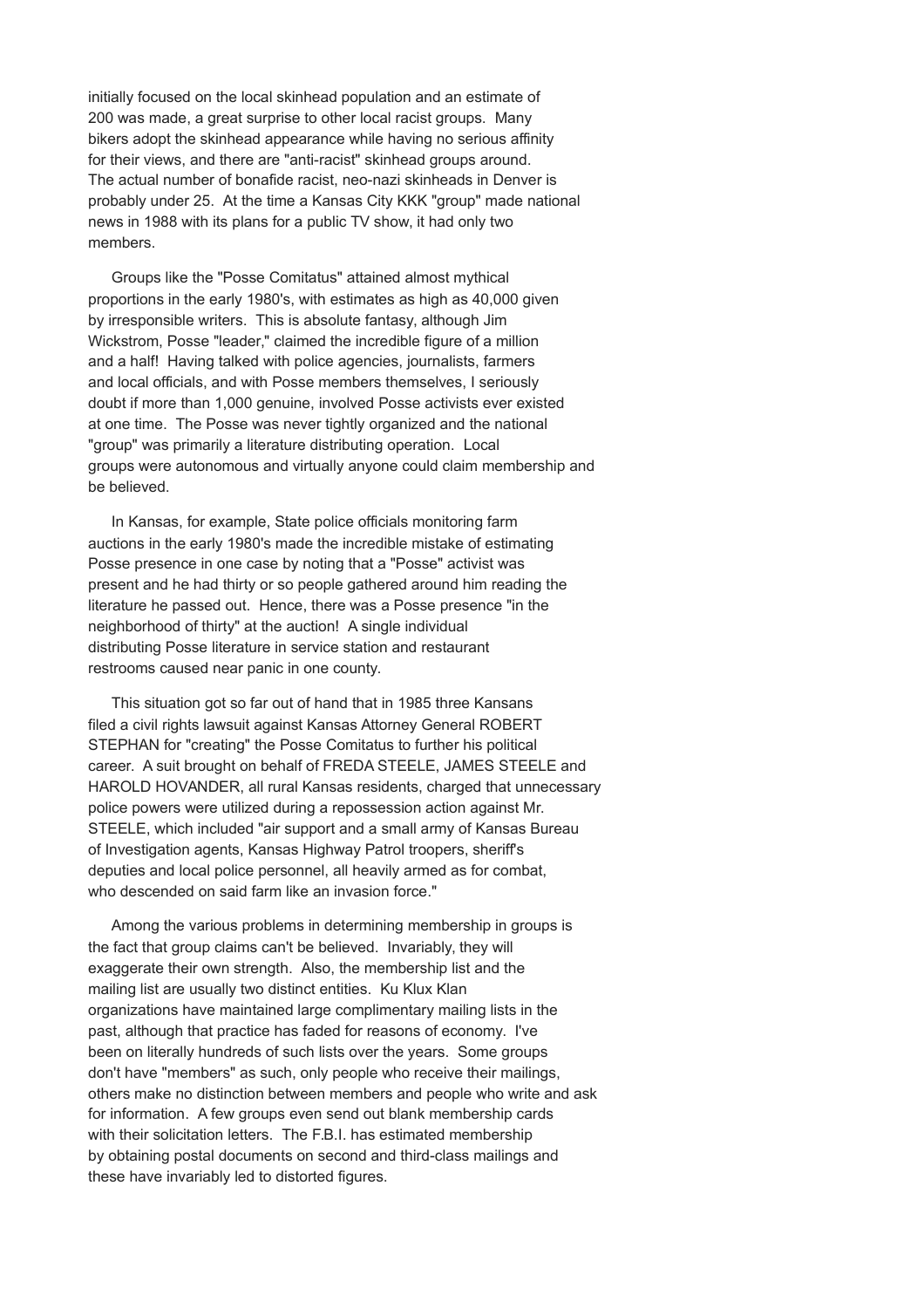initially focused on the local skinhead population and an estimate of 200 was made, a great surprise to other local racist groups. Many bikers adopt the skinhead appearance while having no serious affinity for their views, and there are "anti-racist" skinhead groups around. The actual number of bonafide racist, neo-nazi skinheads in Denver is probably under 25. At the time a Kansas City KKK "group" made national news in 1988 with its plans for a public TV show, it had only two members.

Groups like the "Posse Comitatus" attained almost mythical proportions in the early 1980's, with estimates as high as 40,000 given by irresponsible writers. This is absolute fantasy, although Jim Wickstrom, Posse "leader," claimed the incredible figure of a million and a half! Having talked with police agencies, journalists, farmers and local officials, and with Posse members themselves, I seriously doubt if more than 1,000 genuine, involved Posse activists ever existed at one time. The Posse was never tightly organized and the national "group" was primarily a literature distributing operation. Local groups were autonomous and virtually anyone could claim membership and be believed.

In Kansas, for example, State police officials monitoring farm auctions in the early 1980's made the incredible mistake of estimating Posse presence in one case by noting that a "Posse" activist was present and he had thirty or so people gathered around him reading the literature he passed out. Hence, there was a Posse presence "in the neighborhood of thirty" at the auction! A single individual distributing Posse literature in service station and restaurant restrooms caused near panic in one county.

This situation got so far out of hand that in 1985 three Kansans filed a civil rights lawsuit against Kansas Attorney General ROBERT STEPHAN for "creating" the Posse Comitatus to further his political career. A suit brought on behalf of FREDA STEELE, JAMES STEELE and HAROLD HOVANDER, all rural Kansas residents, charged that unnecessary police powers were utilized during a repossession action against Mr. STEELE, which included "air support and a small army of Kansas Bureau of Investigation agents, Kansas Highway Patrol troopers, sheriff's deputies and local police personnel, all heavily armed as for combat, who descended on said farm like an invasion force."

Among the various problems in determining membership in groups is the fact that group claims can't be believed. Invariably, they will exaggerate their own strength. Also, the membership list and the mailing list are usually two distinct entities. Ku Klux Klan organizations have maintained large complimentary mailing lists in the past, although that practice has faded for reasons of economy. I've been on literally hundreds of such lists over the years. Some groups don't have "members" as such, only people who receive their mailings, others make no distinction between members and people who write and ask for information. A few groups even send out blank membership cards with their solicitation letters. The F.B.I. has estimated membership by obtaining postal documents on second and third-class mailings and these have invariably led to distorted figures.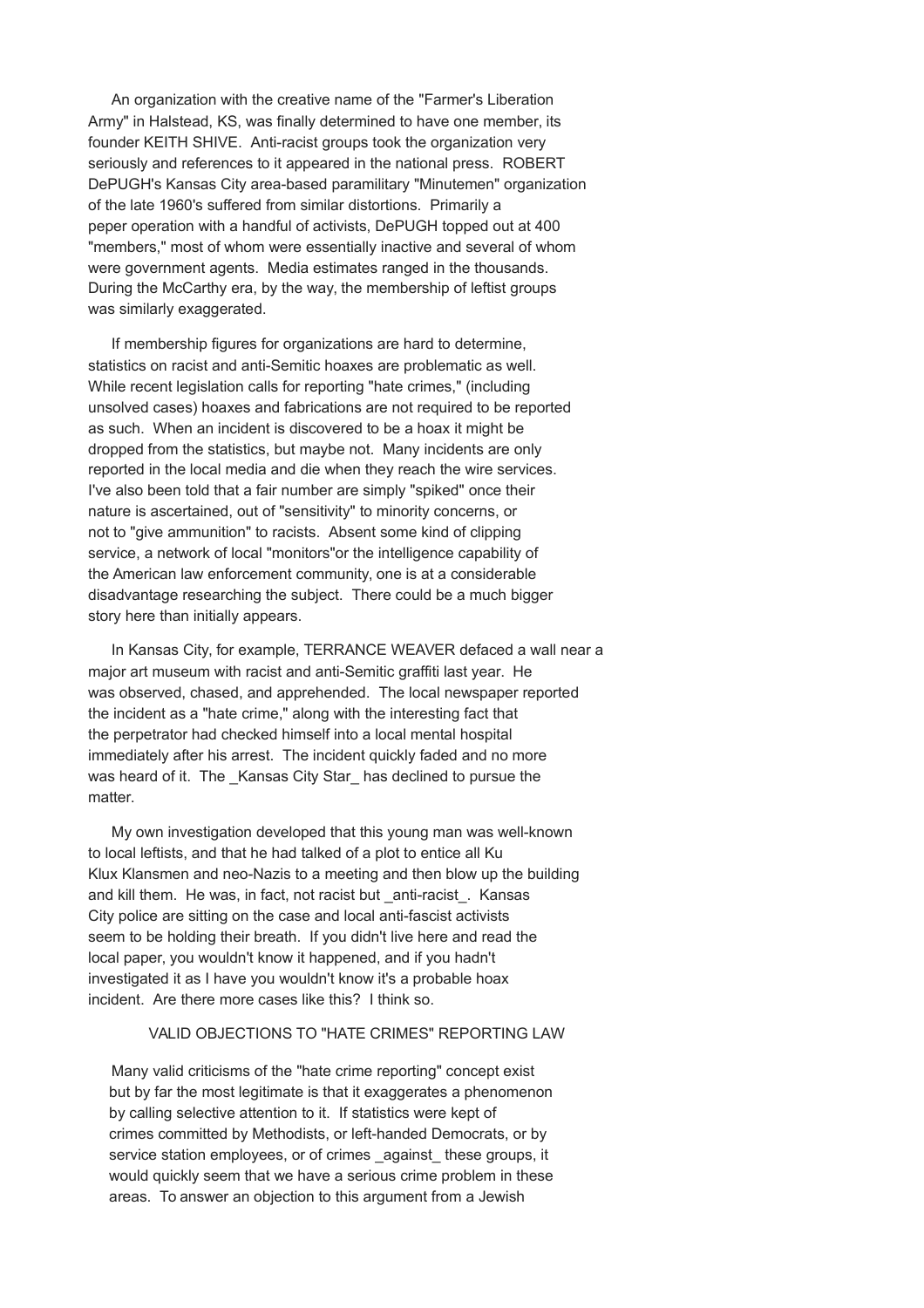An organization with the creative name of the "Farmer's Liberation Army" in Halstead, KS, was finally determined to have one member, its founder KEITH SHIVE. Anti-racist groups took the organization very seriously and references to it appeared in the national press. ROBERT DePUGH's Kansas City area-based paramilitary "Minutemen" organization of the late 1960's suffered from similar distortions. Primarily a peper operation with a handful of activists, DePUGH topped out at 400 "members," most of whom were essentially inactive and several of whom were government agents. Media estimates ranged in the thousands. During the McCarthy era, by the way, the membership of leftist groups was similarly exaggerated.

If membership figures for organizations are hard to determine, statistics on racist and anti-Semitic hoaxes are problematic as well. While recent legislation calls for reporting "hate crimes," (including unsolved cases) hoaxes and fabrications are not required to be reported as such. When an incident is discovered to be a hoax it might be dropped from the statistics, but maybe not. Many incidents are only reported in the local media and die when they reach the wire services. I've also been told that a fair number are simply "spiked" once their nature is ascertained, out of "sensitivity" to minority concerns, or not to "give ammunition" to racists. Absent some kind of clipping service, a network of local "monitors"or the intelligence capability of the American law enforcement community, one is at a considerable disadvantage researching the subject. There could be a much bigger story here than initially appears.

In Kansas City, for example, TERRANCE WEAVER defaced a wall near a major art museum with racist and anti-Semitic graffiti last year. He was observed, chased, and apprehended. The local newspaper reported the incident as a "hate crime," along with the interesting fact that the perpetrator had checked himself into a local mental hospital immediately after his arrest. The incident quickly faded and no more was heard of it. The _Kansas City Star_ has declined to pursue the matter.

My own investigation developed that this young man was well-known to local leftists, and that he had talked of a plot to entice all Ku Klux Klansmen and neo-Nazis to a meeting and then blow up the building and kill them. He was, in fact, not racist but _anti-racist_. Kansas City police are sitting on the case and local anti-fascist activists seem to be holding their breath. If you didn't live here and read the local paper, you wouldn't know it happened, and if you hadn't investigated it as I have you wouldn't know it's a probable hoax incident. Are there more cases like this? I think so.

## VALID OBJECTIONS TO "HATE CRIMES" REPORTING LAW

Many valid criticisms of the "hate crime reporting" concept exist but by far the most legitimate is that it exaggerates a phenomenon by calling selective attention to it. If statistics were kept of crimes committed by Methodists, or left-handed Democrats, or by service station employees, or of crimes _against_ these groups, it would quickly seem that we have a serious crime problem in these areas. To answer an objection to this argument from a Jewish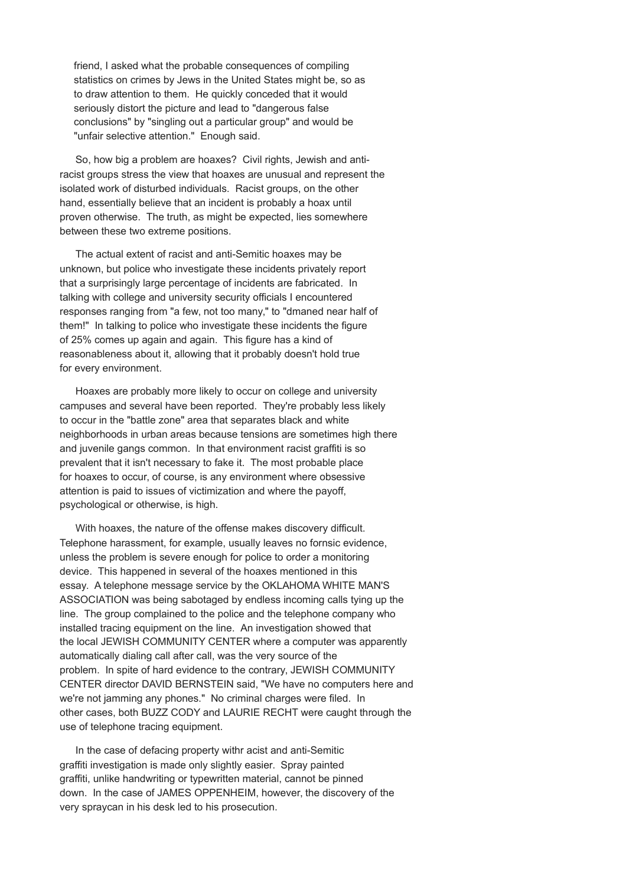friend, I asked what the probable consequences of compiling statistics on crimes by Jews in the United States might be, so as to draw attention to them. He quickly conceded that it would seriously distort the picture and lead to "dangerous false conclusions" by "singling out a particular group" and would be "unfair selective attention." Enough said.

So, how big a problem are hoaxes? Civil rights, Jewish and anti-racist groups stress the view that hoaxes are unusual and represent the isolated work of disturbed individuals. Racist groups, on the other hand, essentially believe that an incident is probably a hoax until proven otherwise. The truth, as might be expected, lies somewhere between these two extreme positions.

The actual extent of racist and anti-Semitic hoaxes may be unknown, but police who investigate these incidents privately report that a surprisingly large percentage of incidents are fabricated. In talking with college and university security officials I encountered responses ranging from "a few, not too many," to "dmaned near half of them!" In talking to police who investigate these incidents the figure of 25% comes up again and again. This figure has a kind of reasonableness about it, allowing that it probably doesn't hold true for every environment.

Hoaxes are probably more likely to occur on college and university campuses and several have been reported. They're probably less likely to occur in the "battle zone" area that separates black and white neighborhoods in urban areas because tensions are sometimes high there and juvenile gangs common. In that environment racist graffiti is so prevalent that it isn't necessary to fake it. The most probable place for hoaxes to occur, of course, is any environment where obsessive attention is paid to issues of victimization and where the payoff, psychological or otherwise, is high.

With hoaxes, the nature of the offense makes discovery difficult. Telephone harassment, for example, usually leaves no fornsic evidence, unless the problem is severe enough for police to order a monitoring device. This happened in several of the hoaxes mentioned in this essay. A telephone message service by the OKLAHOMA WHITE MAN'S ASSOCIATION was being sabotaged by endless incoming calls tying up the line. The group complained to the police and the telephone company who installed tracing equipment on the line. An investigation showed that the local JEWISH COMMUNITY CENTER where a computer was apparently automatically dialing call after call, was the very source of the problem. In spite of hard evidence to the contrary, JEWISH COMMUNITY CENTER director DAVID BERNSTEIN said, "We have no computers here and we're not jamming any phones." No criminal charges were filed. In other cases, both BUZZ CODY and LAURIE RECHT were caught through the use of telephone tracing equipment.

In the case of defacing property withr acist and anti-Semitic graffiti investigation is made only slightly easier. Spray painted graffiti, unlike handwriting or typewritten material, cannot be pinned down. In the case of JAMES OPPENHEIM, however, the discovery of the very spraycan in his desk led to his prosecution.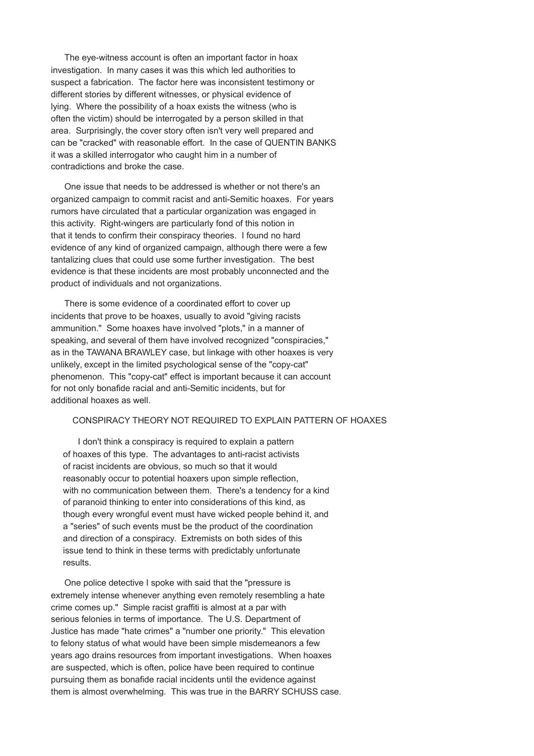The eye-witness account is often an important factor in hoax investigation. In many cases it was this which led authorities to suspect a fabrication. The factor here was inconsistent testimony or different stories by different witnesses, or physical evidence of lying. Where the possibility of a hoax exists the witness (who is often the victim) should be interrogated by a person skilled in that area. Surprisingly, the cover story often isn't very well prepared and can be "cracked" with reasonable effort. In the case of QUENTIN BANKS it was a skilled interrogator who caught him in a number of contradictions and broke the case.

One issue that needs to be addressed is whether or not there's an organized campaign to commit racist and anti-Semitic hoaxes. For years rumors have circulated that a particular organization was engaged in this activity. Right-wingers are particularly fond of this notion in that it tends to confirm their conspiracy theories. I found no hard evidence of any kind of organized campaign, although there were a few tantalizing clues that could use some further investigation. The best evidence is that these incidents are most probably unconnected and the product of individuals and not organizations.

There is some evidence of a coordinated effort to cover up incidents that prove to be hoaxes, usually to avoid "giving racists ammunition." Some hoaxes have involved "plots," in a manner of speaking, and several of them have involved recognized "conspiracies," as in the TAWANA BRAWLEY case, but linkage with other hoaxes is very unlikely, except in the limited psychological sense of the "copy-cat" phenomenon. This "copy-cat" effect is important because it can account for not only bonafide racial and anti-Semitic incidents, but for additional hoaxes as well.

## CONSPIRACY THEORY NOT REQUIRED TO EXPLAIN PATTERN OF HOAXES

I don't think a conspiracy is required to explain a pattern of hoaxes of this type. The advantages to anti-racist activists of racist incidents are obvious, so much so that it would reasonably occur to potential hoaxers upon simple reflection, with no communication between them. There's a tendency for a kind of paranoid thinking to enter into considerations of this kind, as though every wrongful event must have wicked people behind it, and a "series" of such events must be the product of the coordination and direction of a conspiracy. Extremists on both sides of this issue tend to think in these terms with predictably unfortunate results.

One police detective I spoke with said that the "pressure is extremely intense whenever anything even remotely resembling a hate crime comes up." Simple racist graffiti is almost at a par with serious felonies in terms of importance. The U.S. Department of Justice has made "hate crimes" a "number one priority." This elevation to felony status of what would have been simple misdemeanors a few years ago drains resources from important investigations. When hoaxes are suspected, which is often, police have been required to continue pursuing them as bonafide racial incidents until the evidence against them is almost overwhelming. This was true in the BARRY SCHUSS case.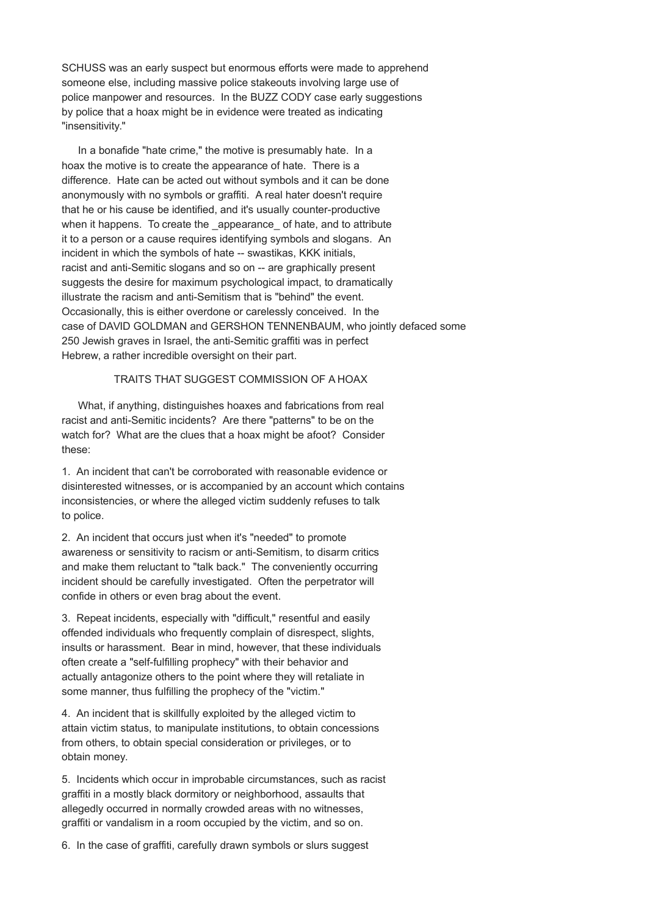SCHUSS was an early suspect but enormous efforts were made to apprehend someone else, including massive police stakeouts involving large use of police manpower and resources. In the BUZZ CODY case early suggestions by police that a hoax might be in evidence were treated as indicating "insensitivity."

In a bonafide "hate crime," the motive is presumably hate. In a hoax the motive is to create the appearance of hate. There is a difference. Hate can be acted out without symbols and it can be done anonymously with no symbols or graffiti. A real hater doesn't require that he or his cause be identified, and it's usually counter-productive when it happens. To create the _appearance_ of hate, and to attribute it to a person or a cause requires identifying symbols and slogans. An incident in which the symbols of hate -- swastikas, KKK initials, racist and anti-Semitic slogans and so on -- are graphically present suggests the desire for maximum psychological impact, to dramatically illustrate the racism and anti-Semitism that is "behind" the event. Occasionally, this is either overdone or carelessly conceived. In the case of DAVID GOLDMAN and GERSHON TENNENBAUM, who jointly defaced some 250 Jewish graves in Israel, the anti-Semitic graffiti was in perfect Hebrew, a rather incredible oversight on their part.

## TRAITS THAT SUGGEST COMMISSION OF A HOAX

What, if anything, distinguishes hoaxes and fabrications from real racist and anti-Semitic incidents? Are there "patterns" to be on the watch for? What are the clues that a hoax might be afoot? Consider these:

1. An incident that can't be corroborated with reasonable evidence or disinterested witnesses, or is accompanied by an account which contains inconsistencies, or where the alleged victim suddenly refuses to talk to police.

2. An incident that occurs just when it's "needed" to promote awareness or sensitivity to racism or anti-Semitism, to disarm critics and make them reluctant to "talk back." The conveniently occurring incident should be carefully investigated. Often the perpetrator will confide in others or even brag about the event.

3. Repeat incidents, especially with "difficult," resentful and easily offended individuals who frequently complain of disrespect, slights, insults or harassment. Bear in mind, however, that these individuals often create a "self-fulfilling prophecy" with their behavior and actually antagonize others to the point where they will retaliate in some manner, thus fulfilling the prophecy of the "victim."

4. An incident that is skillfully exploited by the alleged victim to attain victim status, to manipulate institutions, to obtain concessions from others, to obtain special consideration or privileges, or to obtain money.

5. Incidents which occur in improbable circumstances, such as racist graffiti in a mostly black dormitory or neighborhood, assaults that allegedly occurred in normally crowded areas with no witnesses, graffiti or vandalism in a room occupied by the victim, and so on.

6. In the case of graffiti, carefully drawn symbols or slurs suggest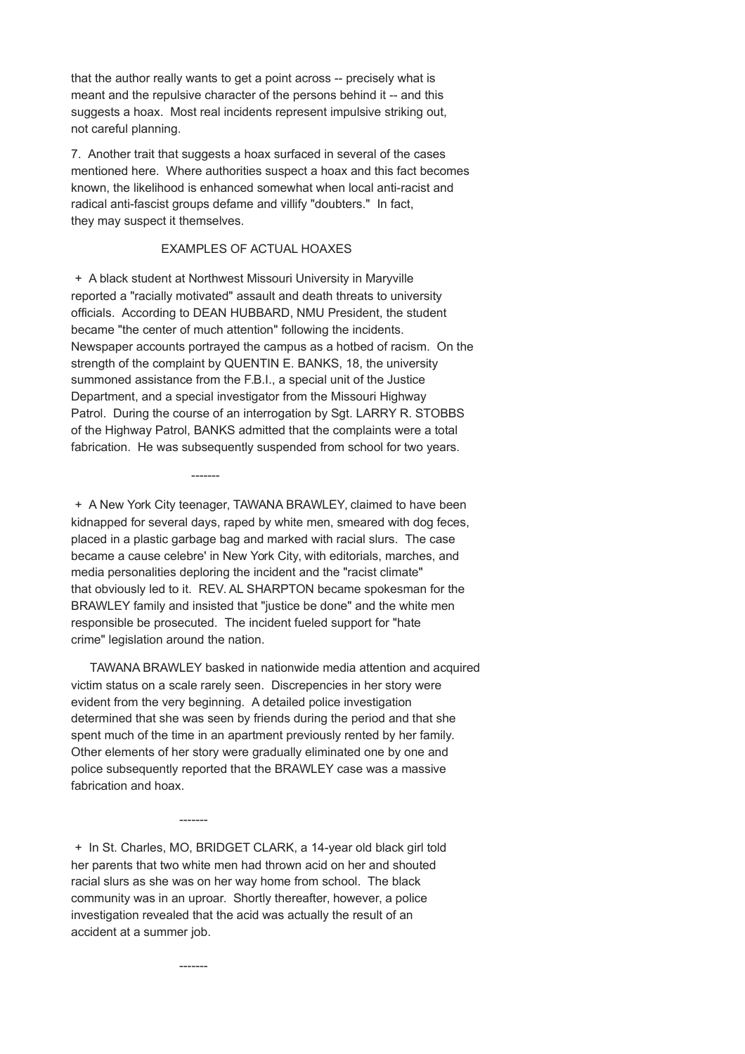that the author really wants to get a point across -- precisely what is meant and the repulsive character of the persons behind it -- and this suggests a hoax. Most real incidents represent impulsive striking out, not careful planning.

7. Another trait that suggests a hoax surfaced in several of the cases mentioned here. Where authorities suspect a hoax and this fact becomes known, the likelihood is enhanced somewhat when local anti-racist and radical anti-fascist groups defame and villify "doubters." In fact, they may suspect it themselves.

## EXAMPLES OF ACTUAL HOAXES

+ A black student at Northwest Missouri University in Maryville reported a "racially motivated" assault and death threats to university officials. According to DEAN HUBBARD, NMU President, the student became "the center of much attention" following the incidents. Newspaper accounts portrayed the campus as a hotbed of racism. On the strength of the complaint by QUENTIN E. BANKS, 18, the university summoned assistance from the F.B.I., a special unit of the Justice Department, and a special investigator from the Missouri Highway Patrol. During the course of an interrogation by Sgt. LARRY R. STOBBS of the Highway Patrol, BANKS admitted that the complaints were a total fabrication. He was subsequently suspended from school for two years.

-------

+ A New York City teenager, TAWANA BRAWLEY, claimed to have been kidnapped for several days, raped by white men, smeared with dog feces, placed in a plastic garbage bag and marked with racial slurs. The case became a cause celebre' in New York City, with editorials, marches, and media personalities deploring the incident and the "racist climate" that obviously led to it. REV. AL SHARPTON became spokesman for the BRAWLEY family and insisted that "justice be done" and the white men responsible be prosecuted. The incident fueled support for "hate crime" legislation around the nation.

TAWANA BRAWLEY basked in nationwide media attention and acquired victim status on a scale rarely seen. Discrepencies in her story were evident from the very beginning. A detailed police investigation determined that she was seen by friends during the period and that she spent much of the time in an apartment previously rented by her family. Other elements of her story were gradually eliminated one by one and police subsequently reported that the BRAWLEY case was a massive fabrication and hoax.

-------

+ In St. Charles, MO, BRIDGET CLARK, a 14-year old black girl told her parents that two white men had thrown acid on her and shouted racial slurs as she was on her way home from school. The black community was in an uproar. Shortly thereafter, however, a police investigation revealed that the acid was actually the result of an accident at a summer job.

-------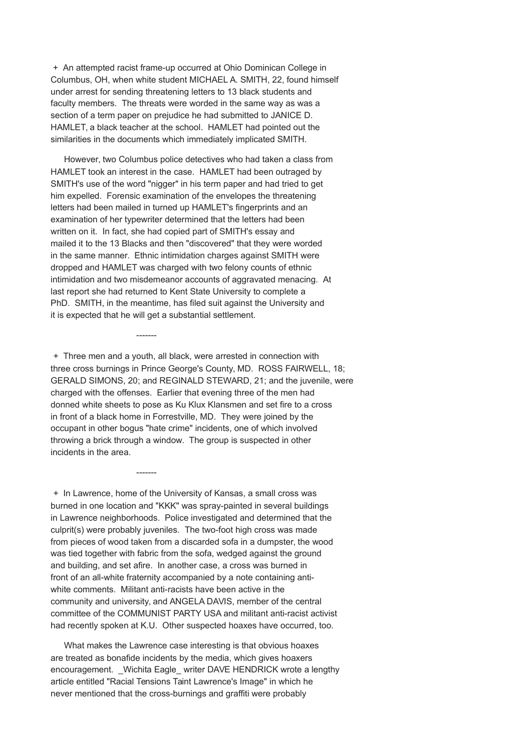+ An attempted racist frame-up occurred at Ohio Dominican College in Columbus, OH, when white student MICHAEL A. SMITH, 22, found himself under arrest for sending threatening letters to 13 black students and faculty members. The threats were worded in the same way as was a section of a term paper on prejudice he had submitted to JANICE D. HAMLET, a black teacher at the school. HAMLET had pointed out the similarities in the documents which immediately implicated SMITH.

However, two Columbus police detectives who had taken a class from HAMLET took an interest in the case. HAMLET had been outraged by SMITH's use of the word "nigger" in his term paper and had tried to get him expelled. Forensic examination of the envelopes the threatening letters had been mailed in turned up HAMLET's fingerprints and an examination of her typewriter determined that the letters had been written on it. In fact, she had copied part of SMITH's essay and mailed it to the 13 Blacks and then "discovered" that they were worded in the same manner. Ethnic intimidation charges against SMITH were dropped and HAMLET was charged with two felony counts of ethnic intimidation and two misdemeanor accounts of aggravated menacing. At last report she had returned to Kent State University to complete a PhD. SMITH, in the meantime, has filed suit against the University and it is expected that he will get a substantial settlement.

-------

+ Three men and a youth, all black, were arrested in connection with three cross burnings in Prince George's County, MD. ROSS FAIRWELL, 18; GERALD SIMONS, 20; and REGINALD STEWARD, 21; and the juvenile, were charged with the offenses. Earlier that evening three of the men had donned white sheets to pose as Ku Klux Klansmen and set fire to a cross in front of a black home in Forrestville, MD. They were joined by the occupant in other bogus "hate crime" incidents, one of which involved throwing a brick through a window. The group is suspected in other incidents in the area.

-------

+ In Lawrence, home of the University of Kansas, a small cross was burned in one location and "KKK" was spray-painted in several buildings in Lawrence neighborhoods. Police investigated and determined that the culprit(s) were probably juveniles. The two-foot high cross was made from pieces of wood taken from a discarded sofa in a dumpster, the wood was tied together with fabric from the sofa, wedged against the ground and building, and set afire. In another case, a cross was burned in front of an all-white fraternity accompanied by a note containing anti-white comments. Militant anti-racists have been active in the community and university, and ANGELA DAVIS, member of the central committee of the COMMUNIST PARTY USA and militant anti-racist activist had recently spoken at K.U. Other suspected hoaxes have occurred, too.

What makes the Lawrence case interesting is that obvious hoaxes are treated as bonafide incidents by the media, which gives hoaxers encouragement. _Wichita Eagle_ writer DAVE HENDRICK wrote a lengthy article entitled "Racial Tensions Taint Lawrence's Image" in which he never mentioned that the cross-burnings and graffiti were probably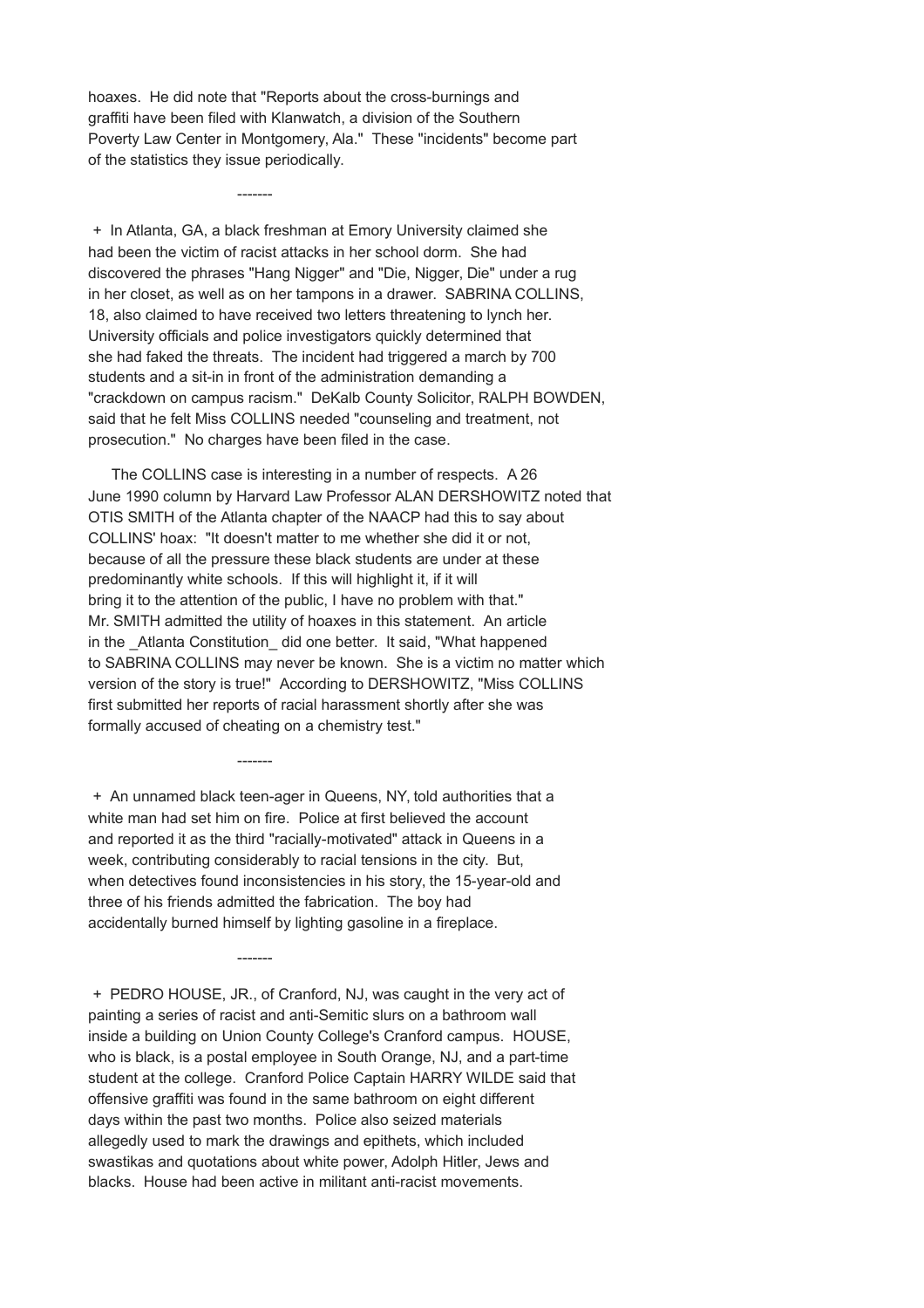hoaxes. He did note that "Reports about the cross-burnings and graffiti have been filed with Klanwatch, a division of the Southern Poverty Law Center in Montgomery, Ala." These "incidents" become part of the statistics they issue periodically.

-------

+ In Atlanta, GA, a black freshman at Emory University claimed she had been the victim of racist attacks in her school dorm. She had discovered the phrases "Hang Nigger" and "Die, Nigger, Die" under a rug in her closet, as well as on her tampons in a drawer. SABRINA COLLINS, 18, also claimed to have received two letters threatening to lynch her. University officials and police investigators quickly determined that she had faked the threats. The incident had triggered a march by 700 students and a sit-in in front of the administration demanding a "crackdown on campus racism." DeKalb County Solicitor, RALPH BOWDEN, said that he felt Miss COLLINS needed "counseling and treatment, not prosecution." No charges have been filed in the case.

The COLLINS case is interesting in a number of respects. A 26 June 1990 column by Harvard Law Professor ALAN DERSHOWITZ noted that OTIS SMITH of the Atlanta chapter of the NAACP had this to say about COLLINS' hoax: "It doesn't matter to me whether she did it or not, because of all the pressure these black students are under at these predominantly white schools. If this will highlight it, if it will bring it to the attention of the public, I have no problem with that." Mr. SMITH admitted the utility of hoaxes in this statement. An article in the _Atlanta Constitution_ did one better. It said, "What happened to SABRINA COLLINS may never be known. She is a victim no matter which version of the story is true!" According to DERSHOWITZ, "Miss COLLINS first submitted her reports of racial harassment shortly after she was formally accused of cheating on a chemistry test."

-------

+ An unnamed black teen-ager in Queens, NY, told authorities that a white man had set him on fire. Police at first believed the account and reported it as the third "racially-motivated" attack in Queens in a week, contributing considerably to racial tensions in the city. But, when detectives found inconsistencies in his story, the 15-year-old and three of his friends admitted the fabrication. The boy had accidentally burned himself by lighting gasoline in a fireplace.

-------

+ PEDRO HOUSE, JR., of Cranford, NJ, was caught in the very act of painting a series of racist and anti-Semitic slurs on a bathroom wall inside a building on Union County College's Cranford campus. HOUSE, who is black, is a postal employee in South Orange, NJ, and a part-time student at the college. Cranford Police Captain HARRY WILDE said that offensive graffiti was found in the same bathroom on eight different days within the past two months. Police also seized materials allegedly used to mark the drawings and epithets, which included swastikas and quotations about white power, Adolph Hitler, Jews and blacks. House had been active in militant anti-racist movements.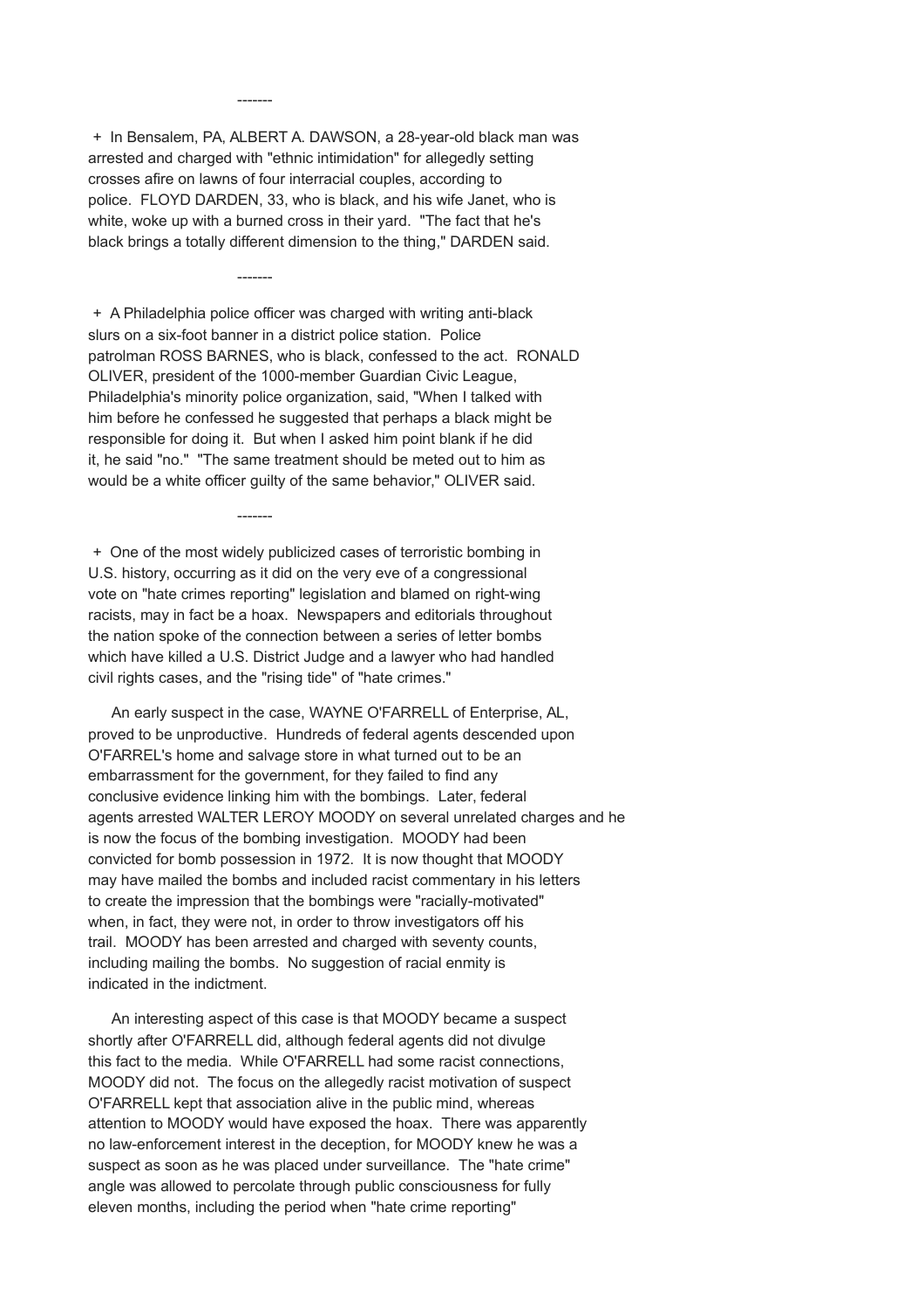-------

+ In Bensalem, PA, ALBERT A. DAWSON, a 28-year-old black man was arrested and charged with "ethnic intimidation" for allegedly setting crosses afire on lawns of four interracial couples, according to police. FLOYD DARDEN, 33, who is black, and his wife Janet, who is white, woke up with a burned cross in their yard. "The fact that he's black brings a totally different dimension to the thing," DARDEN said.

-------

+ A Philadelphia police officer was charged with writing anti-black slurs on a six-foot banner in a district police station. Police patrolman ROSS BARNES, who is black, confessed to the act. RONALD OLIVER, president of the 1000-member Guardian Civic League, Philadelphia's minority police organization, said, "When I talked with him before he confessed he suggested that perhaps a black might be responsible for doing it. But when I asked him point blank if he did it, he said "no." "The same treatment should be meted out to him as would be a white officer guilty of the same behavior," OLIVER said.

-------

+ One of the most widely publicized cases of terroristic bombing in U.S. history, occurring as it did on the very eve of a congressional vote on "hate crimes reporting" legislation and blamed on right-wing racists, may in fact be a hoax. Newspapers and editorials throughout the nation spoke of the connection between a series of letter bombs which have killed a U.S. District Judge and a lawyer who had handled civil rights cases, and the "rising tide" of "hate crimes."

An early suspect in the case, WAYNE O'FARRELL of Enterprise, AL, proved to be unproductive. Hundreds of federal agents descended upon O'FARREL's home and salvage store in what turned out to be an embarrassment for the government, for they failed to find any conclusive evidence linking him with the bombings. Later, federal agents arrested WALTER LEROY MOODY on several unrelated charges and he is now the focus of the bombing investigation. MOODY had been convicted for bomb possession in 1972. It is now thought that MOODY may have mailed the bombs and included racist commentary in his letters to create the impression that the bombings were "racially-motivated" when, in fact, they were not, in order to throw investigators off his trail. MOODY has been arrested and charged with seventy counts, including mailing the bombs. No suggestion of racial enmity is indicated in the indictment.

An interesting aspect of this case is that MOODY became a suspect shortly after O'FARRELL did, although federal agents did not divulge this fact to the media. While O'FARRELL had some racist connections, MOODY did not. The focus on the allegedly racist motivation of suspect O'FARRELL kept that association alive in the public mind, whereas attention to MOODY would have exposed the hoax. There was apparently no law-enforcement interest in the deception, for MOODY knew he was a suspect as soon as he was placed under surveillance. The "hate crime" angle was allowed to percolate through public consciousness for fully eleven months, including the period when "hate crime reporting"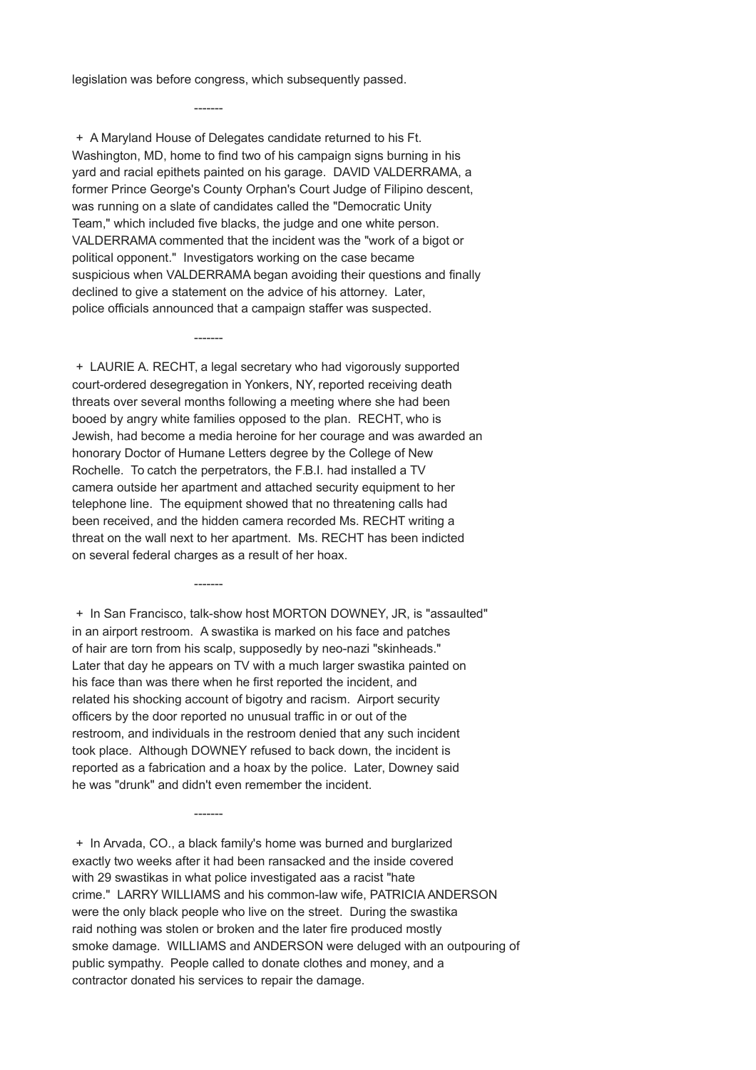legislation was before congress, which subsequently passed.

-------

+ A Maryland House of Delegates candidate returned to his Ft. Washington, MD, home to find two of his campaign signs burning in his yard and racial epithets painted on his garage. DAVID VALDERRAMA, a former Prince George's County Orphan's Court Judge of Filipino descent, was running on a slate of candidates called the "Democratic Unity Team," which included five blacks, the judge and one white person. VALDERRAMA commented that the incident was the "work of a bigot or political opponent." Investigators working on the case became suspicious when VALDERRAMA began avoiding their questions and finally declined to give a statement on the advice of his attorney. Later, police officials announced that a campaign staffer was suspected.

-------

+ LAURIE A. RECHT, a legal secretary who had vigorously supported court-ordered desegregation in Yonkers, NY, reported receiving death threats over several months following a meeting where she had been booed by angry white families opposed to the plan. RECHT, who is Jewish, had become a media heroine for her courage and was awarded an honorary Doctor of Humane Letters degree by the College of New Rochelle. To catch the perpetrators, the F.B.I. had installed a TV camera outside her apartment and attached security equipment to her telephone line. The equipment showed that no threatening calls had been received, and the hidden camera recorded Ms. RECHT writing a threat on the wall next to her apartment. Ms. RECHT has been indicted on several federal charges as a result of her hoax.

-------

+ In San Francisco, talk-show host MORTON DOWNEY, JR, is "assaulted" in an airport restroom. A swastika is marked on his face and patches of hair are torn from his scalp, supposedly by neo-nazi "skinheads." Later that day he appears on TV with a much larger swastika painted on his face than was there when he first reported the incident, and related his shocking account of bigotry and racism. Airport security officers by the door reported no unusual traffic in or out of the restroom, and individuals in the restroom denied that any such incident took place. Although DOWNEY refused to back down, the incident is reported as a fabrication and a hoax by the police. Later, Downey said he was "drunk" and didn't even remember the incident.

-------

+ In Arvada, CO., a black family's home was burned and burglarized exactly two weeks after it had been ransacked and the inside covered with 29 swastikas in what police investigated aas a racist "hate crime." LARRY WILLIAMS and his common-law wife, PATRICIA ANDERSON were the only black people who live on the street. During the swastika raid nothing was stolen or broken and the later fire produced mostly smoke damage. WILLIAMS and ANDERSON were deluged with an outpouring of public sympathy. People called to donate clothes and money, and a contractor donated his services to repair the damage.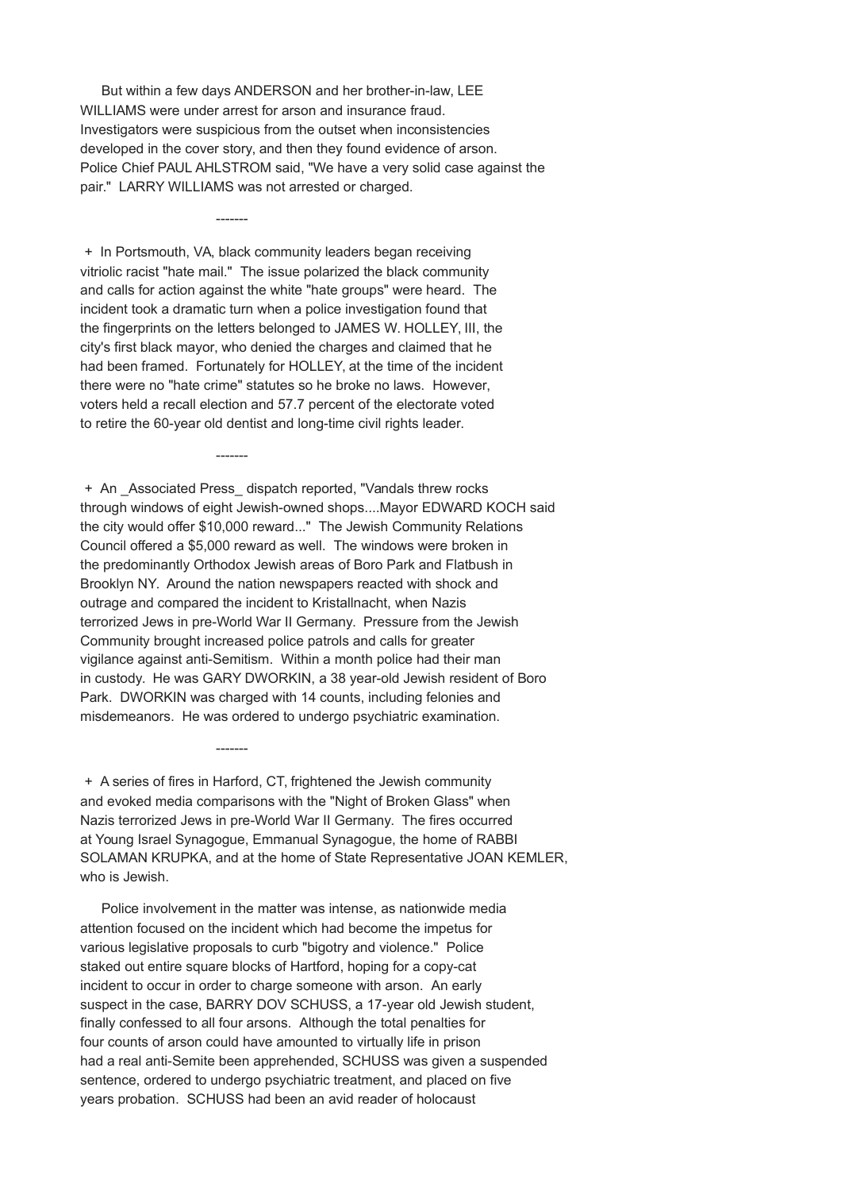But within a few days ANDERSON and her brother-in-law, LEE WILLIAMS were under arrest for arson and insurance fraud. Investigators were suspicious from the outset when inconsistencies developed in the cover story, and then they found evidence of arson. Police Chief PAUL AHLSTROM said, "We have a very solid case against the pair." LARRY WILLIAMS was not arrested or charged.

-------

+ In Portsmouth, VA, black community leaders began receiving vitriolic racist "hate mail." The issue polarized the black community and calls for action against the white "hate groups" were heard. The incident took a dramatic turn when a police investigation found that the fingerprints on the letters belonged to JAMES W. HOLLEY, III, the city's first black mayor, who denied the charges and claimed that he had been framed. Fortunately for HOLLEY, at the time of the incident there were no "hate crime" statutes so he broke no laws. However, voters held a recall election and 57.7 percent of the electorate voted to retire the 60-year old dentist and long-time civil rights leader.

-------

+ An _Associated Press_ dispatch reported, "Vandals threw rocks through windows of eight Jewish-owned shops....Mayor EDWARD KOCH said the city would offer $10,000 reward..." The Jewish Community Relations Council offered a $5,000 reward as well. The windows were broken in the predominantly Orthodox Jewish areas of Boro Park and Flatbush in Brooklyn NY. Around the nation newspapers reacted with shock and outrage and compared the incident to Kristallnacht, when Nazis terrorized Jews in pre-World War II Germany. Pressure from the Jewish Community brought increased police patrols and calls for greater vigilance against anti-Semitism. Within a month police had their man in custody. He was GARY DWORKIN, a 38 year-old Jewish resident of Boro Park. DWORKIN was charged with 14 counts, including felonies and misdemeanors. He was ordered to undergo psychiatric examination.

-------

+ A series of fires in Harford, CT, frightened the Jewish community and evoked media comparisons with the "Night of Broken Glass" when Nazis terrorized Jews in pre-World War II Germany. The fires occurred at Young Israel Synagogue, Emmanual Synagogue, the home of RABBI SOLAMAN KRUPKA, and at the home of State Representative JOAN KEMLER, who is Jewish.

Police involvement in the matter was intense, as nationwide media attention focused on the incident which had become the impetus for various legislative proposals to curb "bigotry and violence." Police staked out entire square blocks of Hartford, hoping for a copy-cat incident to occur in order to charge someone with arson. An early suspect in the case, BARRY DOV SCHUSS, a 17-year old Jewish student, finally confessed to all four arsons. Although the total penalties for four counts of arson could have amounted to virtually life in prison had a real anti-Semite been apprehended, SCHUSS was given a suspended sentence, ordered to undergo psychiatric treatment, and placed on five years probation. SCHUSS had been an avid reader of holocaust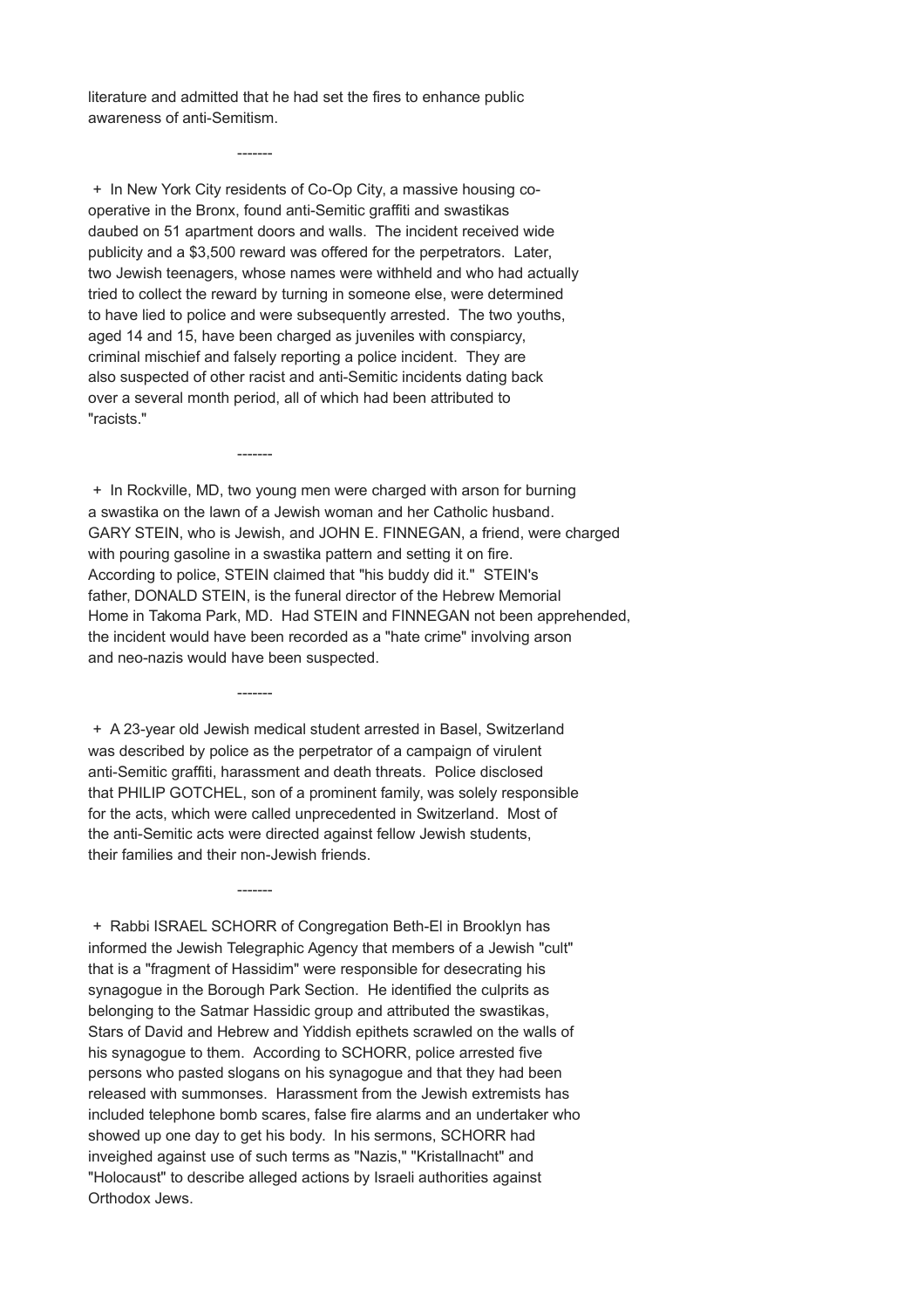literature and admitted that he had set the fires to enhance public awareness of anti-Semitism.

-------

+ In New York City residents of Co-Op City, a massive housing co-operative in the Bronx, found anti-Semitic graffiti and swastikas daubed on 51 apartment doors and walls. The incident received wide publicity and a $3,500 reward was offered for the perpetrators. Later, two Jewish teenagers, whose names were withheld and who had actually tried to collect the reward by turning in someone else, were determined to have lied to police and were subsequently arrested. The two youths, aged 14 and 15, have been charged as juveniles with conspiarcy, criminal mischief and falsely reporting a police incident. They are also suspected of other racist and anti-Semitic incidents dating back over a several month period, all of which had been attributed to "racists."

-------

+ In Rockville, MD, two young men were charged with arson for burning a swastika on the lawn of a Jewish woman and her Catholic husband. GARY STEIN, who is Jewish, and JOHN E. FINNEGAN, a friend, were charged with pouring gasoline in a swastika pattern and setting it on fire. According to police, STEIN claimed that "his buddy did it." STEIN's father, DONALD STEIN, is the funeral director of the Hebrew Memorial Home in Takoma Park, MD. Had STEIN and FINNEGAN not been apprehended, the incident would have been recorded as a "hate crime" involving arson and neo-nazis would have been suspected.

-------

+ A 23-year old Jewish medical student arrested in Basel, Switzerland was described by police as the perpetrator of a campaign of virulent anti-Semitic graffiti, harassment and death threats. Police disclosed that PHILIP GOTCHEL, son of a prominent family, was solely responsible for the acts, which were called unprecedented in Switzerland. Most of the anti-Semitic acts were directed against fellow Jewish students, their families and their non-Jewish friends.

-------

+ Rabbi ISRAEL SCHORR of Congregation Beth-El in Brooklyn has informed the Jewish Telegraphic Agency that members of a Jewish "cult" that is a "fragment of Hassidim" were responsible for desecrating his synagogue in the Borough Park Section. He identified the culprits as belonging to the Satmar Hassidic group and attributed the swastikas, Stars of David and Hebrew and Yiddish epithets scrawled on the walls of his synagogue to them. According to SCHORR, police arrested five persons who pasted slogans on his synagogue and that they had been released with summonses. Harassment from the Jewish extremists has included telephone bomb scares, false fire alarms and an undertaker who showed up one day to get his body. In his sermons, SCHORR had inveighed against use of such terms as "Nazis," "Kristallnacht" and "Holocaust" to describe alleged actions by Israeli authorities against Orthodox Jews.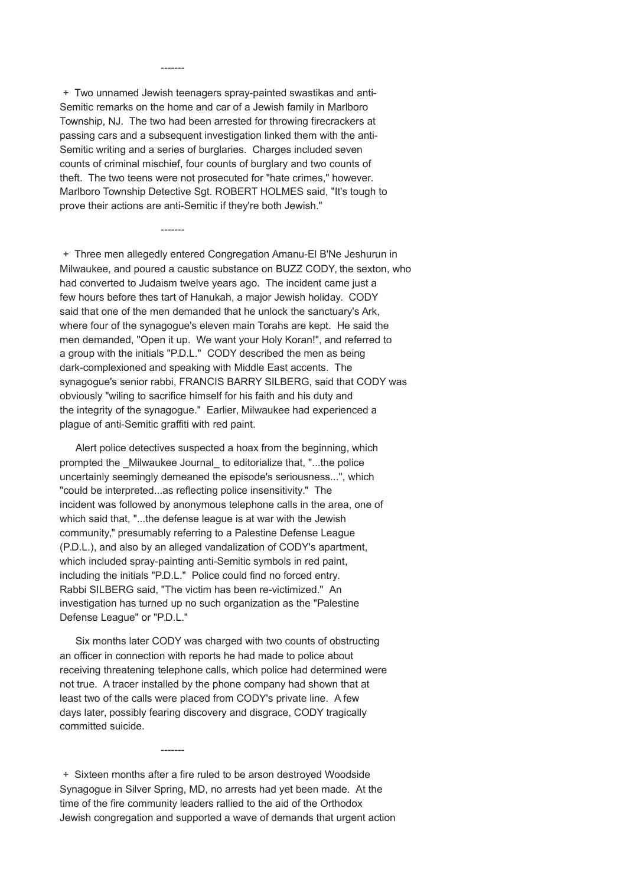-------

+ Two unnamed Jewish teenagers spray-painted swastikas and anti-Semitic remarks on the home and car of a Jewish family in Marlboro Township, NJ. The two had been arrested for throwing firecrackers at passing cars and a subsequent investigation linked them with the anti-Semitic writing and a series of burglaries. Charges included seven counts of criminal mischief, four counts of burglary and two counts of theft. The two teens were not prosecuted for "hate crimes," however. Marlboro Township Detective Sgt. ROBERT HOLMES said, "It's tough to prove their actions are anti-Semitic if they're both Jewish."

-------

+ Three men allegedly entered Congregation Amanu-El B'Ne Jeshurun in Milwaukee, and poured a caustic substance on BUZZ CODY, the sexton, who had converted to Judaism twelve years ago. The incident came just a few hours before thes tart of Hanukah, a major Jewish holiday. CODY said that one of the men demanded that he unlock the sanctuary's Ark, where four of the synagogue's eleven main Torahs are kept. He said the men demanded, "Open it up. We want your Holy Koran!", and referred to a group with the initials "P.D.L." CODY described the men as being dark-complexioned and speaking with Middle East accents. The synagogue's senior rabbi, FRANCIS BARRY SILBERG, said that CODY was obviously "wiling to sacrifice himself for his faith and his duty and the integrity of the synagogue." Earlier, Milwaukee had experienced a plague of anti-Semitic graffiti with red paint.

Alert police detectives suspected a hoax from the beginning, which prompted the _Milwaukee Journal_ to editorialize that, "...the police uncertainly seemingly demeaned the episode's seriousness...", which "could be interpreted...as reflecting police insensitivity." The incident was followed by anonymous telephone calls in the area, one of which said that, "...the defense league is at war with the Jewish community," presumably referring to a Palestine Defense League (P.D.L.), and also by an alleged vandalization of CODY's apartment, which included spray-painting anti-Semitic symbols in red paint, including the initials "P.D.L." Police could find no forced entry. Rabbi SILBERG said, "The victim has been re-victimized." An investigation has turned up no such organization as the "Palestine Defense League" or "P.D.L."

Six months later CODY was charged with two counts of obstructing an officer in connection with reports he had made to police about receiving threatening telephone calls, which police had determined were not true. A tracer installed by the phone company had shown that at least two of the calls were placed from CODY's private line. A few days later, possibly fearing discovery and disgrace, CODY tragically committed suicide.

-------

+ Sixteen months after a fire ruled to be arson destroyed Woodside Synagogue in Silver Spring, MD, no arrests had yet been made. At the time of the fire community leaders rallied to the aid of the Orthodox Jewish congregation and supported a wave of demands that urgent action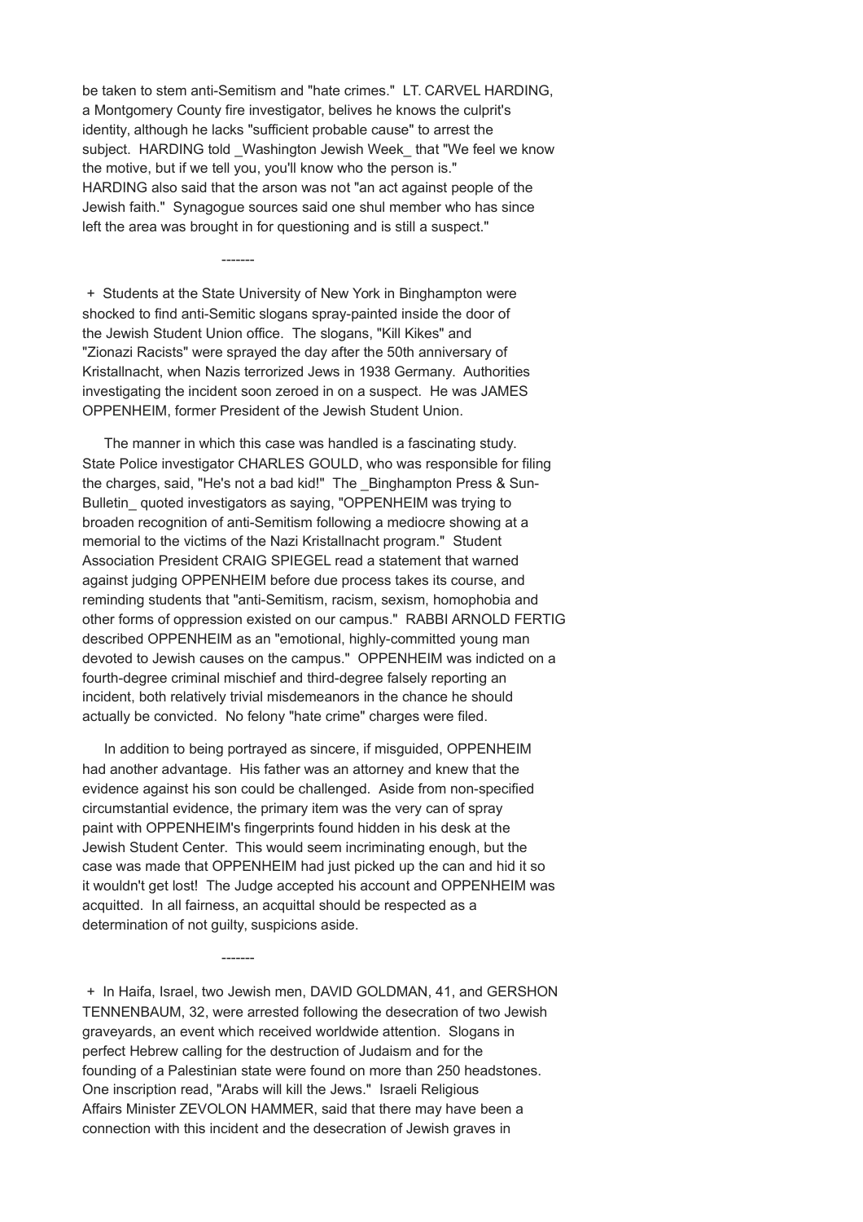be taken to stem anti-Semitism and "hate crimes." LT. CARVEL HARDING, a Montgomery County fire investigator, belives he knows the culprit's identity, although he lacks "sufficient probable cause" to arrest the subject. HARDING told _Washington Jewish Week_ that "We feel we know the motive, but if we tell you, you'll know who the person is." HARDING also said that the arson was not "an act against people of the Jewish faith." Synagogue sources said one shul member who has since left the area was brought in for questioning and is still a suspect."

-------

+ Students at the State University of New York in Binghampton were shocked to find anti-Semitic slogans spray-painted inside the door of the Jewish Student Union office. The slogans, "Kill Kikes" and "Zionazi Racists" were sprayed the day after the 50th anniversary of Kristallnacht, when Nazis terrorized Jews in 1938 Germany. Authorities investigating the incident soon zeroed in on a suspect. He was JAMES OPPENHEIM, former President of the Jewish Student Union.

The manner in which this case was handled is a fascinating study. State Police investigator CHARLES GOULD, who was responsible for filing the charges, said, "He's not a bad kid!" The _Binghampton Press & Sun-Bulletin_ quoted investigators as saying, "OPPENHEIM was trying to broaden recognition of anti-Semitism following a mediocre showing at a memorial to the victims of the Nazi Kristallnacht program." Student Association President CRAIG SPIEGEL read a statement that warned against judging OPPENHEIM before due process takes its course, and reminding students that "anti-Semitism, racism, sexism, homophobia and other forms of oppression existed on our campus." RABBI ARNOLD FERTIG described OPPENHEIM as an "emotional, highly-committed young man devoted to Jewish causes on the campus." OPPENHEIM was indicted on a fourth-degree criminal mischief and third-degree falsely reporting an incident, both relatively trivial misdemeanors in the chance he should actually be convicted. No felony "hate crime" charges were filed.

In addition to being portrayed as sincere, if misguided, OPPENHEIM had another advantage. His father was an attorney and knew that the evidence against his son could be challenged. Aside from non-specified circumstantial evidence, the primary item was the very can of spray paint with OPPENHEIM's fingerprints found hidden in his desk at the Jewish Student Center. This would seem incriminating enough, but the case was made that OPPENHEIM had just picked up the can and hid it so it wouldn't get lost! The Judge accepted his account and OPPENHEIM was acquitted. In all fairness, an acquittal should be respected as a determination of not guilty, suspicions aside.

-------

+ In Haifa, Israel, two Jewish men, DAVID GOLDMAN, 41, and GERSHON TENNENBAUM, 32, were arrested following the desecration of two Jewish graveyards, an event which received worldwide attention. Slogans in perfect Hebrew calling for the destruction of Judaism and for the founding of a Palestinian state were found on more than 250 headstones. One inscription read, "Arabs will kill the Jews." Israeli Religious Affairs Minister ZEVOLON HAMMER, said that there may have been a connection with this incident and the desecration of Jewish graves in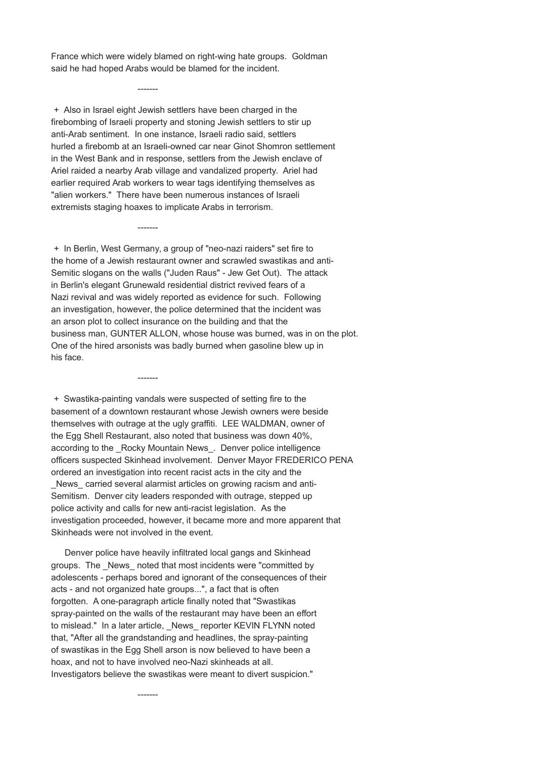France which were widely blamed on right-wing hate groups.  Goldman said he had hoped Arabs would be blamed for the incident.

-------

+ Also in Israel eight Jewish settlers have been charged in the firebombing of Israeli property and stoning Jewish settlers to stir up anti-Arab sentiment.  In one instance, Israeli radio said, settlers hurled a firebomb at an Israeli-owned car near Ginot Shomron settlement in the West Bank and in response, settlers from the Jewish enclave of Ariel raided a nearby Arab village and vandalized property.  Ariel had earlier required Arab workers to wear tags identifying themselves as "alien workers."  There have been numerous instances of Israeli extremists staging hoaxes to implicate Arabs in terrorism.

-------

+ In Berlin, West Germany, a group of "neo-nazi raiders" set fire to the home of a Jewish restaurant owner and scrawled swastikas and anti-Semitic slogans on the walls ("Juden Raus" - Jew Get Out).  The attack in Berlin's elegant Grunewald residential district revived fears of a Nazi revival and was widely reported as evidence for such.  Following an investigation, however, the police determined that the incident was an arson plot to collect insurance on the building and that the business man, GUNTER ALLON, whose house was burned, was in on the plot. One of the hired arsonists was badly burned when gasoline blew up in his face.

-------

+ Swastika-painting vandals were suspected of setting fire to the basement of a downtown restaurant whose Jewish owners were beside themselves with outrage at the ugly graffiti.  LEE WALDMAN, owner of the Egg Shell Restaurant, also noted that business was down 40%, according to the _Rocky Mountain News_.  Denver police intelligence officers suspected Skinhead involvement.  Denver Mayor FREDERICO PENA ordered an investigation into recent racist acts in the city and the _News_ carried several alarmist articles on growing racism and anti-Semitism.  Denver city leaders responded with outrage, stepped up police activity and calls for new anti-racist legislation.  As the investigation proceeded, however, it became more and more apparent that Skinheads were not involved in the event.

Denver police have heavily infiltrated local gangs and Skinhead groups.  The _News_ noted that most incidents were "committed by adolescents - perhaps bored and ignorant of the consequences of their acts - and not organized hate groups...", a fact that is often forgotten.  A one-paragraph article finally noted that "Swastikas spray-painted on the walls of the restaurant may have been an effort to mislead."  In a later article, _News_ reporter KEVIN FLYNN noted that, "After all the grandstanding and headlines, the spray-painting of swastikas in the Egg Shell arson is now believed to have been a hoax, and not to have involved neo-Nazi skinheads at all. Investigators believe the swastikas were meant to divert suspicion."

-------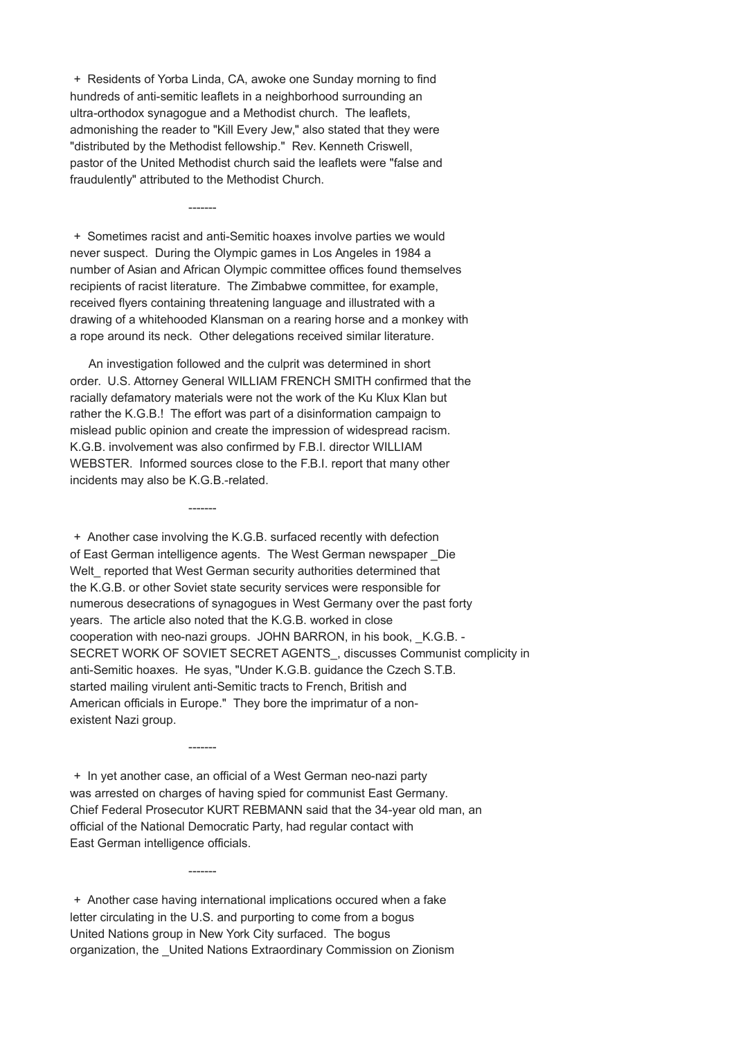+ Residents of Yorba Linda, CA, awoke one Sunday morning to find hundreds of anti-semitic leaflets in a neighborhood surrounding an ultra-orthodox synagogue and a Methodist church. The leaflets, admonishing the reader to "Kill Every Jew," also stated that they were "distributed by the Methodist fellowship." Rev. Kenneth Criswell, pastor of the United Methodist church said the leaflets were "false and fraudulently" attributed to the Methodist Church.

-------

+ Sometimes racist and anti-Semitic hoaxes involve parties we would never suspect. During the Olympic games in Los Angeles in 1984 a number of Asian and African Olympic committee offices found themselves recipients of racist literature. The Zimbabwe committee, for example, received flyers containing threatening language and illustrated with a drawing of a whitehooded Klansman on a rearing horse and a monkey with a rope around its neck. Other delegations received similar literature.

An investigation followed and the culprit was determined in short order. U.S. Attorney General WILLIAM FRENCH SMITH confirmed that the racially defamatory materials were not the work of the Ku Klux Klan but rather the K.G.B.! The effort was part of a disinformation campaign to mislead public opinion and create the impression of widespread racism. K.G.B. involvement was also confirmed by F.B.I. director WILLIAM WEBSTER. Informed sources close to the F.B.I. report that many other incidents may also be K.G.B.-related.

-------

+ Another case involving the K.G.B. surfaced recently with defection of East German intelligence agents. The West German newspaper _Die Welt_ reported that West German security authorities determined that the K.G.B. or other Soviet state security services were responsible for numerous desecrations of synagogues in West Germany over the past forty years. The article also noted that the K.G.B. worked in close cooperation with neo-nazi groups. JOHN BARRON, in his book, _K.G.B. - SECRET WORK OF SOVIET SECRET AGENTS_, discusses Communist complicity in anti-Semitic hoaxes. He syas, "Under K.G.B. guidance the Czech S.T.B. started mailing virulent anti-Semitic tracts to French, British and American officials in Europe." They bore the imprimatur of a non-existent Nazi group.

-------

+ In yet another case, an official of a West German neo-nazi party was arrested on charges of having spied for communist East Germany. Chief Federal Prosecutor KURT REBMANN said that the 34-year old man, an official of the National Democratic Party, had regular contact with East German intelligence officials.

-------

+ Another case having international implications occured when a fake letter circulating in the U.S. and purporting to come from a bogus United Nations group in New York City surfaced. The bogus organization, the _United Nations Extraordinary Commission on Zionism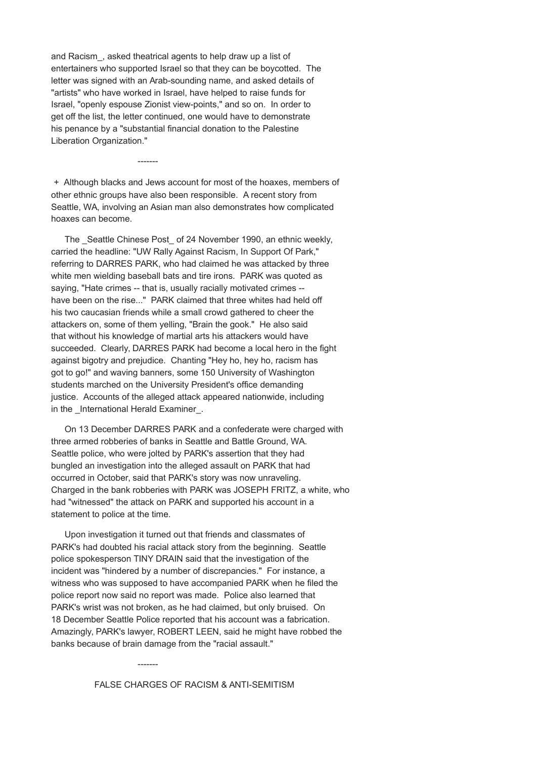and Racism_, asked theatrical agents to help draw up a list of entertainers who supported Israel so that they can be boycotted. The letter was signed with an Arab-sounding name, and asked details of "artists" who have worked in Israel, have helped to raise funds for Israel, "openly espouse Zionist view-points," and so on. In order to get off the list, the letter continued, one would have to demonstrate his penance by a "substantial financial donation to the Palestine Liberation Organization."

-------

+ Although blacks and Jews account for most of the hoaxes, members of other ethnic groups have also been responsible. A recent story from Seattle, WA, involving an Asian man also demonstrates how complicated hoaxes can become.

The _Seattle Chinese Post_ of 24 November 1990, an ethnic weekly, carried the headline: "UW Rally Against Racism, In Support Of Park," referring to DARRES PARK, who had claimed he was attacked by three white men wielding baseball bats and tire irons. PARK was quoted as saying, "Hate crimes -- that is, usually racially motivated crimes -- have been on the rise..." PARK claimed that three whites had held off his two caucasian friends while a small crowd gathered to cheer the attackers on, some of them yelling, "Brain the gook." He also said that without his knowledge of martial arts his attackers would have succeeded. Clearly, DARRES PARK had become a local hero in the fight against bigotry and prejudice. Chanting "Hey ho, hey ho, racism has got to go!" and waving banners, some 150 University of Washington students marched on the University President's office demanding justice. Accounts of the alleged attack appeared nationwide, including in the _International Herald Examiner_.

On 13 December DARRES PARK and a confederate were charged with three armed robberies of banks in Seattle and Battle Ground, WA. Seattle police, who were jolted by PARK's assertion that they had bungled an investigation into the alleged assault on PARK that had occurred in October, said that PARK's story was now unraveling. Charged in the bank robberies with PARK was JOSEPH FRITZ, a white, who had "witnessed" the attack on PARK and supported his account in a statement to police at the time.

Upon investigation it turned out that friends and classmates of PARK's had doubted his racial attack story from the beginning. Seattle police spokesperson TINY DRAIN said that the investigation of the incident was "hindered by a number of discrepancies." For instance, a witness who was supposed to have accompanied PARK when he filed the police report now said no report was made. Police also learned that PARK's wrist was not broken, as he had claimed, but only bruised. On 18 December Seattle Police reported that his account was a fabrication. Amazingly, PARK's lawyer, ROBERT LEEN, said he might have robbed the banks because of brain damage from the "racial assault."

-------

FALSE CHARGES OF RACISM & ANTI-SEMITISM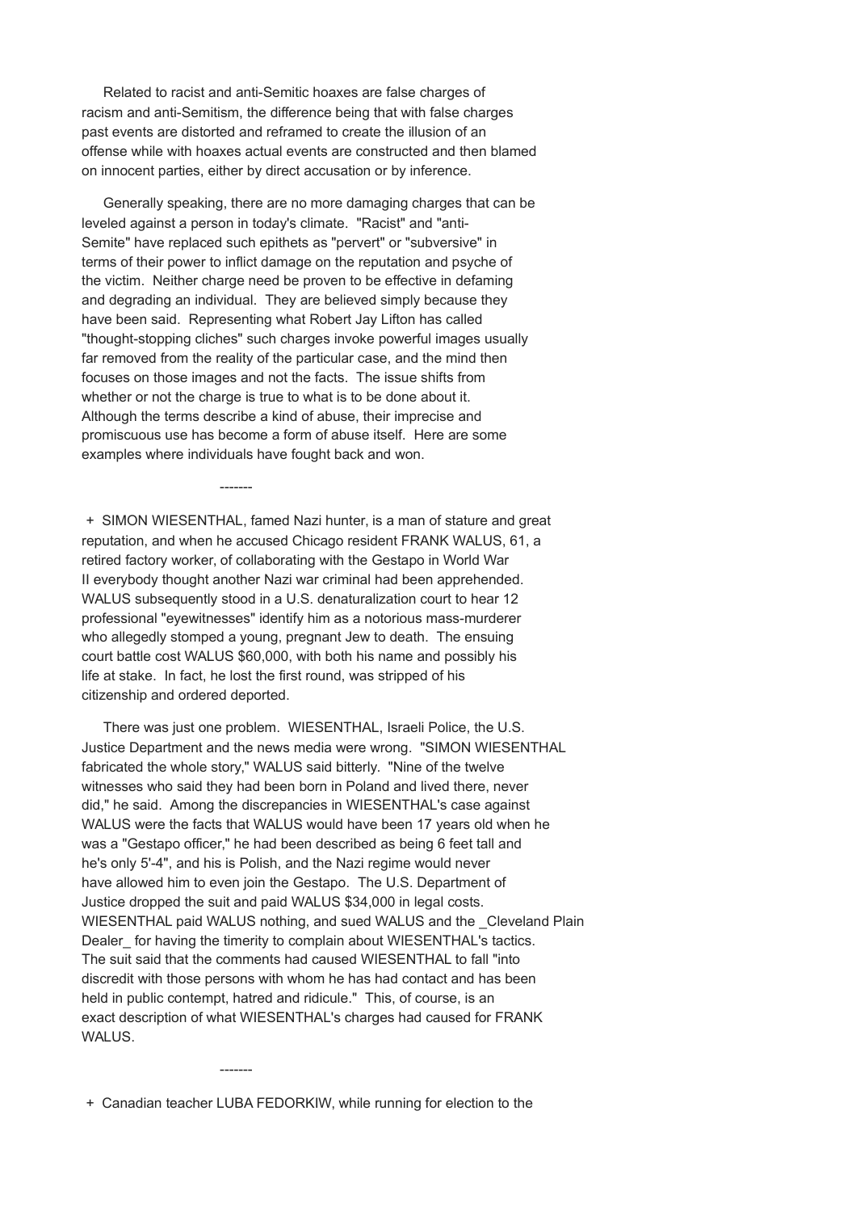Related to racist and anti-Semitic hoaxes are false charges of racism and anti-Semitism, the difference being that with false charges past events are distorted and reframed to create the illusion of an offense while with hoaxes actual events are constructed and then blamed on innocent parties, either by direct accusation or by inference.

Generally speaking, there are no more damaging charges that can be leveled against a person in today's climate. "Racist" and "anti-Semite" have replaced such epithets as "pervert" or "subversive" in terms of their power to inflict damage on the reputation and psyche of the victim. Neither charge need be proven to be effective in defaming and degrading an individual. They are believed simply because they have been said. Representing what Robert Jay Lifton has called "thought-stopping cliches" such charges invoke powerful images usually far removed from the reality of the particular case, and the mind then focuses on those images and not the facts. The issue shifts from whether or not the charge is true to what is to be done about it. Although the terms describe a kind of abuse, their imprecise and promiscuous use has become a form of abuse itself. Here are some examples where individuals have fought back and won.

-------

+ SIMON WIESENTHAL, famed Nazi hunter, is a man of stature and great reputation, and when he accused Chicago resident FRANK WALUS, 61, a retired factory worker, of collaborating with the Gestapo in World War II everybody thought another Nazi war criminal had been apprehended. WALUS subsequently stood in a U.S. denaturalization court to hear 12 professional "eyewitnesses" identify him as a notorious mass-murderer who allegedly stomped a young, pregnant Jew to death. The ensuing court battle cost WALUS $60,000, with both his name and possibly his life at stake. In fact, he lost the first round, was stripped of his citizenship and ordered deported.

There was just one problem. WIESENTHAL, Israeli Police, the U.S. Justice Department and the news media were wrong. "SIMON WIESENTHAL fabricated the whole story," WALUS said bitterly. "Nine of the twelve witnesses who said they had been born in Poland and lived there, never did," he said. Among the discrepancies in WIESENTHAL's case against WALUS were the facts that WALUS would have been 17 years old when he was a "Gestapo officer," he had been described as being 6 feet tall and he's only 5'-4", and his is Polish, and the Nazi regime would never have allowed him to even join the Gestapo. The U.S. Department of Justice dropped the suit and paid WALUS $34,000 in legal costs. WIESENTHAL paid WALUS nothing, and sued WALUS and the _Cleveland Plain Dealer_ for having the timerity to complain about WIESENTHAL's tactics. The suit said that the comments had caused WIESENTHAL to fall "into discredit with those persons with whom he has had contact and has been held in public contempt, hatred and ridicule." This, of course, is an exact description of what WIESENTHAL's charges had caused for FRANK WALUS.

-------

+ Canadian teacher LUBA FEDORKIW, while running for election to the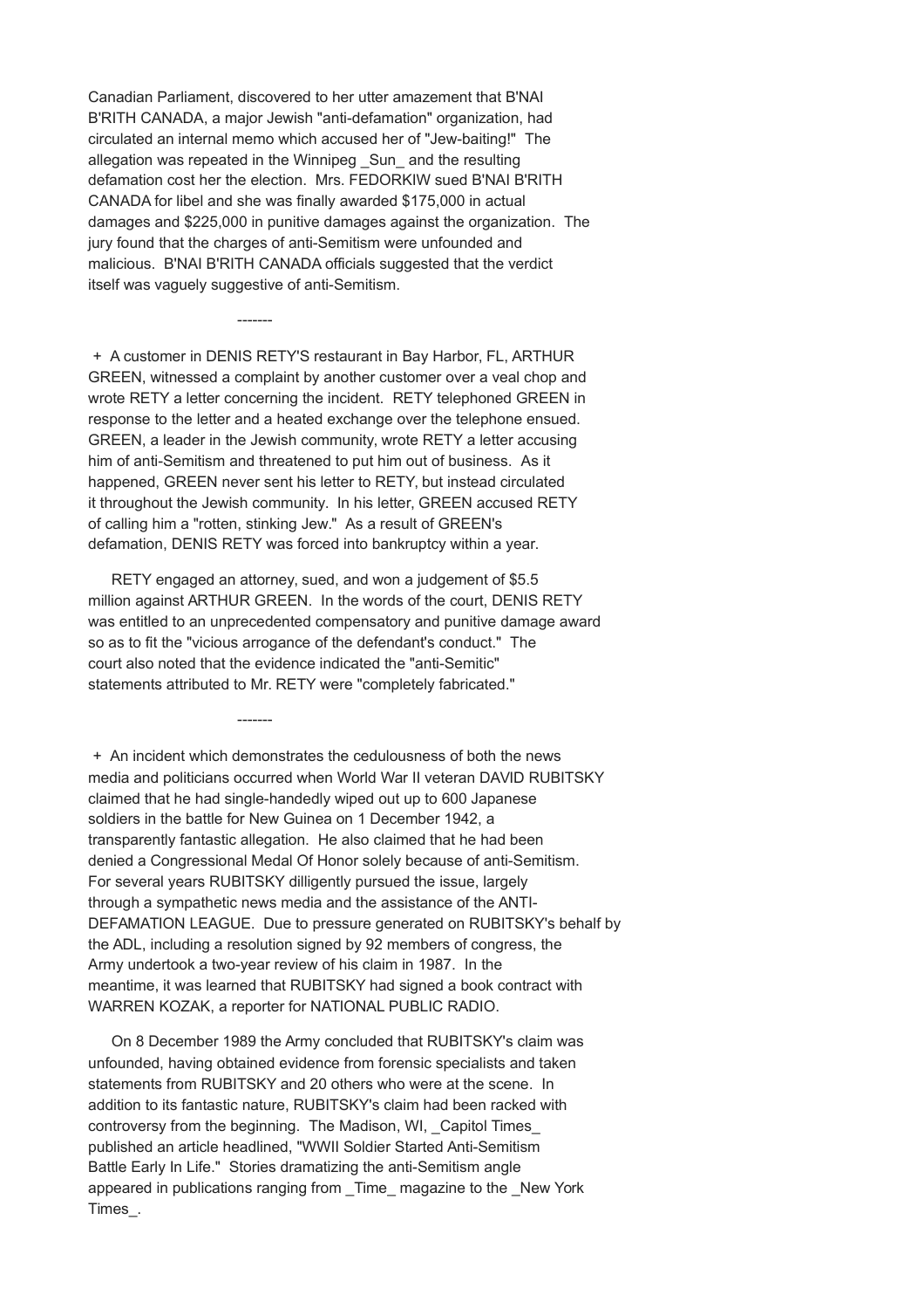Canadian Parliament, discovered to her utter amazement that B'NAI B'RITH CANADA, a major Jewish "anti-defamation" organization, had circulated an internal memo which accused her of "Jew-baiting!" The allegation was repeated in the Winnipeg _Sun_ and the resulting defamation cost her the election. Mrs. FEDORKIW sued B'NAI B'RITH CANADA for libel and she was finally awarded $175,000 in actual damages and $225,000 in punitive damages against the organization. The jury found that the charges of anti-Semitism were unfounded and malicious. B'NAI B'RITH CANADA officials suggested that the verdict itself was vaguely suggestive of anti-Semitism.

-------

+ A customer in DENIS RETY'S restaurant in Bay Harbor, FL, ARTHUR GREEN, witnessed a complaint by another customer over a veal chop and wrote RETY a letter concerning the incident. RETY telephoned GREEN in response to the letter and a heated exchange over the telephone ensued. GREEN, a leader in the Jewish community, wrote RETY a letter accusing him of anti-Semitism and threatened to put him out of business. As it happened, GREEN never sent his letter to RETY, but instead circulated it throughout the Jewish community. In his letter, GREEN accused RETY of calling him a "rotten, stinking Jew." As a result of GREEN's defamation, DENIS RETY was forced into bankruptcy within a year.

RETY engaged an attorney, sued, and won a judgement of $5.5 million against ARTHUR GREEN. In the words of the court, DENIS RETY was entitled to an unprecedented compensatory and punitive damage award so as to fit the "vicious arrogance of the defendant's conduct." The court also noted that the evidence indicated the "anti-Semitic" statements attributed to Mr. RETY were "completely fabricated."

-------

+ An incident which demonstrates the cedulousness of both the news media and politicians occurred when World War II veteran DAVID RUBITSKY claimed that he had single-handedly wiped out up to 600 Japanese soldiers in the battle for New Guinea on 1 December 1942, a transparently fantastic allegation. He also claimed that he had been denied a Congressional Medal Of Honor solely because of anti-Semitism. For several years RUBITSKY dilligently pursued the issue, largely through a sympathetic news media and the assistance of the ANTI-DEFAMATION LEAGUE. Due to pressure generated on RUBITSKY's behalf by the ADL, including a resolution signed by 92 members of congress, the Army undertook a two-year review of his claim in 1987. In the meantime, it was learned that RUBITSKY had signed a book contract with WARREN KOZAK, a reporter for NATIONAL PUBLIC RADIO.

On 8 December 1989 the Army concluded that RUBITSKY's claim was unfounded, having obtained evidence from forensic specialists and taken statements from RUBITSKY and 20 others who were at the scene. In addition to its fantastic nature, RUBITSKY's claim had been racked with controversy from the beginning. The Madison, WI, _Capitol Times_ published an article headlined, "WWII Soldier Started Anti-Semitism Battle Early In Life." Stories dramatizing the anti-Semitism angle appeared in publications ranging from _Time_ magazine to the _New York Times_.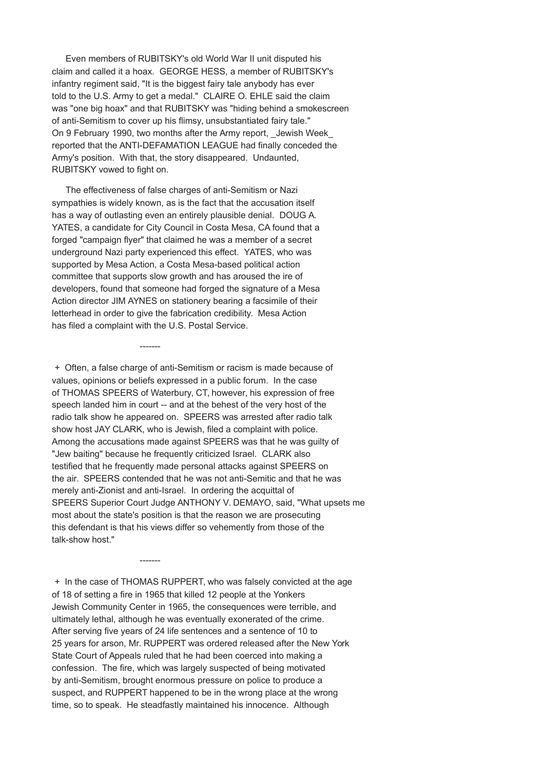Even members of RUBITSKY's old World War II unit disputed his claim and called it a hoax. GEORGE HESS, a member of RUBITSKY's infantry regiment said, "It is the biggest fairy tale anybody has ever told to the U.S. Army to get a medal." CLAIRE O. EHLE said the claim was "one big hoax" and that RUBITSKY was "hiding behind a smokescreen of anti-Semitism to cover up his flimsy, unsubstantiated fairy tale." On 9 February 1990, two months after the Army report, _Jewish Week_ reported that the ANTI-DEFAMATION LEAGUE had finally conceded the Army's position. With that, the story disappeared. Undaunted, RUBITSKY vowed to fight on.

The effectiveness of false charges of anti-Semitism or Nazi sympathies is widely known, as is the fact that the accusation itself has a way of outlasting even an entirely plausible denial. DOUG A. YATES, a candidate for City Council in Costa Mesa, CA found that a forged "campaign flyer" that claimed he was a member of a secret underground Nazi party experienced this effect. YATES, who was supported by Mesa Action, a Costa Mesa-based political action committee that supports slow growth and has aroused the ire of developers, found that someone had forged the signature of a Mesa Action director JIM AYNES on stationery bearing a facsimile of their letterhead in order to give the fabrication credibility. Mesa Action has filed a complaint with the U.S. Postal Service.

-------

+ Often, a false charge of anti-Semitism or racism is made because of values, opinions or beliefs expressed in a public forum. In the case of THOMAS SPEERS of Waterbury, CT, however, his expression of free speech landed him in court -- and at the behest of the very host of the radio talk show he appeared on. SPEERS was arrested after radio talk show host JAY CLARK, who is Jewish, filed a complaint with police. Among the accusations made against SPEERS was that he was guilty of "Jew baiting" because he frequently criticized Israel. CLARK also testified that he frequently made personal attacks against SPEERS on the air. SPEERS contended that he was not anti-Semitic and that he was merely anti-Zionist and anti-Israel. In ordering the acquittal of SPEERS Superior Court Judge ANTHONY V. DEMAYO, said, "What upsets me most about the state's position is that the reason we are prosecuting this defendant is that his views differ so vehemently from those of the talk-show host."

-------

+ In the case of THOMAS RUPPERT, who was falsely convicted at the age of 18 of setting a fire in 1965 that killed 12 people at the Yonkers Jewish Community Center in 1965, the consequences were terrible, and ultimately lethal, although he was eventually exonerated of the crime. After serving five years of 24 life sentences and a sentence of 10 to 25 years for arson, Mr. RUPPERT was ordered released after the New York State Court of Appeals ruled that he had been coerced into making a confession. The fire, which was largely suspected of being motivated by anti-Semitism, brought enormous pressure on police to produce a suspect, and RUPPERT happened to be in the wrong place at the wrong time, so to speak. He steadfastly maintained his innocence. Although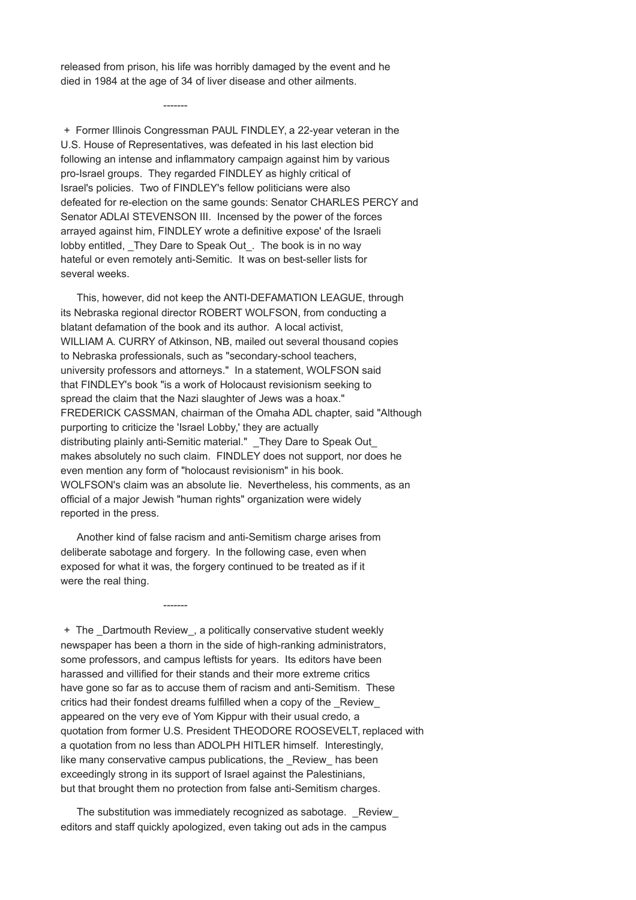released from prison, his life was horribly damaged by the event and he died in 1984 at the age of 34 of liver disease and other ailments.

-------

+ Former Illinois Congressman PAUL FINDLEY, a 22-year veteran in the U.S. House of Representatives, was defeated in his last election bid following an intense and inflammatory campaign against him by various pro-Israel groups. They regarded FINDLEY as highly critical of Israel's policies. Two of FINDLEY's fellow politicians were also defeated for re-election on the same gounds: Senator CHARLES PERCY and Senator ADLAI STEVENSON III. Incensed by the power of the forces arrayed against him, FINDLEY wrote a definitive expose' of the Israeli lobby entitled, _They Dare to Speak Out_. The book is in no way hateful or even remotely anti-Semitic. It was on best-seller lists for several weeks.

This, however, did not keep the ANTI-DEFAMATION LEAGUE, through its Nebraska regional director ROBERT WOLFSON, from conducting a blatant defamation of the book and its author. A local activist, WILLIAM A. CURRY of Atkinson, NB, mailed out several thousand copies to Nebraska professionals, such as "secondary-school teachers, university professors and attorneys." In a statement, WOLFSON said that FINDLEY's book "is a work of Holocaust revisionism seeking to spread the claim that the Nazi slaughter of Jews was a hoax." FREDERICK CASSMAN, chairman of the Omaha ADL chapter, said "Although purporting to criticize the 'Israel Lobby,' they are actually distributing plainly anti-Semitic material." _They Dare to Speak Out_ makes absolutely no such claim. FINDLEY does not support, nor does he even mention any form of "holocaust revisionism" in his book. WOLFSON's claim was an absolute lie. Nevertheless, his comments, as an official of a major Jewish "human rights" organization were widely reported in the press.

Another kind of false racism and anti-Semitism charge arises from deliberate sabotage and forgery. In the following case, even when exposed for what it was, the forgery continued to be treated as if it were the real thing.

-------

+ The _Dartmouth Review_, a politically conservative student weekly newspaper has been a thorn in the side of high-ranking administrators, some professors, and campus leftists for years. Its editors have been harassed and villified for their stands and their more extreme critics have gone so far as to accuse them of racism and anti-Semitism. These critics had their fondest dreams fulfilled when a copy of the _Review_ appeared on the very eve of Yom Kippur with their usual credo, a quotation from former U.S. President THEODORE ROOSEVELT, replaced with a quotation from no less than ADOLPH HITLER himself. Interestingly, like many conservative campus publications, the _Review_ has been exceedingly strong in its support of Israel against the Palestinians, but that brought them no protection from false anti-Semitism charges.

The substitution was immediately recognized as sabotage. _Review_ editors and staff quickly apologized, even taking out ads in the campus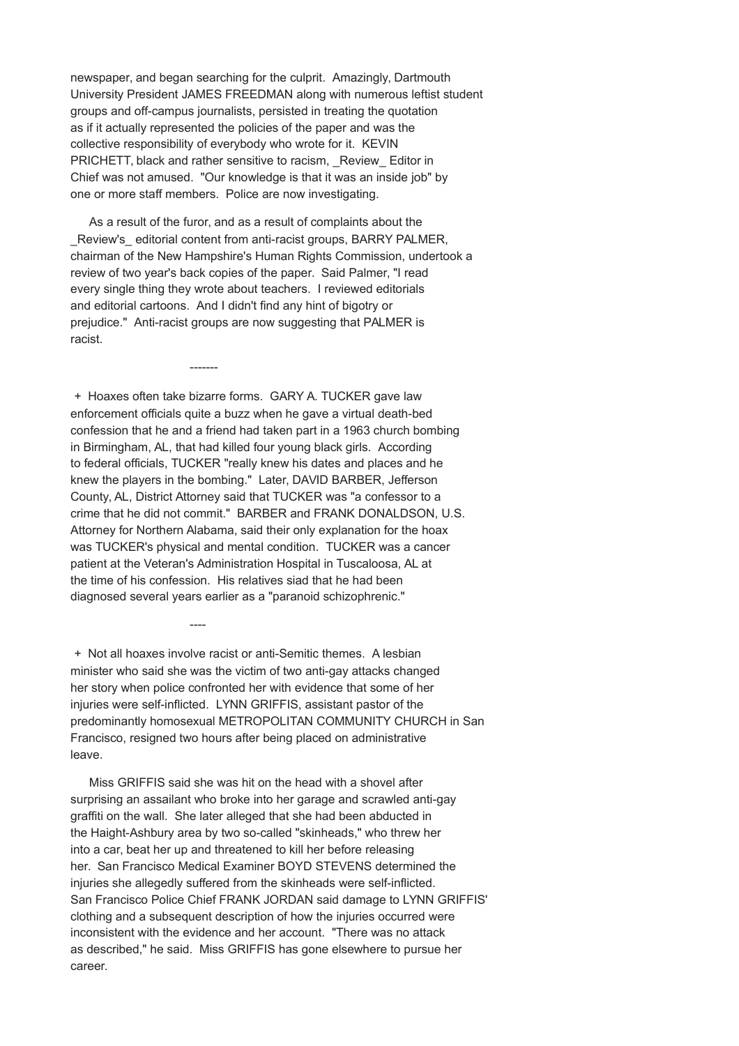newspaper, and began searching for the culprit. Amazingly, Dartmouth University President JAMES FREEDMAN along with numerous leftist student groups and off-campus journalists, persisted in treating the quotation as if it actually represented the policies of the paper and was the collective responsibility of everybody who wrote for it. KEVIN PRICHETT, black and rather sensitive to racism, _Review_ Editor in Chief was not amused. "Our knowledge is that it was an inside job" by one or more staff members. Police are now investigating.

As a result of the furor, and as a result of complaints about the _Review's_ editorial content from anti-racist groups, BARRY PALMER, chairman of the New Hampshire's Human Rights Commission, undertook a review of two year's back copies of the paper. Said Palmer, "I read every single thing they wrote about teachers. I reviewed editorials and editorial cartoons. And I didn't find any hint of bigotry or prejudice." Anti-racist groups are now suggesting that PALMER is racist.

-------

+ Hoaxes often take bizarre forms. GARY A. TUCKER gave law enforcement officials quite a buzz when he gave a virtual death-bed confession that he and a friend had taken part in a 1963 church bombing in Birmingham, AL, that had killed four young black girls. According to federal officials, TUCKER "really knew his dates and places and he knew the players in the bombing." Later, DAVID BARBER, Jefferson County, AL, District Attorney said that TUCKER was "a confessor to a crime that he did not commit." BARBER and FRANK DONALDSON, U.S. Attorney for Northern Alabama, said their only explanation for the hoax was TUCKER's physical and mental condition. TUCKER was a cancer patient at the Veteran's Administration Hospital in Tuscaloosa, AL at the time of his confession. His relatives siad that he had been diagnosed several years earlier as a "paranoid schizophrenic."

----

+ Not all hoaxes involve racist or anti-Semitic themes. A lesbian minister who said she was the victim of two anti-gay attacks changed her story when police confronted her with evidence that some of her injuries were self-inflicted. LYNN GRIFFIS, assistant pastor of the predominantly homosexual METROPOLITAN COMMUNITY CHURCH in San Francisco, resigned two hours after being placed on administrative leave.

Miss GRIFFIS said she was hit on the head with a shovel after surprising an assailant who broke into her garage and scrawled anti-gay graffiti on the wall. She later alleged that she had been abducted in the Haight-Ashbury area by two so-called "skinheads," who threw her into a car, beat her up and threatened to kill her before releasing her. San Francisco Medical Examiner BOYD STEVENS determined the injuries she allegedly suffered from the skinheads were self-inflicted. San Francisco Police Chief FRANK JORDAN said damage to LYNN GRIFFIS' clothing and a subsequent description of how the injuries occurred were inconsistent with the evidence and her account. "There was no attack as described," he said. Miss GRIFFIS has gone elsewhere to pursue her career.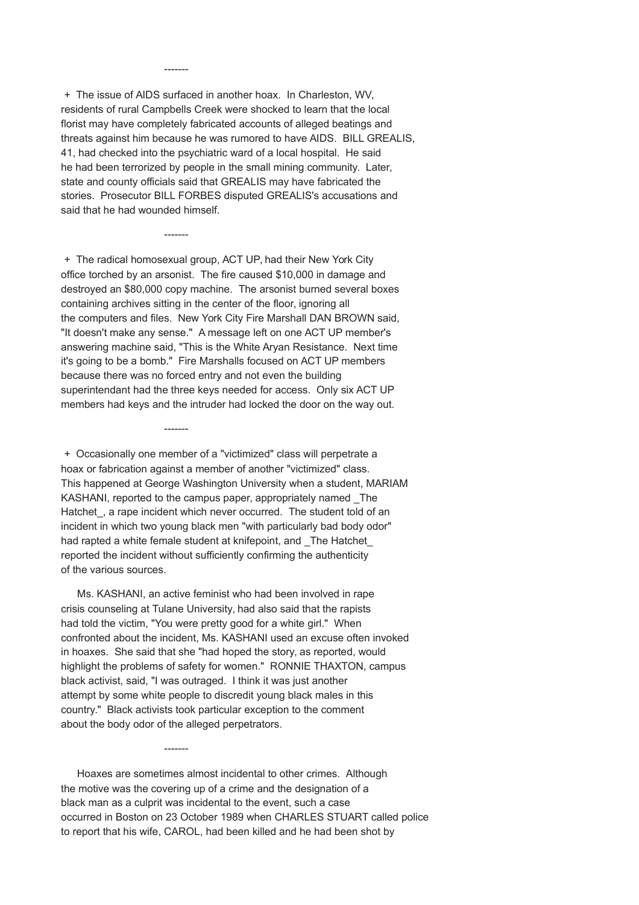-------

+ The issue of AIDS surfaced in another hoax. In Charleston, WV, residents of rural Campbells Creek were shocked to learn that the local florist may have completely fabricated accounts of alleged beatings and threats against him because he was rumored to have AIDS. BILL GREALIS, 41, had checked into the psychiatric ward of a local hospital. He said he had been terrorized by people in the small mining community. Later, state and county officials said that GREALIS may have fabricated the stories. Prosecutor BILL FORBES disputed GREALIS's accusations and said that he had wounded himself.

-------

+ The radical homosexual group, ACT UP, had their New York City office torched by an arsonist. The fire caused $10,000 in damage and destroyed an $80,000 copy machine. The arsonist burned several boxes containing archives sitting in the center of the floor, ignoring all the computers and files. New York City Fire Marshall DAN BROWN said, "It doesn't make any sense." A message left on one ACT UP member's answering machine said, "This is the White Aryan Resistance. Next time it's going to be a bomb." Fire Marshalls focused on ACT UP members because there was no forced entry and not even the building superintendant had the three keys needed for access. Only six ACT UP members had keys and the intruder had locked the door on the way out.

-------

+ Occasionally one member of a "victimized" class will perpetrate a hoax or fabrication against a member of another "victimized" class. This happened at George Washington University when a student, MARIAM KASHANI, reported to the campus paper, appropriately named _The Hatchet_, a rape incident which never occurred. The student told of an incident in which two young black men "with particularly bad body odor" had rapted a white female student at knifepoint, and _The Hatchet_ reported the incident without sufficiently confirming the authenticity of the various sources.

Ms. KASHANI, an active feminist who had been involved in rape crisis counseling at Tulane University, had also said that the rapists had told the victim, "You were pretty good for a white girl." When confronted about the incident, Ms. KASHANI used an excuse often invoked in hoaxes. She said that she "had hoped the story, as reported, would highlight the problems of safety for women." RONNIE THAXTON, campus black activist, said, "I was outraged. I think it was just another attempt by some white people to discredit young black males in this country." Black activists took particular exception to the comment about the body odor of the alleged perpetrators.

-------

Hoaxes are sometimes almost incidental to other crimes. Although the motive was the covering up of a crime and the designation of a black man as a culprit was incidental to the event, such a case occurred in Boston on 23 October 1989 when CHARLES STUART called police to report that his wife, CAROL, had been killed and he had been shot by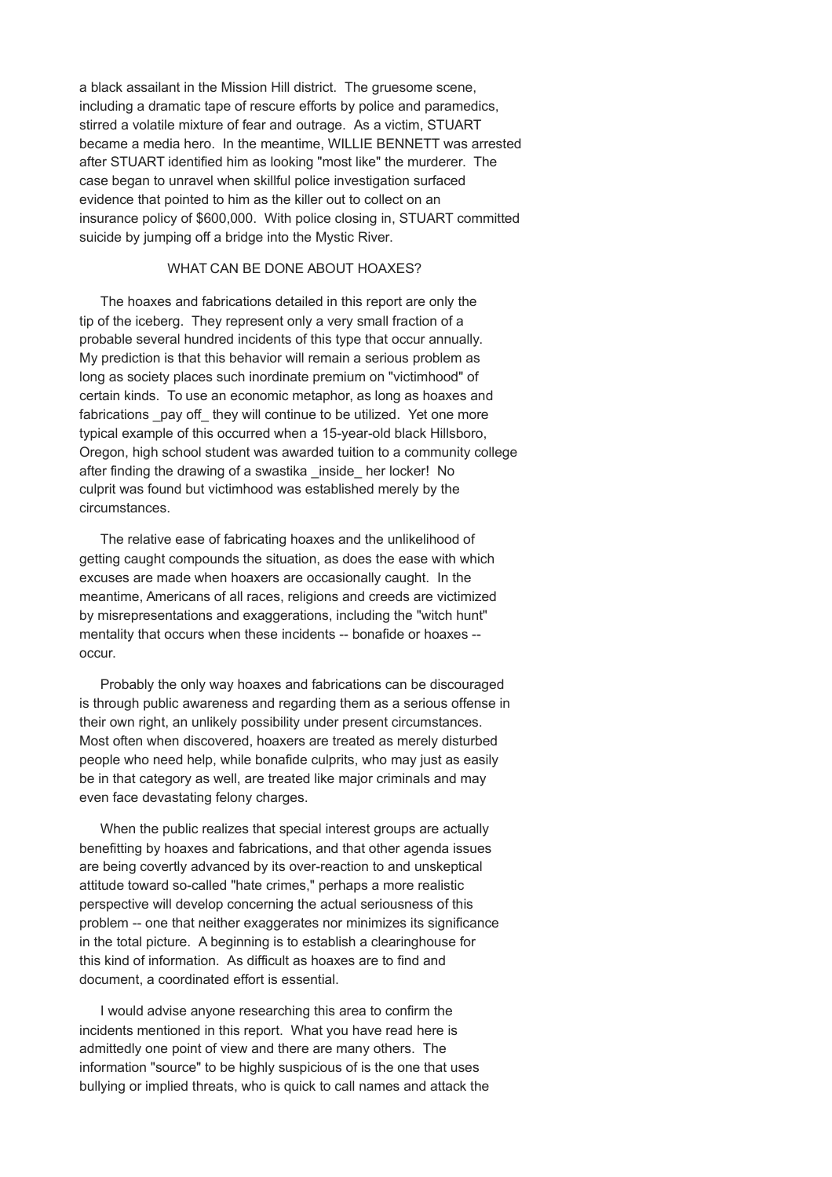a black assailant in the Mission Hill district. The gruesome scene, including a dramatic tape of rescure efforts by police and paramedics, stirred a volatile mixture of fear and outrage. As a victim, STUART became a media hero. In the meantime, WILLIE BENNETT was arrested after STUART identified him as looking "most like" the murderer. The case began to unravel when skillful police investigation surfaced evidence that pointed to him as the killer out to collect on an insurance policy of $600,000. With police closing in, STUART committed suicide by jumping off a bridge into the Mystic River.

## WHAT CAN BE DONE ABOUT HOAXES?

The hoaxes and fabrications detailed in this report are only the tip of the iceberg. They represent only a very small fraction of a probable several hundred incidents of this type that occur annually. My prediction is that this behavior will remain a serious problem as long as society places such inordinate premium on "victimhood" of certain kinds. To use an economic metaphor, as long as hoaxes and fabrications _pay off_ they will continue to be utilized. Yet one more typical example of this occurred when a 15-year-old black Hillsboro, Oregon, high school student was awarded tuition to a community college after finding the drawing of a swastika _inside_ her locker! No culprit was found but victimhood was established merely by the circumstances.

The relative ease of fabricating hoaxes and the unlikelihood of getting caught compounds the situation, as does the ease with which excuses are made when hoaxers are occasionally caught. In the meantime, Americans of all races, religions and creeds are victimized by misrepresentations and exaggerations, including the "witch hunt" mentality that occurs when these incidents -- bonafide or hoaxes -- occur.

Probably the only way hoaxes and fabrications can be discouraged is through public awareness and regarding them as a serious offense in their own right, an unlikely possibility under present circumstances. Most often when discovered, hoaxers are treated as merely disturbed people who need help, while bonafide culprits, who may just as easily be in that category as well, are treated like major criminals and may even face devastating felony charges.

When the public realizes that special interest groups are actually benefitting by hoaxes and fabrications, and that other agenda issues are being covertly advanced by its over-reaction to and unskeptical attitude toward so-called "hate crimes," perhaps a more realistic perspective will develop concerning the actual seriousness of this problem -- one that neither exaggerates nor minimizes its significance in the total picture. A beginning is to establish a clearinghouse for this kind of information. As difficult as hoaxes are to find and document, a coordinated effort is essential.

I would advise anyone researching this area to confirm the incidents mentioned in this report. What you have read here is admittedly one point of view and there are many others. The information "source" to be highly suspicious of is the one that uses bullying or implied threats, who is quick to call names and attack the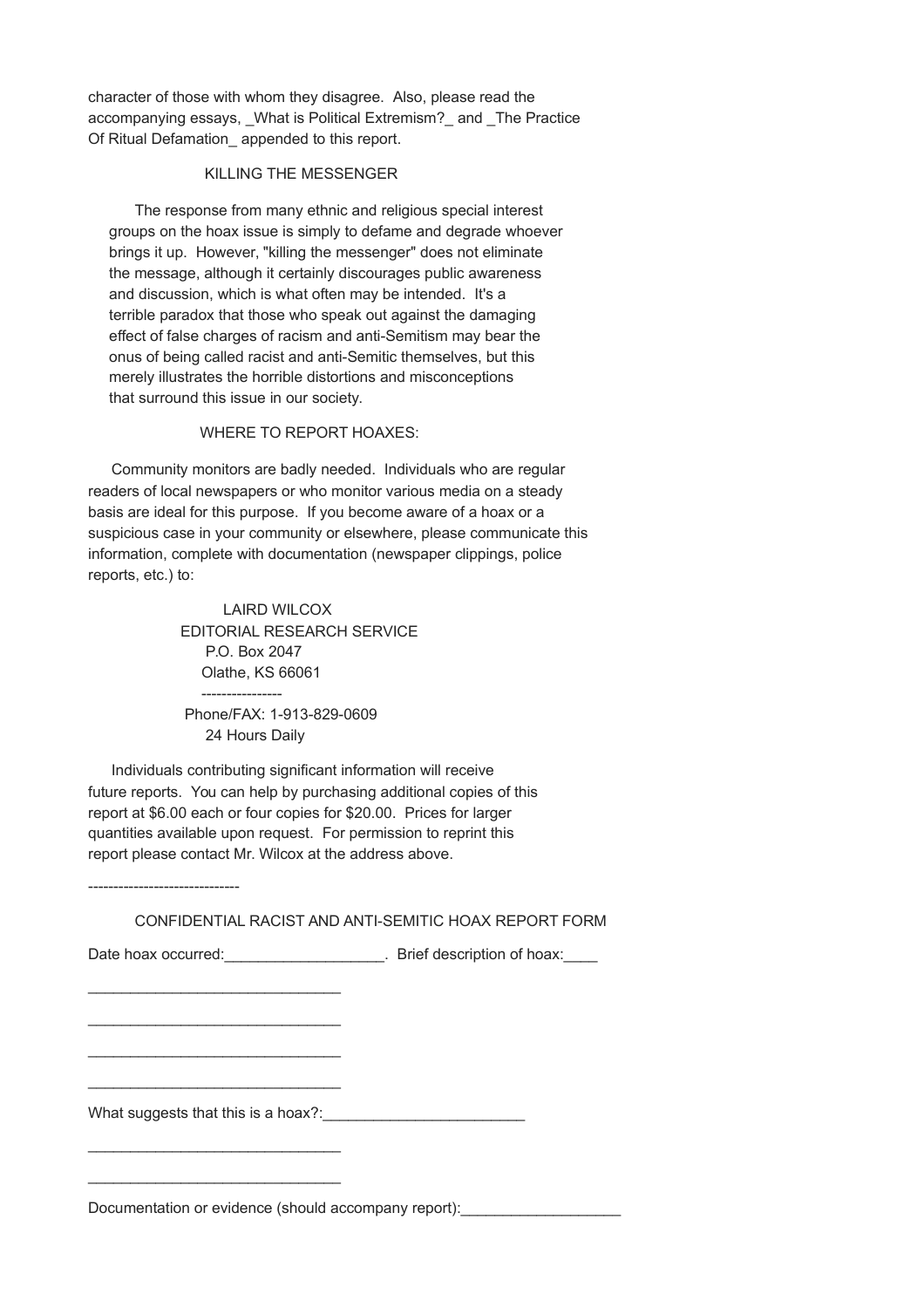character of those with whom they disagree. Also, please read the accompanying essays, _What is Political Extremism?_ and _The Practice Of Ritual Defamation_ appended to this report.

## KILLING THE MESSENGER

The response from many ethnic and religious special interest groups on the hoax issue is simply to defame and degrade whoever brings it up. However, "killing the messenger" does not eliminate the message, although it certainly discourages public awareness and discussion, which is what often may be intended. It's a terrible paradox that those who speak out against the damaging effect of false charges of racism and anti-Semitism may bear the onus of being called racist and anti-Semitic themselves, but this merely illustrates the horrible distortions and misconceptions that surround this issue in our society.

## WHERE TO REPORT HOAXES:

Community monitors are badly needed. Individuals who are regular readers of local newspapers or who monitor various media on a steady basis are ideal for this purpose. If you become aware of a hoax or a suspicious case in your community or elsewhere, please communicate this information, complete with documentation (newspaper clippings, police reports, etc.) to:

LAIRD WILCOX
EDITORIAL RESEARCH SERVICE
P.O. Box 2047
Olathe, KS 66061
----------------
Phone/FAX: 1-913-829-0609
24 Hours Daily

Individuals contributing significant information will receive future reports. You can help by purchasing additional copies of this report at $6.00 each or four copies for $20.00. Prices for larger quantities available upon request. For permission to reprint this report please contact Mr. Wilcox at the address above.

------------------------------

## CONFIDENTIAL RACIST AND ANTI-SEMITIC HOAX REPORT FORM

Date hoax occurred:___________________. Brief description of hoax:____

______________________________

______________________________

______________________________

______________________________

What suggests that this is a hoax?:________________________

______________________________

______________________________

Documentation or evidence (should accompany report):___________________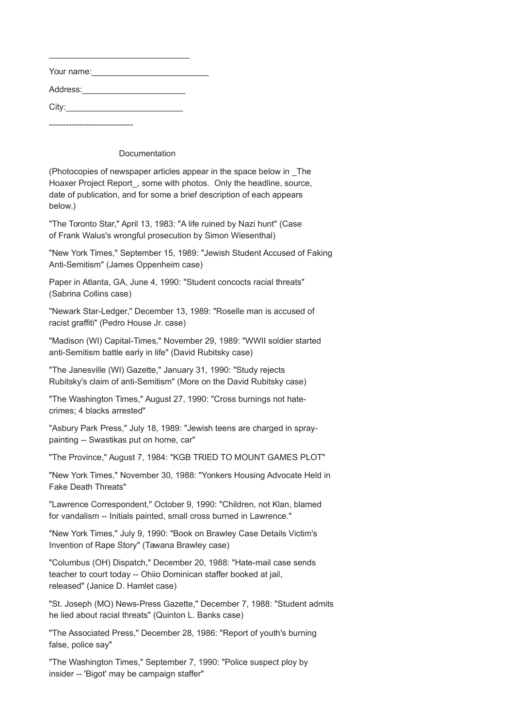______________________________

Your name:_________________________

Address:______________________

City:_________________________

------------------------------

Documentation

(Photocopies of newspaper articles appear in the space below in _The Hoaxer Project Report_, some with photos. Only the headline, source, date of publication, and for some a brief description of each appears below.)

"The Toronto Star," April 13, 1983: "A life ruined by Nazi hunt" (Case of Frank Walus's wrongful prosecution by Simon Wiesenthal)

"New York Times," September 15, 1989: "Jewish Student Accused of Faking Anti-Semitism" (James Oppenheim case)

Paper in Atlanta, GA, June 4, 1990: "Student concocts racial threats" (Sabrina Collins case)

"Newark Star-Ledger," December 13, 1989: "Roselle man is accused of racist graffiti" (Pedro House Jr. case)

"Madison (WI) Capital-Times," November 29, 1989: "WWII soldier started anti-Semitism battle early in life" (David Rubitsky case)

"The Janesville (WI) Gazette," January 31, 1990: "Study rejects Rubitsky's claim of anti-Semitism" (More on the David Rubitsky case)

"The Washington Times," August 27, 1990: "Cross burnings not hate-crimes; 4 blacks arrested"

"Asbury Park Press," July 18, 1989: "Jewish teens are charged in spray-painting -- Swastikas put on home, car"

"The Province," August 7, 1984: "KGB TRIED TO MOUNT GAMES PLOT"

"New York Times," November 30, 1988: "Yonkers Housing Advocate Held in Fake Death Threats"

"Lawrence Correspondent," October 9, 1990: "Children, not Klan, blamed for vandalism -- Initials painted, small cross burned in Lawrence."

"New York Times," July 9, 1990: "Book on Brawley Case Details Victim's Invention of Rape Story" (Tawana Brawley case)

"Columbus (OH) Dispatch," December 20, 1988: "Hate-mail case sends teacher to court today -- Ohiio Dominican staffer booked at jail, released" (Janice D. Hamlet case)

"St. Joseph (MO) News-Press Gazette," December 7, 1988: "Student admits he lied about racial threats" (Quinton L. Banks case)

"The Associated Press," December 28, 1986: "Report of youth's burning false, police say"

"The Washington Times," September 7, 1990: "Police suspect ploy by insider -- 'Bigot' may be campaign staffer"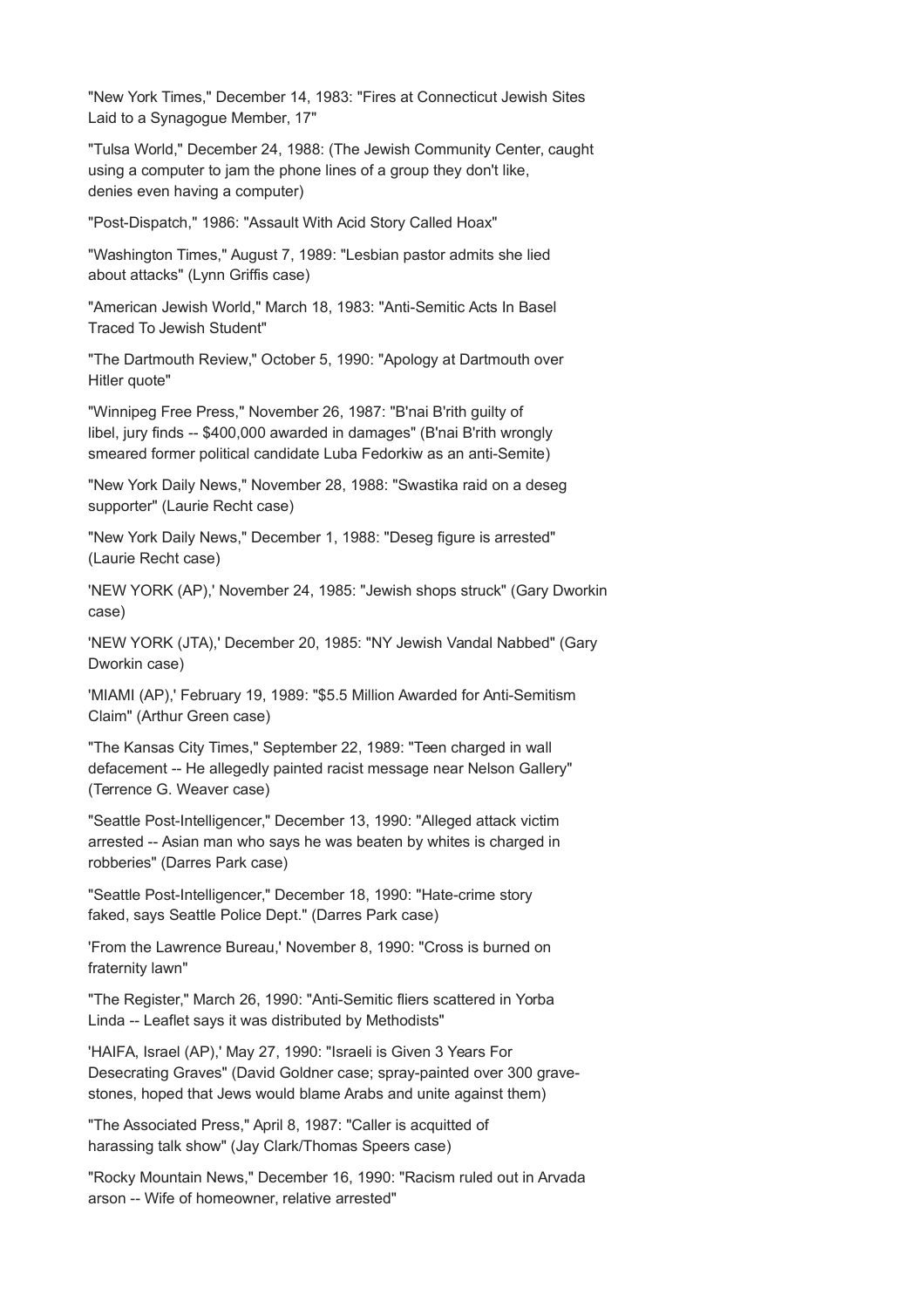"New York Times," December 14, 1983: "Fires at Connecticut Jewish Sites Laid to a Synagogue Member, 17"

"Tulsa World," December 24, 1988: (The Jewish Community Center, caught using a computer to jam the phone lines of a group they don't like, denies even having a computer)

"Post-Dispatch," 1986: "Assault With Acid Story Called Hoax"

"Washington Times," August 7, 1989: "Lesbian pastor admits she lied about attacks" (Lynn Griffis case)

"American Jewish World," March 18, 1983: "Anti-Semitic Acts In Basel Traced To Jewish Student"

"The Dartmouth Review," October 5, 1990: "Apology at Dartmouth over Hitler quote"

"Winnipeg Free Press," November 26, 1987: "B'nai B'rith guilty of libel, jury finds -- $400,000 awarded in damages" (B'nai B'rith wrongly smeared former political candidate Luba Fedorkiw as an anti-Semite)

"New York Daily News," November 28, 1988: "Swastika raid on a deseg supporter" (Laurie Recht case)

"New York Daily News," December 1, 1988: "Deseg figure is arrested" (Laurie Recht case)

'NEW YORK (AP),' November 24, 1985: "Jewish shops struck" (Gary Dworkin case)

'NEW YORK (JTA),' December 20, 1985: "NY Jewish Vandal Nabbed" (Gary Dworkin case)

'MIAMI (AP),' February 19, 1989: "$5.5 Million Awarded for Anti-Semitism Claim" (Arthur Green case)

"The Kansas City Times," September 22, 1989: "Teen charged in wall defacement -- He allegedly painted racist message near Nelson Gallery" (Terrence G. Weaver case)

"Seattle Post-Intelligencer," December 13, 1990: "Alleged attack victim arrested -- Asian man who says he was beaten by whites is charged in robberies" (Darres Park case)

"Seattle Post-Intelligencer," December 18, 1990: "Hate-crime story faked, says Seattle Police Dept." (Darres Park case)

'From the Lawrence Bureau,' November 8, 1990: "Cross is burned on fraternity lawn"

"The Register," March 26, 1990: "Anti-Semitic fliers scattered in Yorba Linda -- Leaflet says it was distributed by Methodists"

'HAIFA, Israel (AP),' May 27, 1990: "Israeli is Given 3 Years For Desecrating Graves" (David Goldner case; spray-painted over 300 grave-stones, hoped that Jews would blame Arabs and unite against them)

"The Associated Press," April 8, 1987: "Caller is acquitted of harassing talk show" (Jay Clark/Thomas Speers case)

"Rocky Mountain News," December 16, 1990: "Racism ruled out in Arvada arson -- Wife of homeowner, relative arrested"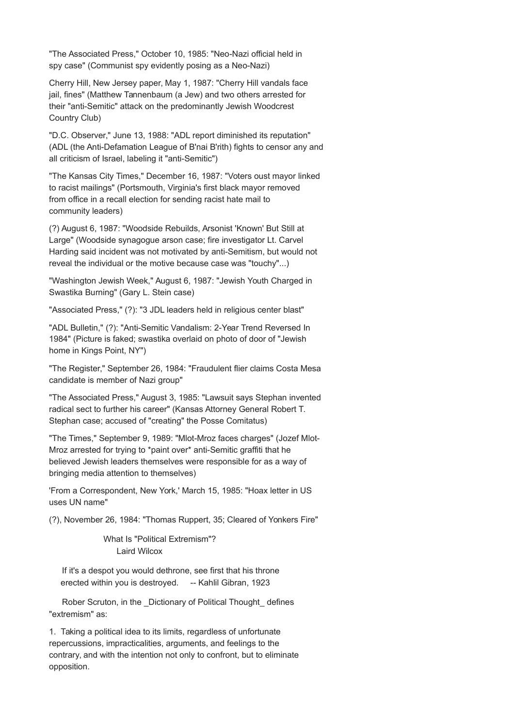"The Associated Press," October 10, 1985: "Neo-Nazi official held in spy case" (Communist spy evidently posing as a Neo-Nazi)

Cherry Hill, New Jersey paper, May 1, 1987: "Cherry Hill vandals face jail, fines" (Matthew Tannenbaum (a Jew) and two others arrested for their "anti-Semitic" attack on the predominantly Jewish Woodcrest Country Club)

"D.C. Observer," June 13, 1988: "ADL report diminished its reputation" (ADL (the Anti-Defamation League of B'nai B'rith) fights to censor any and all criticism of Israel, labeling it "anti-Semitic")

"The Kansas City Times," December 16, 1987: "Voters oust mayor linked to racist mailings" (Portsmouth, Virginia's first black mayor removed from office in a recall election for sending racist hate mail to community leaders)

(?) August 6, 1987: "Woodside Rebuilds, Arsonist 'Known' But Still at Large" (Woodside synagogue arson case; fire investigator Lt. Carvel Harding said incident was not motivated by anti-Semitism, but would not reveal the individual or the motive because case was "touchy"...)

"Washington Jewish Week," August 6, 1987: "Jewish Youth Charged in Swastika Burning" (Gary L. Stein case)

"Associated Press," (?): "3 JDL leaders held in religious center blast"

"ADL Bulletin," (?): "Anti-Semitic Vandalism: 2-Year Trend Reversed In 1984" (Picture is faked; swastika overlaid on photo of door of "Jewish home in Kings Point, NY")

"The Register," September 26, 1984: "Fraudulent flier claims Costa Mesa candidate is member of Nazi group"

"The Associated Press," August 3, 1985: "Lawsuit says Stephan invented radical sect to further his career" (Kansas Attorney General Robert T. Stephan case; accused of "creating" the Posse Comitatus)

"The Times," September 9, 1989: "Mlot-Mroz faces charges" (Jozef Mlot-Mroz arrested for trying to *paint over* anti-Semitic graffiti that he believed Jewish leaders themselves were responsible for as a way of bringing media attention to themselves)

'From a Correspondent, New York,' March 15, 1985: "Hoax letter in US uses UN name"

(?), November 26, 1984: "Thomas Ruppert, 35; Cleared of Yonkers Fire"

## What Is "Political Extremism"?

Laird Wilcox

> If it's a despot you would dethrone, see first that his throne erected within you is destroyed. -- Kahlil Gibran, 1923

Rober Scruton, in the _Dictionary of Political Thought_ defines "extremism" as:

1. Taking a political idea to its limits, regardless of unfortunate repercussions, impracticalities, arguments, and feelings to the contrary, and with the intention not only to confront, but to eliminate opposition.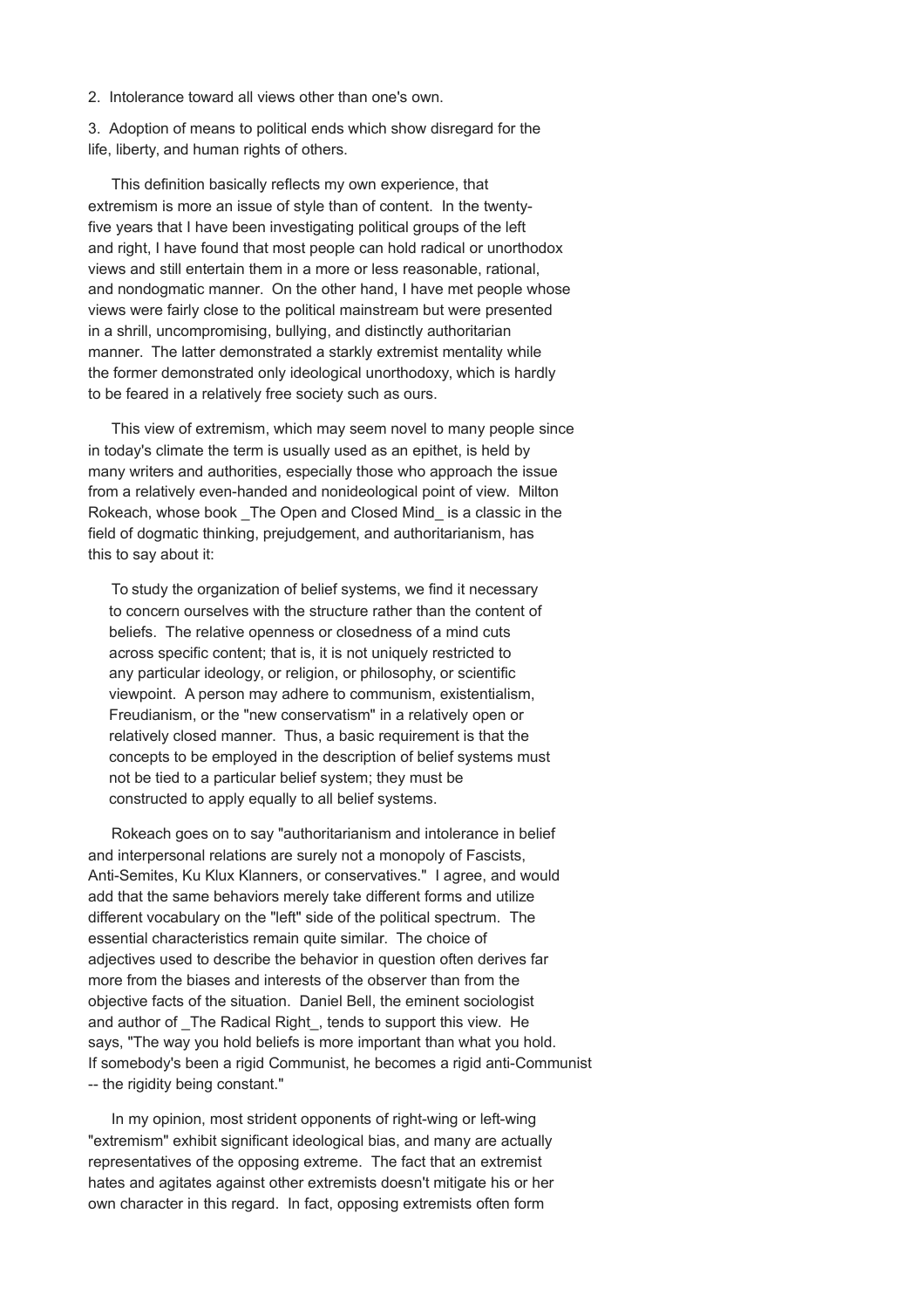2. Intolerance toward all views other than one's own.

3. Adoption of means to political ends which show disregard for the life, liberty, and human rights of others.

This definition basically reflects my own experience, that extremism is more an issue of style than of content. In the twenty-five years that I have been investigating political groups of the left and right, I have found that most people can hold radical or unorthodox views and still entertain them in a more or less reasonable, rational, and nondogmatic manner. On the other hand, I have met people whose views were fairly close to the political mainstream but were presented in a shrill, uncompromising, bullying, and distinctly authoritarian manner. The latter demonstrated a starkly extremist mentality while the former demonstrated only ideological unorthodoxy, which is hardly to be feared in a relatively free society such as ours.

This view of extremism, which may seem novel to many people since in today's climate the term is usually used as an epithet, is held by many writers and authorities, especially those who approach the issue from a relatively even-handed and nonideological point of view. Milton Rokeach, whose book _The Open and Closed Mind_ is a classic in the field of dogmatic thinking, prejudgement, and authoritarianism, has this to say about it:

> To study the organization of belief systems, we find it necessary to concern ourselves with the structure rather than the content of beliefs. The relative openness or closedness of a mind cuts across specific content; that is, it is not uniquely restricted to any particular ideology, or religion, or philosophy, or scientific viewpoint. A person may adhere to communism, existentialism, Freudianism, or the "new conservatism" in a relatively open or relatively closed manner. Thus, a basic requirement is that the concepts to be employed in the description of belief systems must not be tied to a particular belief system; they must be constructed to apply equally to all belief systems.

Rokeach goes on to say "authoritarianism and intolerance in belief and interpersonal relations are surely not a monopoly of Fascists, Anti-Semites, Ku Klux Klanners, or conservatives." I agree, and would add that the same behaviors merely take different forms and utilize different vocabulary on the "left" side of the political spectrum. The essential characteristics remain quite similar. The choice of adjectives used to describe the behavior in question often derives far more from the biases and interests of the observer than from the objective facts of the situation. Daniel Bell, the eminent sociologist and author of _The Radical Right_, tends to support this view. He says, "The way you hold beliefs is more important than what you hold. If somebody's been a rigid Communist, he becomes a rigid anti-Communist -- the rigidity being constant."

In my opinion, most strident opponents of right-wing or left-wing "extremism" exhibit significant ideological bias, and many are actually representatives of the opposing extreme. The fact that an extremist hates and agitates against other extremists doesn't mitigate his or her own character in this regard. In fact, opposing extremists often form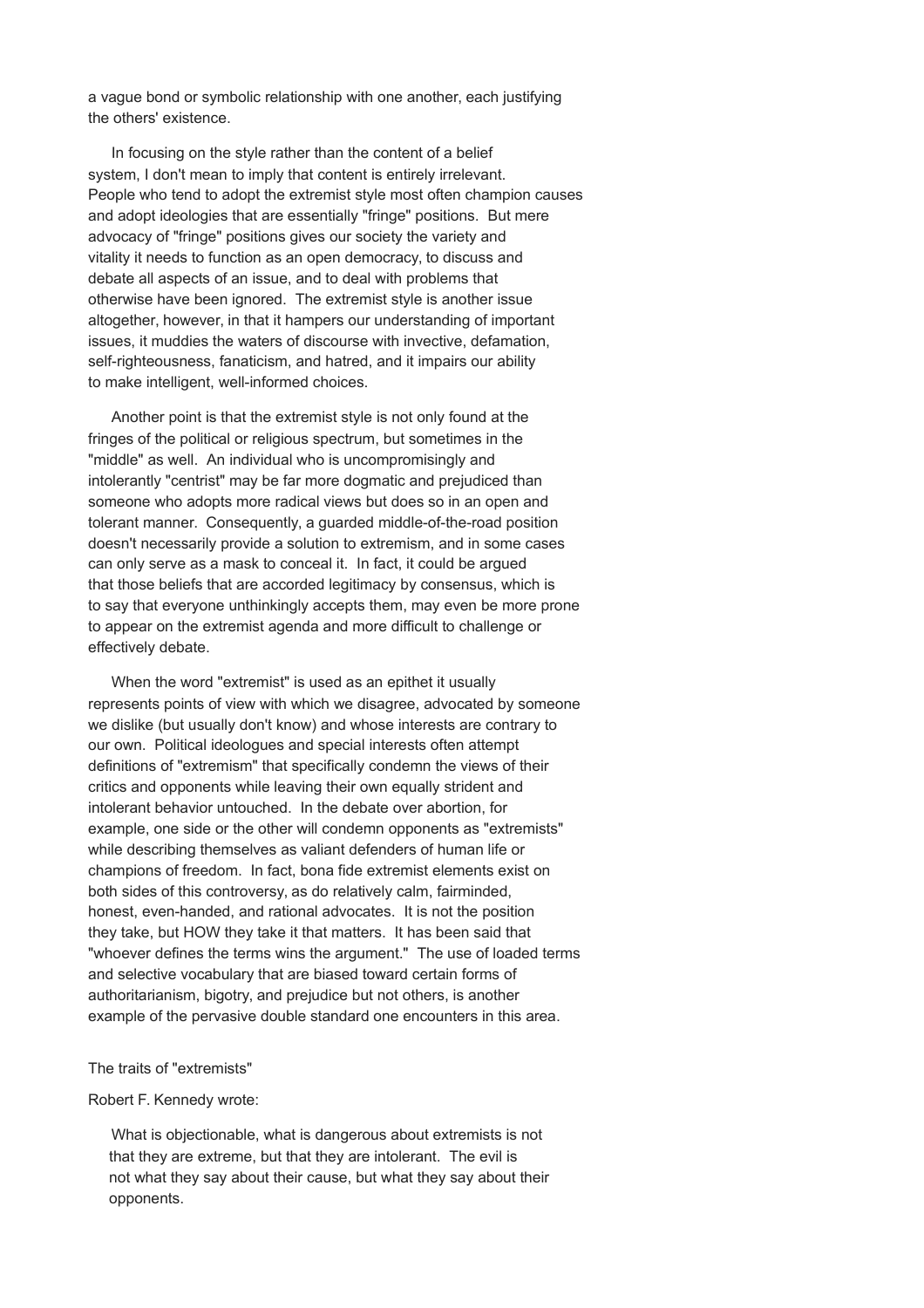a vague bond or symbolic relationship with one another, each justifying the others' existence.

In focusing on the style rather than the content of a belief system, I don't mean to imply that content is entirely irrelevant. People who tend to adopt the extremist style most often champion causes and adopt ideologies that are essentially "fringe" positions. But mere advocacy of "fringe" positions gives our society the variety and vitality it needs to function as an open democracy, to discuss and debate all aspects of an issue, and to deal with problems that otherwise have been ignored. The extremist style is another issue altogether, however, in that it hampers our understanding of important issues, it muddies the waters of discourse with invective, defamation, self-righteousness, fanaticism, and hatred, and it impairs our ability to make intelligent, well-informed choices.

Another point is that the extremist style is not only found at the fringes of the political or religious spectrum, but sometimes in the "middle" as well. An individual who is uncompromisingly and intolerantly "centrist" may be far more dogmatic and prejudiced than someone who adopts more radical views but does so in an open and tolerant manner. Consequently, a guarded middle-of-the-road position doesn't necessarily provide a solution to extremism, and in some cases can only serve as a mask to conceal it. In fact, it could be argued that those beliefs that are accorded legitimacy by consensus, which is to say that everyone unthinkingly accepts them, may even be more prone to appear on the extremist agenda and more difficult to challenge or effectively debate.

When the word "extremist" is used as an epithet it usually represents points of view with which we disagree, advocated by someone we dislike (but usually don't know) and whose interests are contrary to our own. Political ideologues and special interests often attempt definitions of "extremism" that specifically condemn the views of their critics and opponents while leaving their own equally strident and intolerant behavior untouched. In the debate over abortion, for example, one side or the other will condemn opponents as "extremists" while describing themselves as valiant defenders of human life or champions of freedom. In fact, bona fide extremist elements exist on both sides of this controversy, as do relatively calm, fairminded, honest, even-handed, and rational advocates. It is not the position they take, but HOW they take it that matters. It has been said that "whoever defines the terms wins the argument." The use of loaded terms and selective vocabulary that are biased toward certain forms of authoritarianism, bigotry, and prejudice but not others, is another example of the pervasive double standard one encounters in this area.

## The traits of "extremists"

Robert F. Kennedy wrote:

> What is objectionable, what is dangerous about extremists is not that they are extreme, but that they are intolerant. The evil is not what they say about their cause, but what they say about their opponents.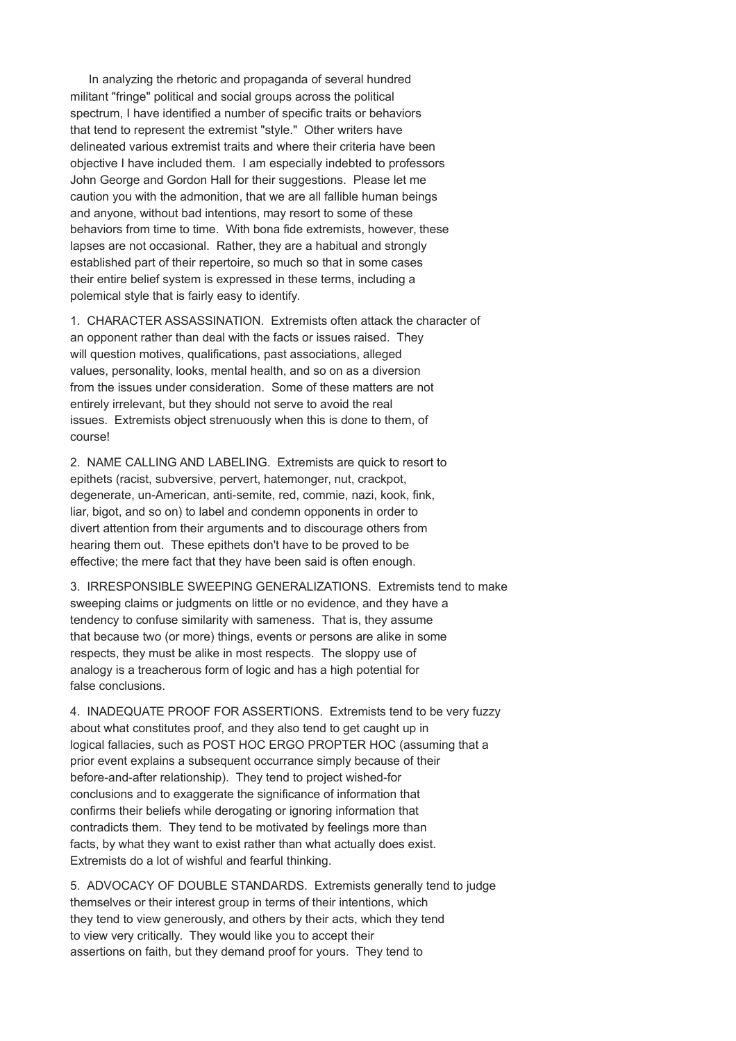In analyzing the rhetoric and propaganda of several hundred militant "fringe" political and social groups across the political spectrum, I have identified a number of specific traits or behaviors that tend to represent the extremist "style." Other writers have delineated various extremist traits and where their criteria have been objective I have included them. I am especially indebted to professors John George and Gordon Hall for their suggestions. Please let me caution you with the admonition, that we are all fallible human beings and anyone, without bad intentions, may resort to some of these behaviors from time to time. With bona fide extremists, however, these lapses are not occasional. Rather, they are a habitual and strongly established part of their repertoire, so much so that in some cases their entire belief system is expressed in these terms, including a polemical style that is fairly easy to identify.

1. CHARACTER ASSASSINATION. Extremists often attack the character of an opponent rather than deal with the facts or issues raised. They will question motives, qualifications, past associations, alleged values, personality, looks, mental health, and so on as a diversion from the issues under consideration. Some of these matters are not entirely irrelevant, but they should not serve to avoid the real issues. Extremists object strenuously when this is done to them, of course!

2. NAME CALLING AND LABELING. Extremists are quick to resort to epithets (racist, subversive, pervert, hatemonger, nut, crackpot, degenerate, un-American, anti-semite, red, commie, nazi, kook, fink, liar, bigot, and so on) to label and condemn opponents in order to divert attention from their arguments and to discourage others from hearing them out. These epithets don't have to be proved to be effective; the mere fact that they have been said is often enough.

3. IRRESPONSIBLE SWEEPING GENERALIZATIONS. Extremists tend to make sweeping claims or judgments on little or no evidence, and they have a tendency to confuse similarity with sameness. That is, they assume that because two (or more) things, events or persons are alike in some respects, they must be alike in most respects. The sloppy use of analogy is a treacherous form of logic and has a high potential for false conclusions.

4. INADEQUATE PROOF FOR ASSERTIONS. Extremists tend to be very fuzzy about what constitutes proof, and they also tend to get caught up in logical fallacies, such as POST HOC ERGO PROPTER HOC (assuming that a prior event explains a subsequent occurrance simply because of their before-and-after relationship). They tend to project wished-for conclusions and to exaggerate the significance of information that confirms their beliefs while derogating or ignoring information that contradicts them. They tend to be motivated by feelings more than facts, by what they want to exist rather than what actually does exist. Extremists do a lot of wishful and fearful thinking.

5. ADVOCACY OF DOUBLE STANDARDS. Extremists generally tend to judge themselves or their interest group in terms of their intentions, which they tend to view generously, and others by their acts, which they tend to view very critically. They would like you to accept their assertions on faith, but they demand proof for yours. They tend to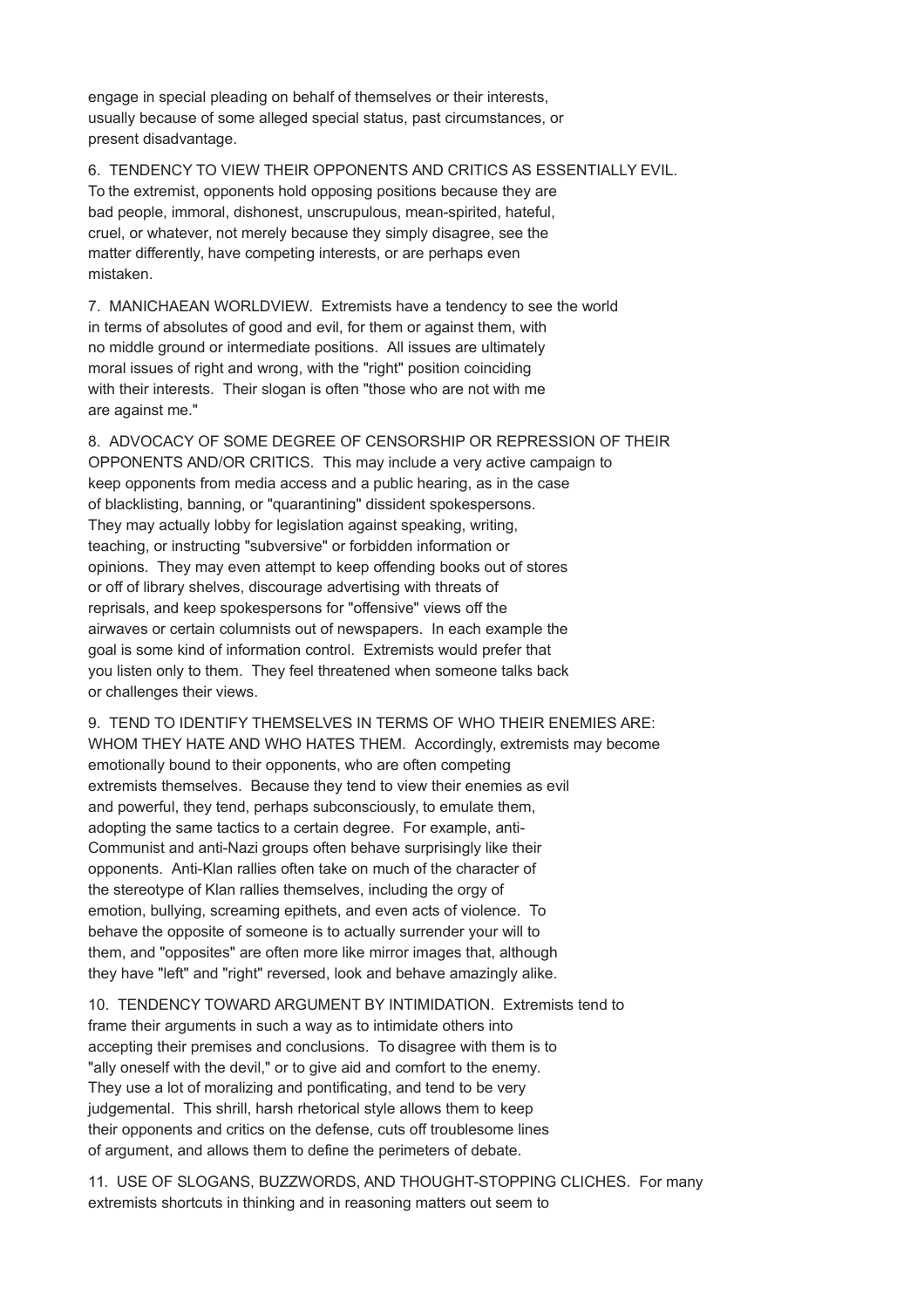engage in special pleading on behalf of themselves or their interests, usually because of some alleged special status, past circumstances, or present disadvantage.

6. TENDENCY TO VIEW THEIR OPPONENTS AND CRITICS AS ESSENTIALLY EVIL. To the extremist, opponents hold opposing positions because they are bad people, immoral, dishonest, unscrupulous, mean-spirited, hateful, cruel, or whatever, not merely because they simply disagree, see the matter differently, have competing interests, or are perhaps even mistaken.

7. MANICHAEAN WORLDVIEW. Extremists have a tendency to see the world in terms of absolutes of good and evil, for them or against them, with no middle ground or intermediate positions. All issues are ultimately moral issues of right and wrong, with the "right" position coinciding with their interests. Their slogan is often "those who are not with me are against me."

8. ADVOCACY OF SOME DEGREE OF CENSORSHIP OR REPRESSION OF THEIR OPPONENTS AND/OR CRITICS. This may include a very active campaign to keep opponents from media access and a public hearing, as in the case of blacklisting, banning, or "quarantining" dissident spokespersons. They may actually lobby for legislation against speaking, writing, teaching, or instructing "subversive" or forbidden information or opinions. They may even attempt to keep offending books out of stores or off of library shelves, discourage advertising with threats of reprisals, and keep spokespersons for "offensive" views off the airwaves or certain columnists out of newspapers. In each example the goal is some kind of information control. Extremists would prefer that you listen only to them. They feel threatened when someone talks back or challenges their views.

9. TEND TO IDENTIFY THEMSELVES IN TERMS OF WHO THEIR ENEMIES ARE: WHOM THEY HATE AND WHO HATES THEM. Accordingly, extremists may become emotionally bound to their opponents, who are often competing extremists themselves. Because they tend to view their enemies as evil and powerful, they tend, perhaps subconsciously, to emulate them, adopting the same tactics to a certain degree. For example, anti-Communist and anti-Nazi groups often behave surprisingly like their opponents. Anti-Klan rallies often take on much of the character of the stereotype of Klan rallies themselves, including the orgy of emotion, bullying, screaming epithets, and even acts of violence. To behave the opposite of someone is to actually surrender your will to them, and "opposites" are often more like mirror images that, although they have "left" and "right" reversed, look and behave amazingly alike.

10. TENDENCY TOWARD ARGUMENT BY INTIMIDATION. Extremists tend to frame their arguments in such a way as to intimidate others into accepting their premises and conclusions. To disagree with them is to "ally oneself with the devil," or to give aid and comfort to the enemy. They use a lot of moralizing and pontificating, and tend to be very judgemental. This shrill, harsh rhetorical style allows them to keep their opponents and critics on the defense, cuts off troublesome lines of argument, and allows them to define the perimeters of debate.

11. USE OF SLOGANS, BUZZWORDS, AND THOUGHT-STOPPING CLICHES. For many extremists shortcuts in thinking and in reasoning matters out seem to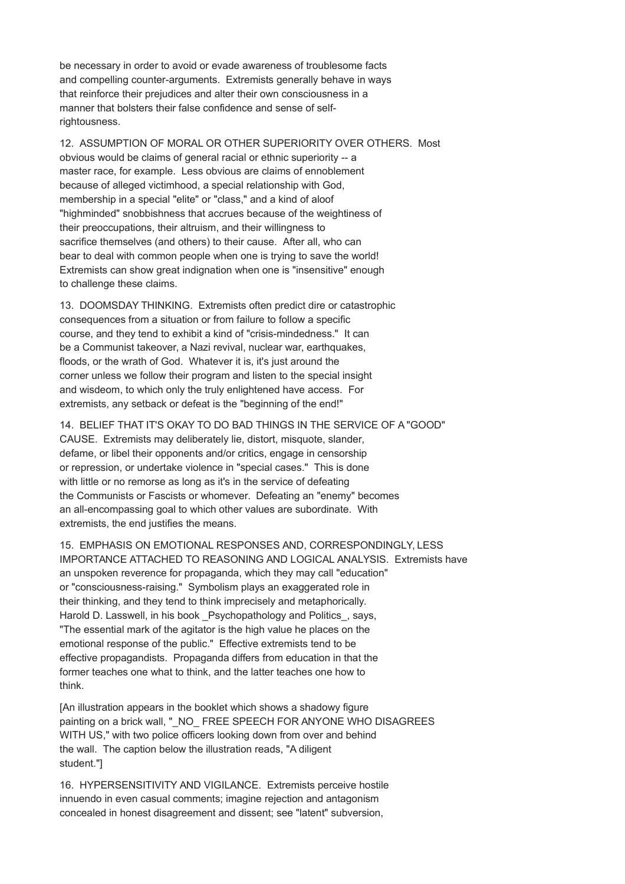be necessary in order to avoid or evade awareness of troublesome facts and compelling counter-arguments. Extremists generally behave in ways that reinforce their prejudices and alter their own consciousness in a manner that bolsters their false confidence and sense of self-rightousness.

12. ASSUMPTION OF MORAL OR OTHER SUPERIORITY OVER OTHERS. Most obvious would be claims of general racial or ethnic superiority -- a master race, for example. Less obvious are claims of ennoblement because of alleged victimhood, a special relationship with God, membership in a special "elite" or "class," and a kind of aloof "highminded" snobbishness that accrues because of the weightiness of their preoccupations, their altruism, and their willingness to sacrifice themselves (and others) to their cause. After all, who can bear to deal with common people when one is trying to save the world! Extremists can show great indignation when one is "insensitive" enough to challenge these claims.

13. DOOMSDAY THINKING. Extremists often predict dire or catastrophic consequences from a situation or from failure to follow a specific course, and they tend to exhibit a kind of "crisis-mindedness." It can be a Communist takeover, a Nazi revival, nuclear war, earthquakes, floods, or the wrath of God. Whatever it is, it's just around the corner unless we follow their program and listen to the special insight and wisdeom, to which only the truly enlightened have access. For extremists, any setback or defeat is the "beginning of the end!"

14. BELIEF THAT IT'S OKAY TO DO BAD THINGS IN THE SERVICE OF A "GOOD" CAUSE. Extremists may deliberately lie, distort, misquote, slander, defame, or libel their opponents and/or critics, engage in censorship or repression, or undertake violence in "special cases." This is done with little or no remorse as long as it's in the service of defeating the Communists or Fascists or whomever. Defeating an "enemy" becomes an all-encompassing goal to which other values are subordinate. With extremists, the end justifies the means.

15. EMPHASIS ON EMOTIONAL RESPONSES AND, CORRESPONDINGLY, LESS IMPORTANCE ATTACHED TO REASONING AND LOGICAL ANALYSIS. Extremists have an unspoken reverence for propaganda, which they may call "education" or "consciousness-raising." Symbolism plays an exaggerated role in their thinking, and they tend to think imprecisely and metaphorically. Harold D. Lasswell, in his book _Psychopathology and Politics_, says, "The essential mark of the agitator is the high value he places on the emotional response of the public." Effective extremists tend to be effective propagandists. Propaganda differs from education in that the former teaches one what to think, and the latter teaches one how to think.

[An illustration appears in the booklet which shows a shadowy figure painting on a brick wall, "_NO_ FREE SPEECH FOR ANYONE WHO DISAGREES WITH US," with two police officers looking down from over and behind the wall. The caption below the illustration reads, "A diligent student."]

16. HYPERSENSITIVITY AND VIGILANCE. Extremists perceive hostile innuendo in even casual comments; imagine rejection and antagonism concealed in honest disagreement and dissent; see "latent" subversion,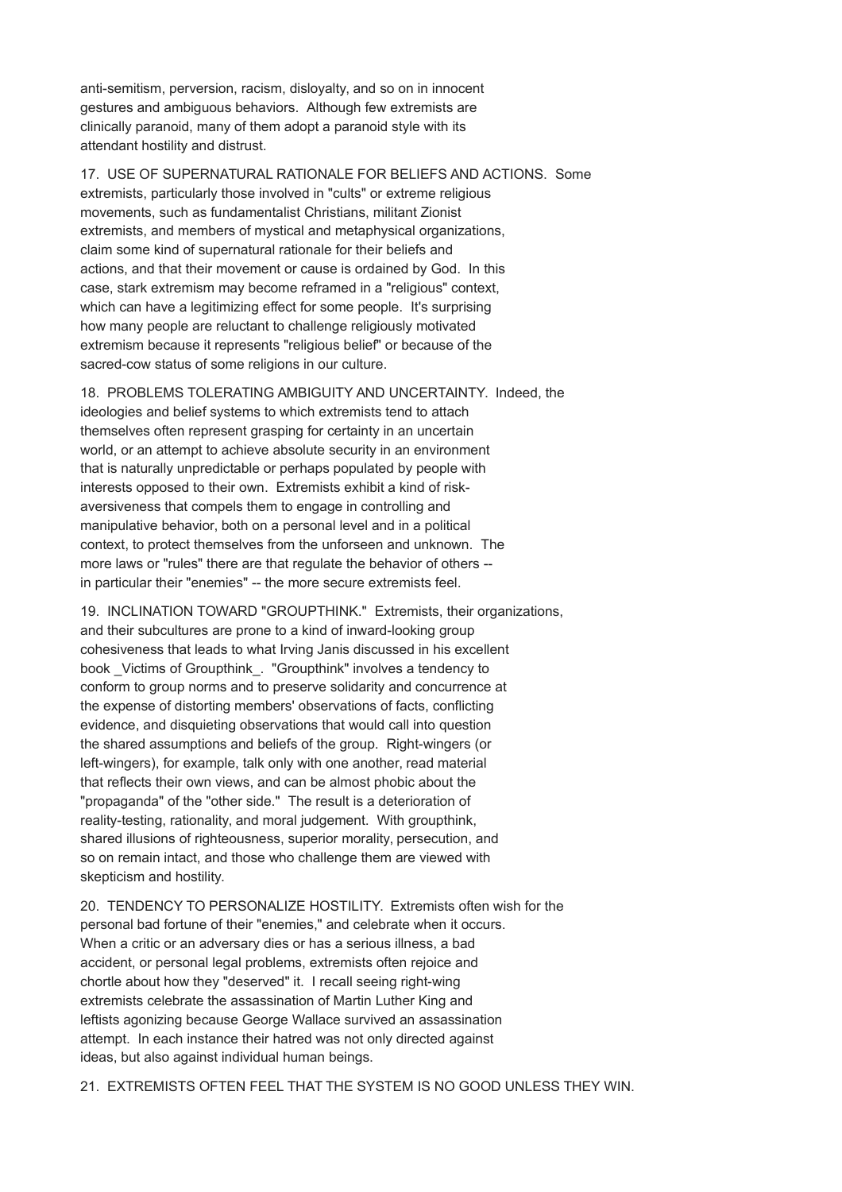anti-semitism, perversion, racism, disloyalty, and so on in innocent gestures and ambiguous behaviors. Although few extremists are clinically paranoid, many of them adopt a paranoid style with its attendant hostility and distrust.

17. USE OF SUPERNATURAL RATIONALE FOR BELIEFS AND ACTIONS. Some extremists, particularly those involved in "cults" or extreme religious movements, such as fundamentalist Christians, militant Zionist extremists, and members of mystical and metaphysical organizations, claim some kind of supernatural rationale for their beliefs and actions, and that their movement or cause is ordained by God. In this case, stark extremism may become reframed in a "religious" context, which can have a legitimizing effect for some people. It's surprising how many people are reluctant to challenge religiously motivated extremism because it represents "religious belief" or because of the sacred-cow status of some religions in our culture.

18. PROBLEMS TOLERATING AMBIGUITY AND UNCERTAINTY. Indeed, the ideologies and belief systems to which extremists tend to attach themselves often represent grasping for certainty in an uncertain world, or an attempt to achieve absolute security in an environment that is naturally unpredictable or perhaps populated by people with interests opposed to their own. Extremists exhibit a kind of risk-aversiveness that compels them to engage in controlling and manipulative behavior, both on a personal level and in a political context, to protect themselves from the unforseen and unknown. The more laws or "rules" there are that regulate the behavior of others -- in particular their "enemies" -- the more secure extremists feel.

19. INCLINATION TOWARD "GROUPTHINK." Extremists, their organizations, and their subcultures are prone to a kind of inward-looking group cohesiveness that leads to what Irving Janis discussed in his excellent book _Victims of Groupthink_. "Groupthink" involves a tendency to conform to group norms and to preserve solidarity and concurrence at the expense of distorting members' observations of facts, conflicting evidence, and disquieting observations that would call into question the shared assumptions and beliefs of the group. Right-wingers (or left-wingers), for example, talk only with one another, read material that reflects their own views, and can be almost phobic about the "propaganda" of the "other side." The result is a deterioration of reality-testing, rationality, and moral judgement. With groupthink, shared illusions of righteousness, superior morality, persecution, and so on remain intact, and those who challenge them are viewed with skepticism and hostility.

20. TENDENCY TO PERSONALIZE HOSTILITY. Extremists often wish for the personal bad fortune of their "enemies," and celebrate when it occurs. When a critic or an adversary dies or has a serious illness, a bad accident, or personal legal problems, extremists often rejoice and chortle about how they "deserved" it. I recall seeing right-wing extremists celebrate the assassination of Martin Luther King and leftists agonizing because George Wallace survived an assassination attempt. In each instance their hatred was not only directed against ideas, but also against individual human beings.

21. EXTREMISTS OFTEN FEEL THAT THE SYSTEM IS NO GOOD UNLESS THEY WIN.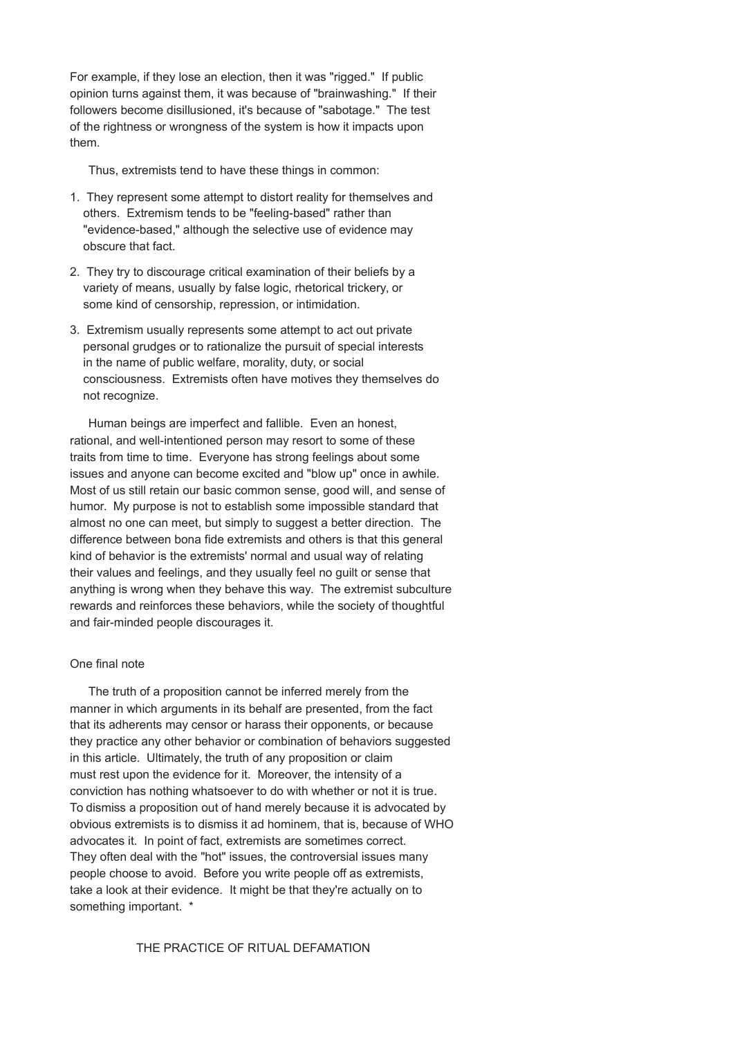For example, if they lose an election, then it was "rigged." If public opinion turns against them, it was because of "brainwashing." If their followers become disillusioned, it's because of "sabotage." The test of the rightness or wrongness of the system is how it impacts upon them.

Thus, extremists tend to have these things in common:

1. They represent some attempt to distort reality for themselves and others. Extremism tends to be "feeling-based" rather than "evidence-based," although the selective use of evidence may obscure that fact.
2. They try to discourage critical examination of their beliefs by a variety of means, usually by false logic, rhetorical trickery, or some kind of censorship, repression, or intimidation.
3. Extremism usually represents some attempt to act out private personal grudges or to rationalize the pursuit of special interests in the name of public welfare, morality, duty, or social consciousness. Extremists often have motives they themselves do not recognize.

Human beings are imperfect and fallible. Even an honest, rational, and well-intentioned person may resort to some of these traits from time to time. Everyone has strong feelings about some issues and anyone can become excited and "blow up" once in awhile. Most of us still retain our basic common sense, good will, and sense of humor. My purpose is not to establish some impossible standard that almost no one can meet, but simply to suggest a better direction. The difference between bona fide extremists and others is that this general kind of behavior is the extremists' normal and usual way of relating their values and feelings, and they usually feel no guilt or sense that anything is wrong when they behave this way. The extremist subculture rewards and reinforces these behaviors, while the society of thoughtful and fair-minded people discourages it.

### One final note

The truth of a proposition cannot be inferred merely from the manner in which arguments in its behalf are presented, from the fact that its adherents may censor or harass their opponents, or because they practice any other behavior or combination of behaviors suggested in this article. Ultimately, the truth of any proposition or claim must rest upon the evidence for it. Moreover, the intensity of a conviction has nothing whatsoever to do with whether or not it is true. To dismiss a proposition out of hand merely because it is advocated by obvious extremists is to dismiss it ad hominem, that is, because of WHO advocates it. In point of fact, extremists are sometimes correct. They often deal with the "hot" issues, the controversial issues many people choose to avoid. Before you write people off as extremists, take a look at their evidence. It might be that they're actually on to something important. *

## THE PRACTICE OF RITUAL DEFAMATION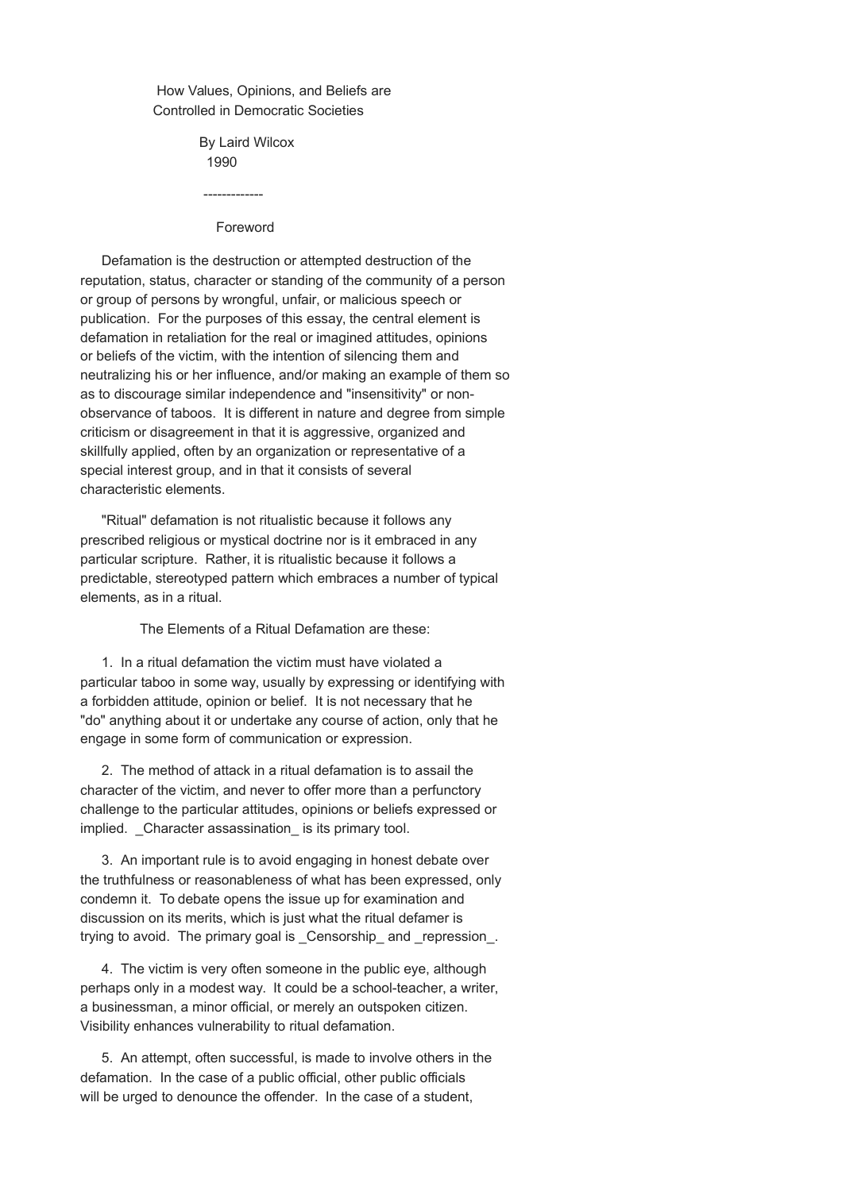How Values, Opinions, and Beliefs are Controlled in Democratic Societies

By Laird Wilcox
1990

-------------

## Foreword

Defamation is the destruction or attempted destruction of the reputation, status, character or standing of the community of a person or group of persons by wrongful, unfair, or malicious speech or publication. For the purposes of this essay, the central element is defamation in retaliation for the real or imagined attitudes, opinions or beliefs of the victim, with the intention of silencing them and neutralizing his or her influence, and/or making an example of them so as to discourage similar independence and "insensitivity" or non-observance of taboos. It is different in nature and degree from simple criticism or disagreement in that it is aggressive, organized and skillfully applied, often by an organization or representative of a special interest group, and in that it consists of several characteristic elements.

"Ritual" defamation is not ritualistic because it follows any prescribed religious or mystical doctrine nor is it embraced in any particular scripture. Rather, it is ritualistic because it follows a predictable, stereotyped pattern which embraces a number of typical elements, as in a ritual.

The Elements of a Ritual Defamation are these:

1. In a ritual defamation the victim must have violated a particular taboo in some way, usually by expressing or identifying with a forbidden attitude, opinion or belief. It is not necessary that he "do" anything about it or undertake any course of action, only that he engage in some form of communication or expression.

2. The method of attack in a ritual defamation is to assail the character of the victim, and never to offer more than a perfunctory challenge to the particular attitudes, opinions or beliefs expressed or implied. _Character assassination_ is its primary tool.

3. An important rule is to avoid engaging in honest debate over the truthfulness or reasonableness of what has been expressed, only condemn it. To debate opens the issue up for examination and discussion on its merits, which is just what the ritual defamer is trying to avoid. The primary goal is _Censorship_ and _repression_.

4. The victim is very often someone in the public eye, although perhaps only in a modest way. It could be a school-teacher, a writer, a businessman, a minor official, or merely an outspoken citizen. Visibility enhances vulnerability to ritual defamation.

5. An attempt, often successful, is made to involve others in the defamation. In the case of a public official, other public officials will be urged to denounce the offender. In the case of a student,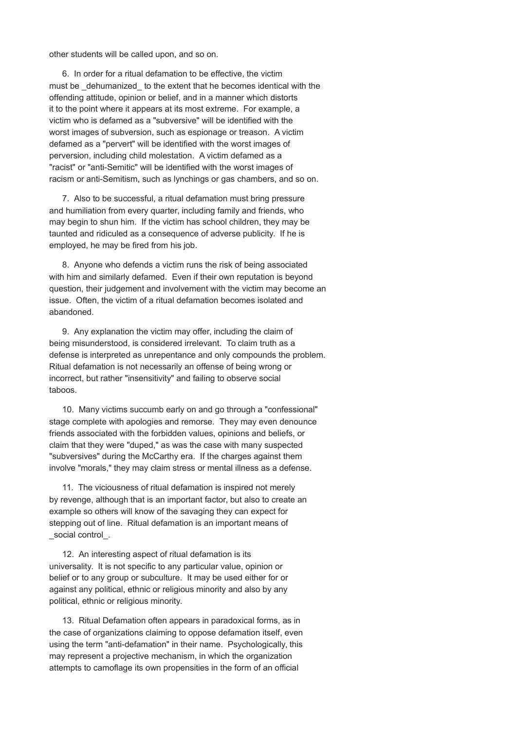other students will be called upon, and so on.

6. In order for a ritual defamation to be effective, the victim must be _dehumanized_ to the extent that he becomes identical with the offending attitude, opinion or belief, and in a manner which distorts it to the point where it appears at its most extreme. For example, a victim who is defamed as a "subversive" will be identified with the worst images of subversion, such as espionage or treason. A victim defamed as a "pervert" will be identified with the worst images of perversion, including child molestation. A victim defamed as a "racist" or "anti-Semitic" will be identified with the worst images of racism or anti-Semitism, such as lynchings or gas chambers, and so on.

7. Also to be successful, a ritual defamation must bring pressure and humiliation from every quarter, including family and friends, who may begin to shun him. If the victim has school children, they may be taunted and ridiculed as a consequence of adverse publicity. If he is employed, he may be fired from his job.

8. Anyone who defends a victim runs the risk of being associated with him and similarly defamed. Even if their own reputation is beyond question, their judgement and involvement with the victim may become an issue. Often, the victim of a ritual defamation becomes isolated and abandoned.

9. Any explanation the victim may offer, including the claim of being misunderstood, is considered irrelevant. To claim truth as a defense is interpreted as unrepentance and only compounds the problem. Ritual defamation is not necessarily an offense of being wrong or incorrect, but rather "insensitivity" and failing to observe social taboos.

10. Many victims succumb early on and go through a "confessional" stage complete with apologies and remorse. They may even denounce friends associated with the forbidden values, opinions and beliefs, or claim that they were "duped," as was the case with many suspected "subversives" during the McCarthy era. If the charges against them involve "morals," they may claim stress or mental illness as a defense.

11. The viciousness of ritual defamation is inspired not merely by revenge, although that is an important factor, but also to create an example so others will know of the savaging they can expect for stepping out of line. Ritual defamation is an important means of _social control_.

12. An interesting aspect of ritual defamation is its universality. It is not specific to any particular value, opinion or belief or to any group or subculture. It may be used either for or against any political, ethnic or religious minority and also by any political, ethnic or religious minority.

13. Ritual Defamation often appears in paradoxical forms, as in the case of organizations claiming to oppose defamation itself, even using the term "anti-defamation" in their name. Psychologically, this may represent a projective mechanism, in which the organization attempts to camoflage its own propensities in the form of an official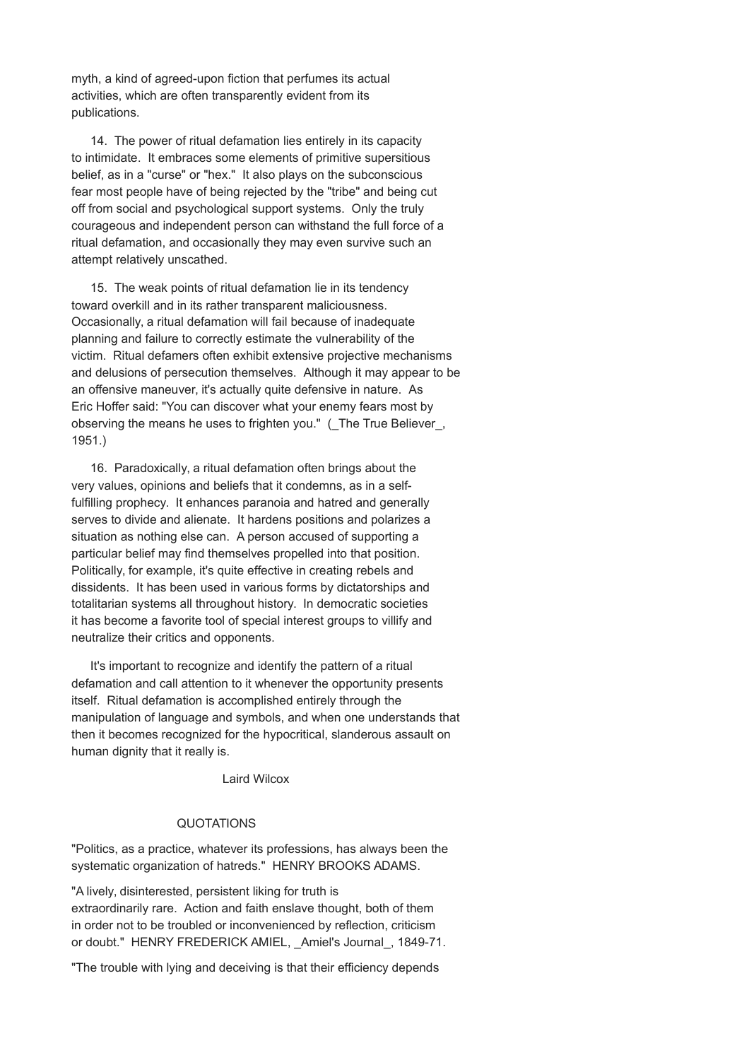myth, a kind of agreed-upon fiction that perfumes its actual activities, which are often transparently evident from its publications.

14. The power of ritual defamation lies entirely in its capacity to intimidate. It embraces some elements of primitive supersitious belief, as in a "curse" or "hex." It also plays on the subconscious fear most people have of being rejected by the "tribe" and being cut off from social and psychological support systems. Only the truly courageous and independent person can withstand the full force of a ritual defamation, and occasionally they may even survive such an attempt relatively unscathed.

15. The weak points of ritual defamation lie in its tendency toward overkill and in its rather transparent maliciousness. Occasionally, a ritual defamation will fail because of inadequate planning and failure to correctly estimate the vulnerability of the victim. Ritual defamers often exhibit extensive projective mechanisms and delusions of persecution themselves. Although it may appear to be an offensive maneuver, it's actually quite defensive in nature. As Eric Hoffer said: "You can discover what your enemy fears most by observing the means he uses to frighten you." (_The True Believer_, 1951.)

16. Paradoxically, a ritual defamation often brings about the very values, opinions and beliefs that it condemns, as in a self-fulfilling prophecy. It enhances paranoia and hatred and generally serves to divide and alienate. It hardens positions and polarizes a situation as nothing else can. A person accused of supporting a particular belief may find themselves propelled into that position. Politically, for example, it's quite effective in creating rebels and dissidents. It has been used in various forms by dictatorships and totalitarian systems all throughout history. In democratic societies it has become a favorite tool of special interest groups to villify and neutralize their critics and opponents.

It's important to recognize and identify the pattern of a ritual defamation and call attention to it whenever the opportunity presents itself. Ritual defamation is accomplished entirely through the manipulation of language and symbols, and when one understands that then it becomes recognized for the hypocritical, slanderous assault on human dignity that it really is.

Laird Wilcox

## QUOTATIONS

"Politics, as a practice, whatever its professions, has always been the systematic organization of hatreds." HENRY BROOKS ADAMS.

"A lively, disinterested, persistent liking for truth is extraordinarily rare. Action and faith enslave thought, both of them in order not to be troubled or inconvenienced by reflection, criticism or doubt." HENRY FREDERICK AMIEL, _Amiel's Journal_, 1849-71.

"The trouble with lying and deceiving is that their efficiency depends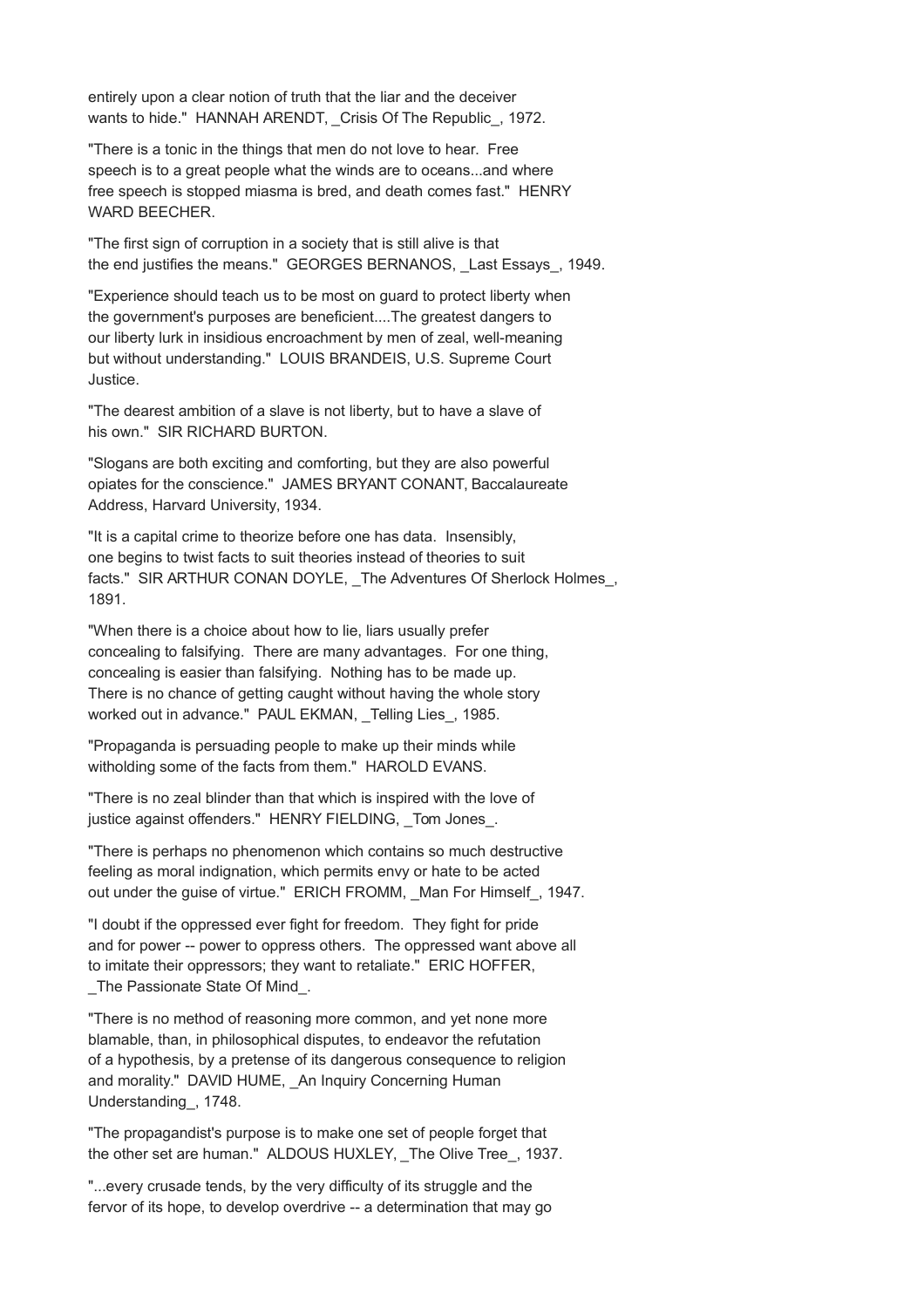entirely upon a clear notion of truth that the liar and the deceiver wants to hide." HANNAH ARENDT, _Crisis Of The Republic_, 1972.

"There is a tonic in the things that men do not love to hear. Free speech is to a great people what the winds are to oceans...and where free speech is stopped miasma is bred, and death comes fast." HENRY WARD BEECHER.

"The first sign of corruption in a society that is still alive is that the end justifies the means." GEORGES BERNANOS, _Last Essays_, 1949.

"Experience should teach us to be most on guard to protect liberty when the government's purposes are beneficient....The greatest dangers to our liberty lurk in insidious encroachment by men of zeal, well-meaning but without understanding." LOUIS BRANDEIS, U.S. Supreme Court Justice.

"The dearest ambition of a slave is not liberty, but to have a slave of his own." SIR RICHARD BURTON.

"Slogans are both exciting and comforting, but they are also powerful opiates for the conscience." JAMES BRYANT CONANT, Baccalaureate Address, Harvard University, 1934.

"It is a capital crime to theorize before one has data. Insensibly, one begins to twist facts to suit theories instead of theories to suit facts." SIR ARTHUR CONAN DOYLE, _The Adventures Of Sherlock Holmes_, 1891.

"When there is a choice about how to lie, liars usually prefer concealing to falsifying. There are many advantages. For one thing, concealing is easier than falsifying. Nothing has to be made up. There is no chance of getting caught without having the whole story worked out in advance." PAUL EKMAN, _Telling Lies_, 1985.

"Propaganda is persuading people to make up their minds while witholding some of the facts from them." HAROLD EVANS.

"There is no zeal blinder than that which is inspired with the love of justice against offenders." HENRY FIELDING, _Tom Jones_.

"There is perhaps no phenomenon which contains so much destructive feeling as moral indignation, which permits envy or hate to be acted out under the guise of virtue." ERICH FROMM, _Man For Himself_, 1947.

"I doubt if the oppressed ever fight for freedom. They fight for pride and for power -- power to oppress others. The oppressed want above all to imitate their oppressors; they want to retaliate." ERIC HOFFER, _The Passionate State Of Mind_.

"There is no method of reasoning more common, and yet none more blamable, than, in philosophical disputes, to endeavor the refutation of a hypothesis, by a pretense of its dangerous consequence to religion and morality." DAVID HUME, _An Inquiry Concerning Human Understanding_, 1748.

"The propagandist's purpose is to make one set of people forget that the other set are human." ALDOUS HUXLEY, _The Olive Tree_, 1937.

"...every crusade tends, by the very difficulty of its struggle and the fervor of its hope, to develop overdrive -- a determination that may go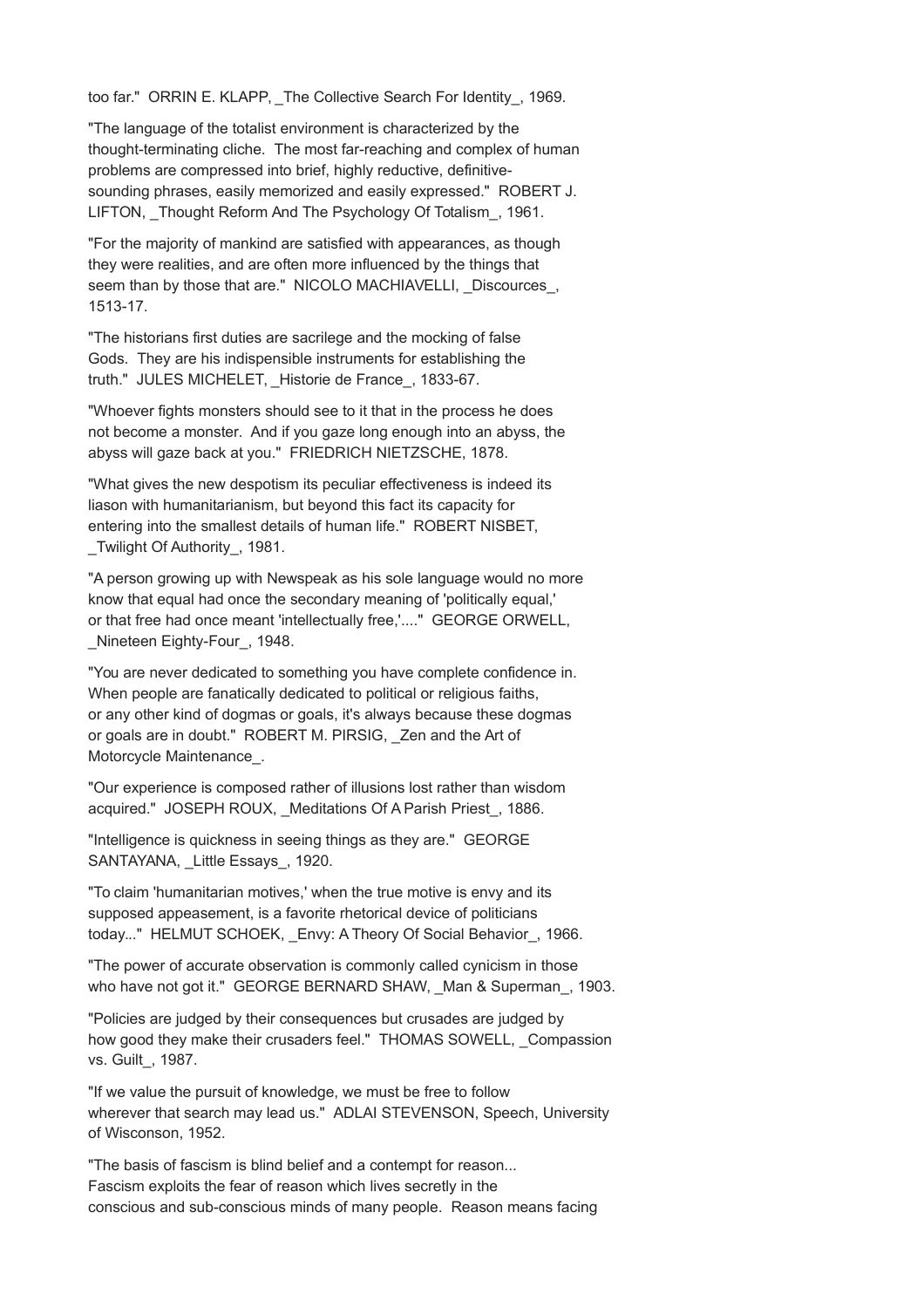too far."  ORRIN E. KLAPP, _The Collective Search For Identity_, 1969.

"The language of the totalist environment is characterized by the thought-terminating cliche.  The most far-reaching and complex of human problems are compressed into brief, highly reductive, definitive-sounding phrases, easily memorized and easily expressed."  ROBERT J. LIFTON, _Thought Reform And The Psychology Of Totalism_, 1961.

"For the majority of mankind are satisfied with appearances, as though they were realities, and are often more influenced by the things that seem than by those that are."  NICOLO MACHIAVELLI, _Discources_, 1513-17.

"The historians first duties are sacrilege and the mocking of false Gods.  They are his indispensible instruments for establishing the truth."  JULES MICHELET, _Historie de France_, 1833-67.

"Whoever fights monsters should see to it that in the process he does not become a monster.  And if you gaze long enough into an abyss, the abyss will gaze back at you."  FRIEDRICH NIETZSCHE, 1878.

"What gives the new despotism its peculiar effectiveness is indeed its liason with humanitarianism, but beyond this fact its capacity for entering into the smallest details of human life."  ROBERT NISBET, _Twilight Of Authority_, 1981.

"A person growing up with Newspeak as his sole language would no more know that equal had once the secondary meaning of 'politically equal,' or that free had once meant 'intellectually free,'...."  GEORGE ORWELL, _Nineteen Eighty-Four_, 1948.

"You are never dedicated to something you have complete confidence in. When people are fanatically dedicated to political or religious faiths, or any other kind of dogmas or goals, it's always because these dogmas or goals are in doubt."  ROBERT M. PIRSIG, _Zen and the Art of Motorcycle Maintenance_.

"Our experience is composed rather of illusions lost rather than wisdom acquired."  JOSEPH ROUX, _Meditations Of A Parish Priest_, 1886.

"Intelligence is quickness in seeing things as they are."  GEORGE SANTAYANA, _Little Essays_, 1920.

"To claim 'humanitarian motives,' when the true motive is envy and its supposed appeasement, is a favorite rhetorical device of politicians today..."  HELMUT SCHOEK, _Envy: A Theory Of Social Behavior_, 1966.

"The power of accurate observation is commonly called cynicism in those who have not got it."  GEORGE BERNARD SHAW, _Man & Superman_, 1903.

"Policies are judged by their consequences but crusades are judged by how good they make their crusaders feel."  THOMAS SOWELL, _Compassion vs. Guilt_, 1987.

"If we value the pursuit of knowledge, we must be free to follow wherever that search may lead us."  ADLAI STEVENSON, Speech, University of Wisconson, 1952.

"The basis of fascism is blind belief and a contempt for reason... Fascism exploits the fear of reason which lives secretly in the conscious and sub-conscious minds of many people.  Reason means facing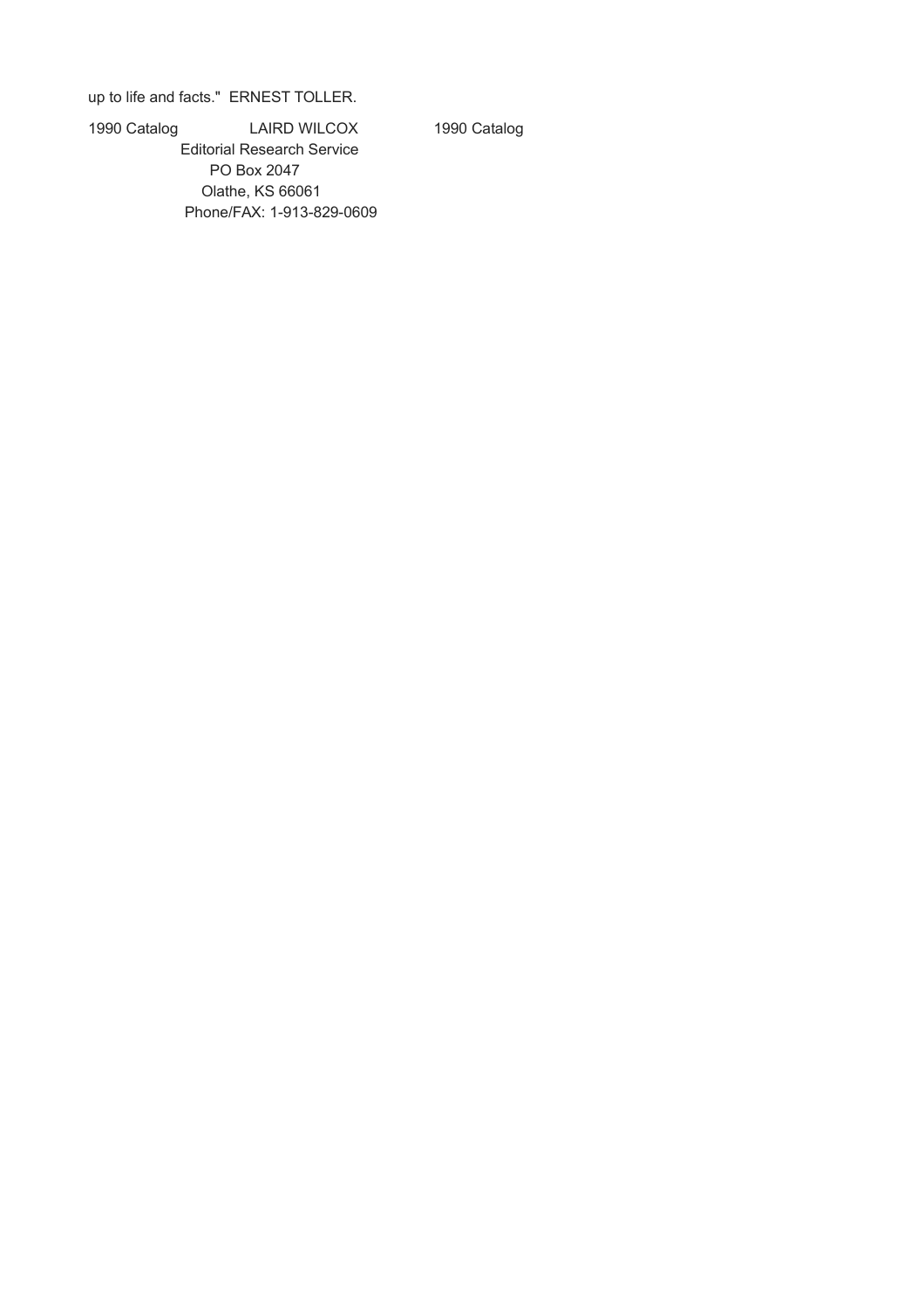up to life and facts." ERNEST TOLLER.

1990 Catalog LAIRD WILCOX 1990 Catalog

Editorial Research Service

PO Box 2047

Olathe, KS 66061

Phone/FAX: 1-913-829-0609